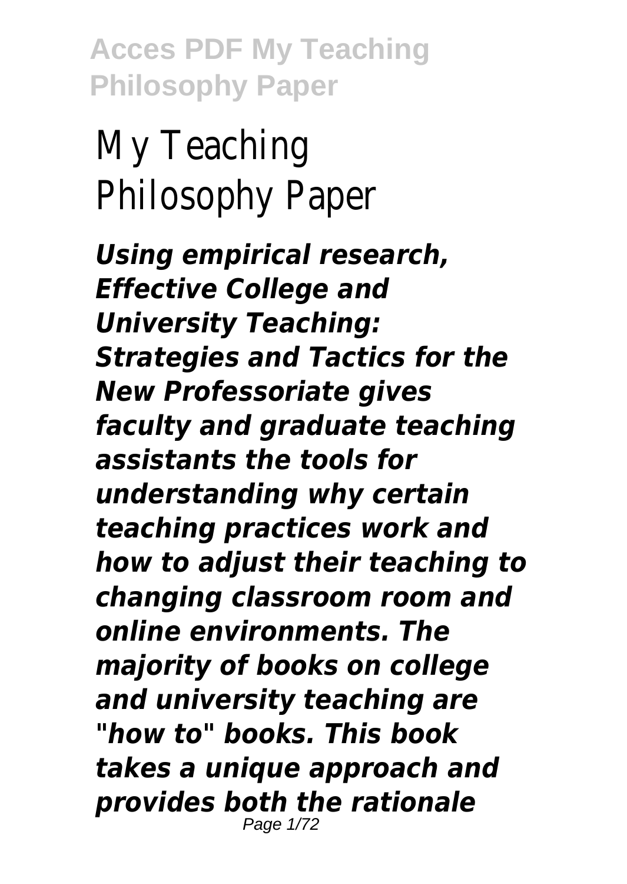# My Teaching Philosophy Paper

***Using empirical research, Effective College and University Teaching: Strategies and Tactics for the New Professoriate gives faculty and graduate teaching assistants the tools for understanding why certain teaching practices work and how to adjust their teaching to changing classroom room and online environments. The majority of books on college and university teaching are "how to" books. This book takes a unique approach and provides both the rationale***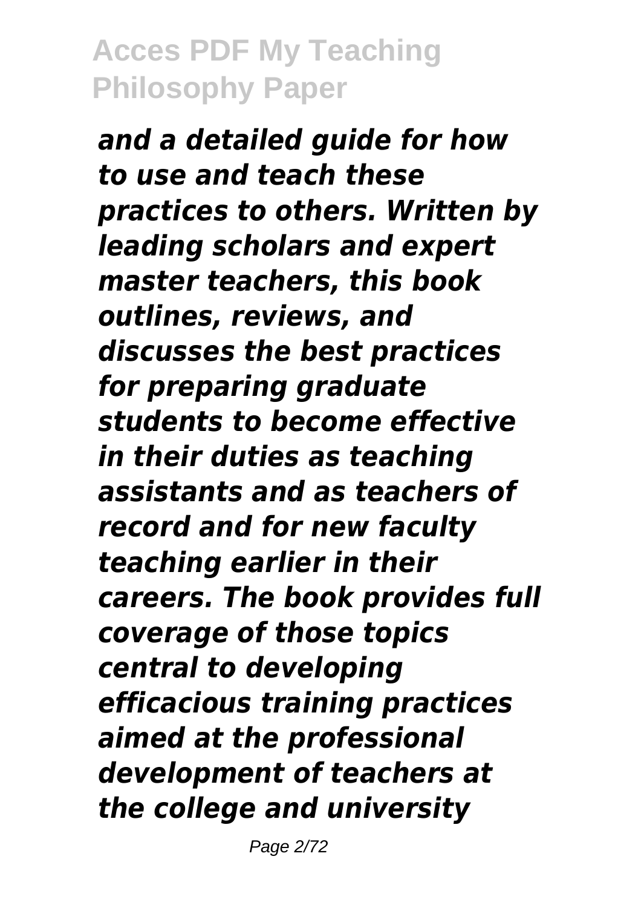*and a detailed guide for how to use and teach these practices to others. Written by leading scholars and expert master teachers, this book outlines, reviews, and discusses the best practices for preparing graduate students to become effective in their duties as teaching assistants and as teachers of record and for new faculty teaching earlier in their careers. The book provides full coverage of those topics central to developing efficacious training practices aimed at the professional development of teachers at the college and university*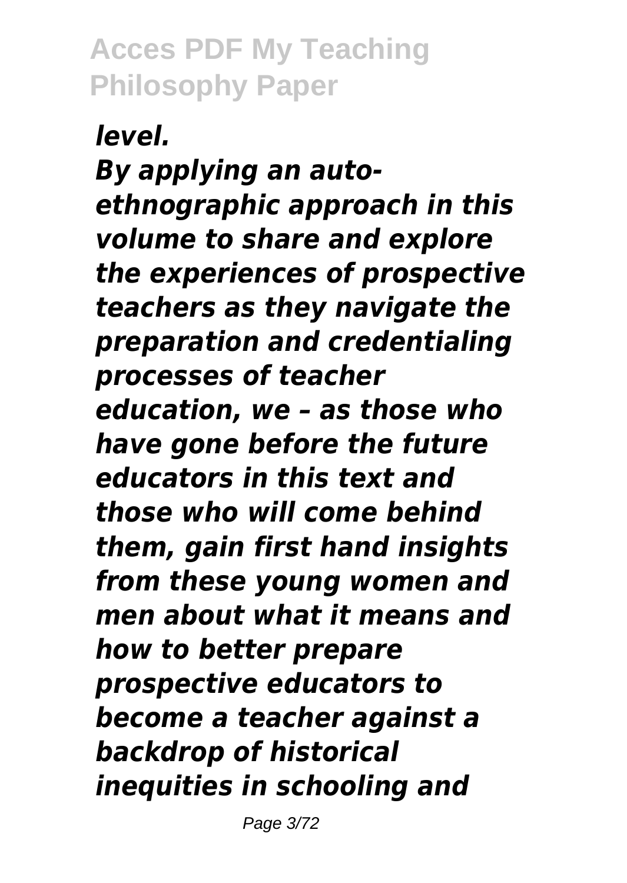*level.*

*By applying an auto-ethnographic approach in this volume to share and explore the experiences of prospective teachers as they navigate the preparation and credentialing processes of teacher education, we – as those who have gone before the future educators in this text and those who will come behind them, gain first hand insights from these young women and men about what it means and how to better prepare prospective educators to become a teacher against a backdrop of historical inequities in schooling and*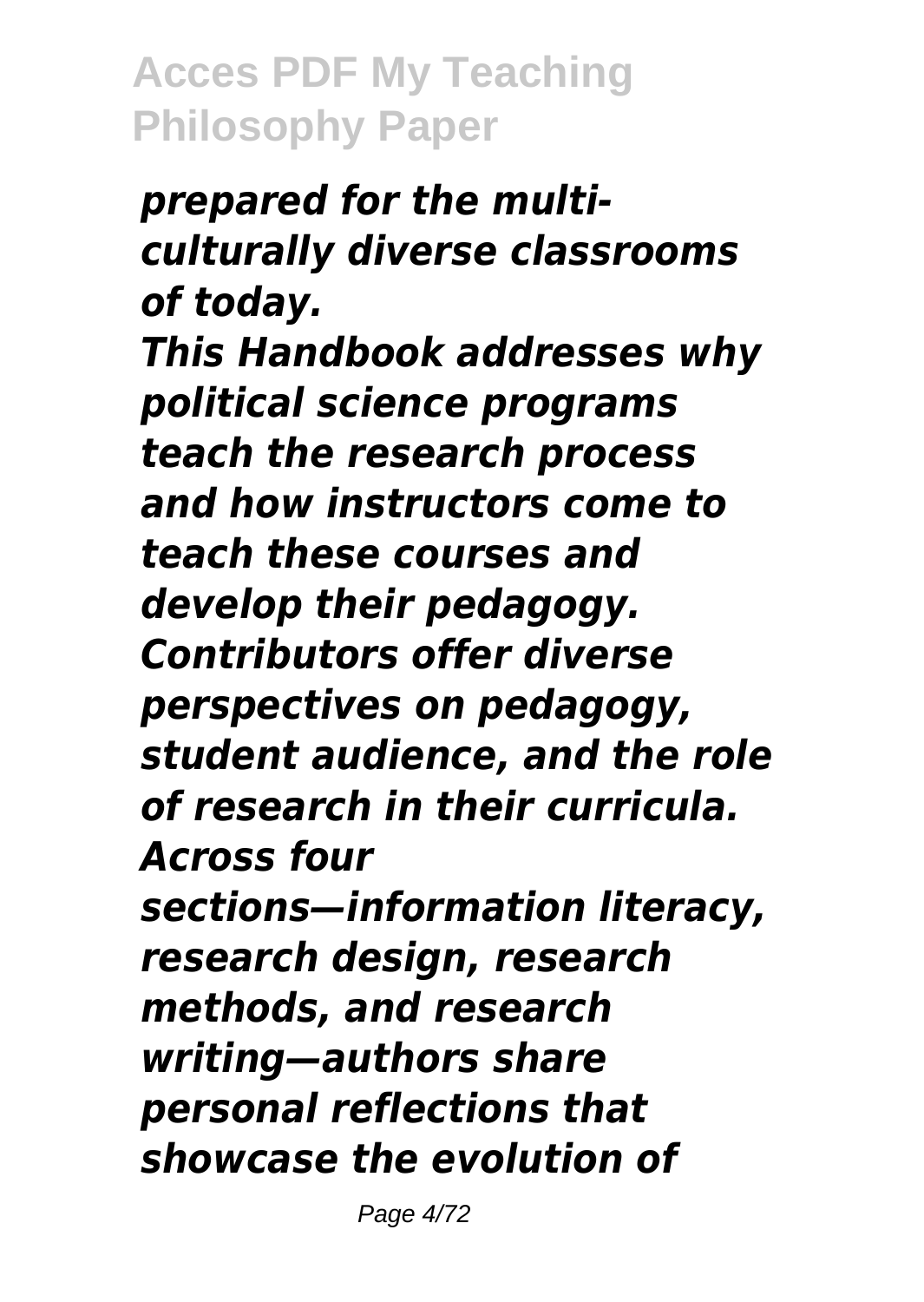*prepared for the multi-culturally diverse classrooms of today.*

*This Handbook addresses why political science programs teach the research process and how instructors come to teach these courses and develop their pedagogy. Contributors offer diverse perspectives on pedagogy, student audience, and the role of research in their curricula. Across four sections—information literacy, research design, research methods, and research writing—authors share personal reflections that showcase the evolution of*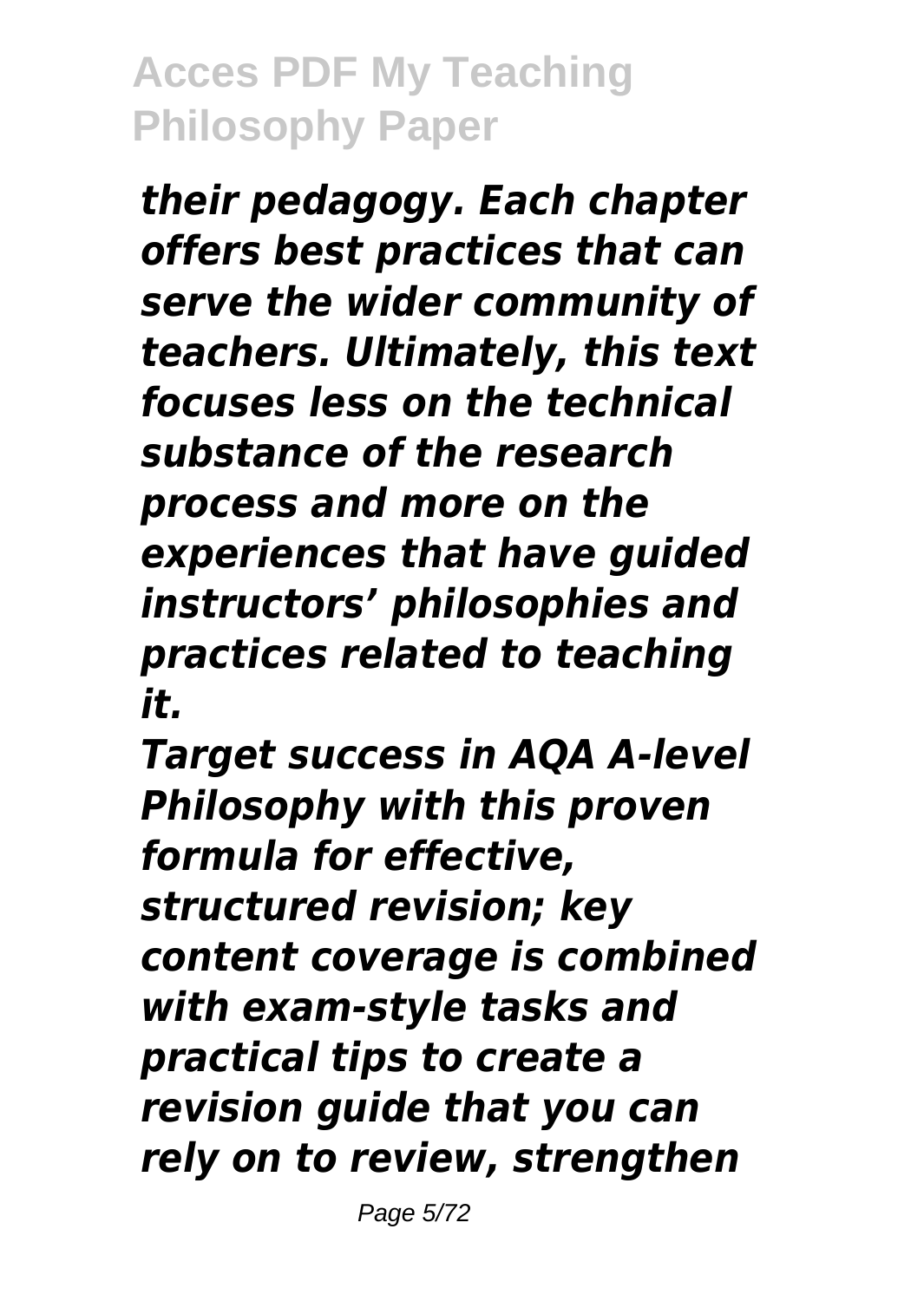*their pedagogy. Each chapter offers best practices that can serve the wider community of teachers. Ultimately, this text focuses less on the technical substance of the research process and more on the experiences that have guided instructors' philosophies and practices related to teaching it.*

*Target success in AQA A-level Philosophy with this proven formula for effective, structured revision; key content coverage is combined with exam-style tasks and practical tips to create a revision guide that you can rely on to review, strengthen*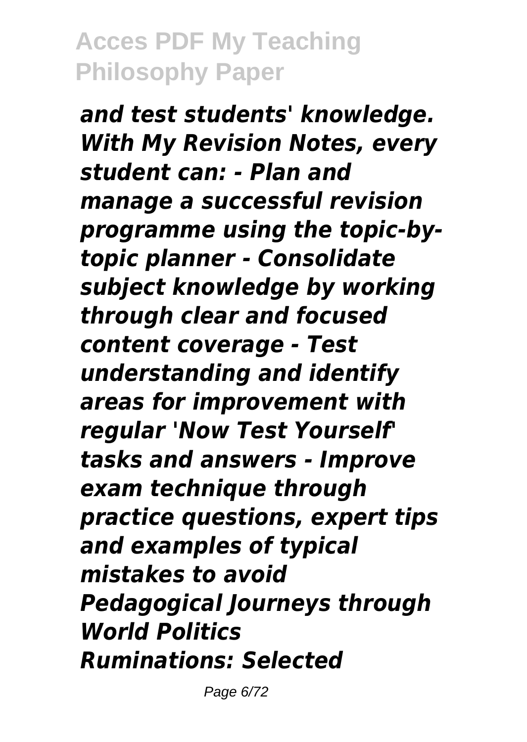*and test students' knowledge. With My Revision Notes, every student can: - Plan and manage a successful revision programme using the topic-by-topic planner - Consolidate subject knowledge by working through clear and focused content coverage - Test understanding and identify areas for improvement with regular 'Now Test Yourself' tasks and answers - Improve exam technique through practice questions, expert tips and examples of typical mistakes to avoid*

*Pedagogical Journeys through World Politics*

*Ruminations: Selected*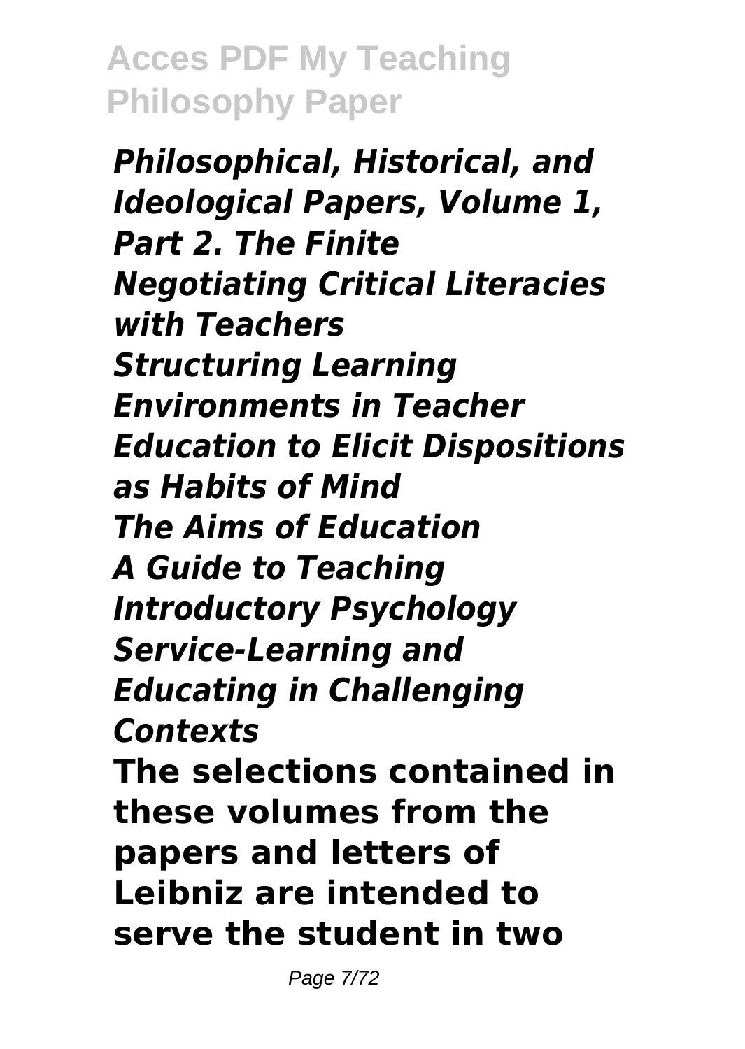*Philosophical, Historical, and Ideological Papers, Volume 1, Part 2. The Finite*
*Negotiating Critical Literacies with Teachers*
*Structuring Learning Environments in Teacher Education to Elicit Dispositions as Habits of Mind*
*The Aims of Education*
*A Guide to Teaching Introductory Psychology*
*Service-Learning and Educating in Challenging Contexts*

**The selections contained in these volumes from the papers and letters of Leibniz are intended to serve the student in two**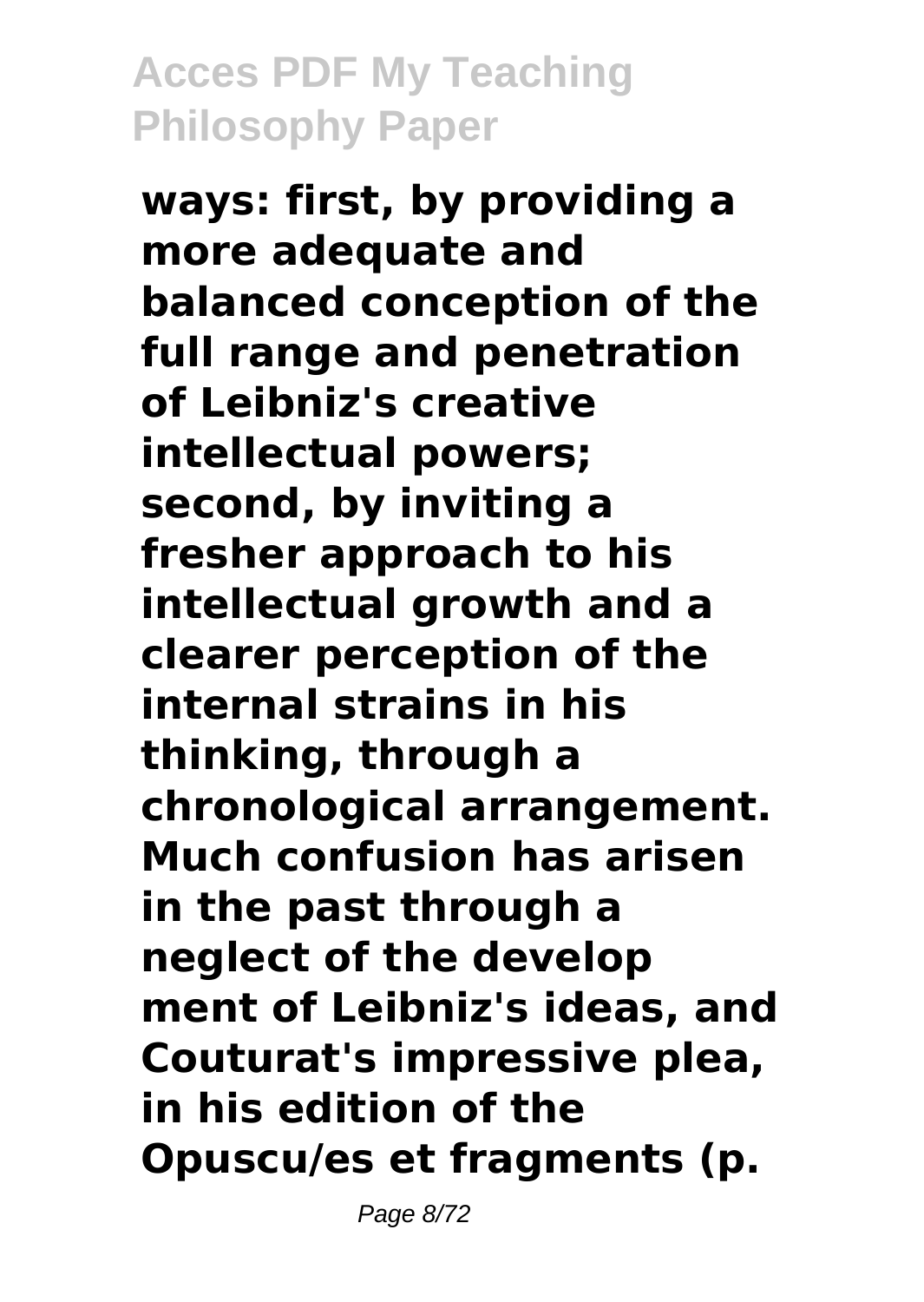ways: first, by providing a more adequate and balanced conception of the full range and penetration of Leibniz's creative intellectual powers; second, by inviting a fresher approach to his intellectual growth and a clearer perception of the internal strains in his thinking, through a chronological arrangement. Much confusion has arisen in the past through a neglect of the develop ment of Leibniz's ideas, and Couturat's impressive plea, in his edition of the Opuscu/es et fragments (p.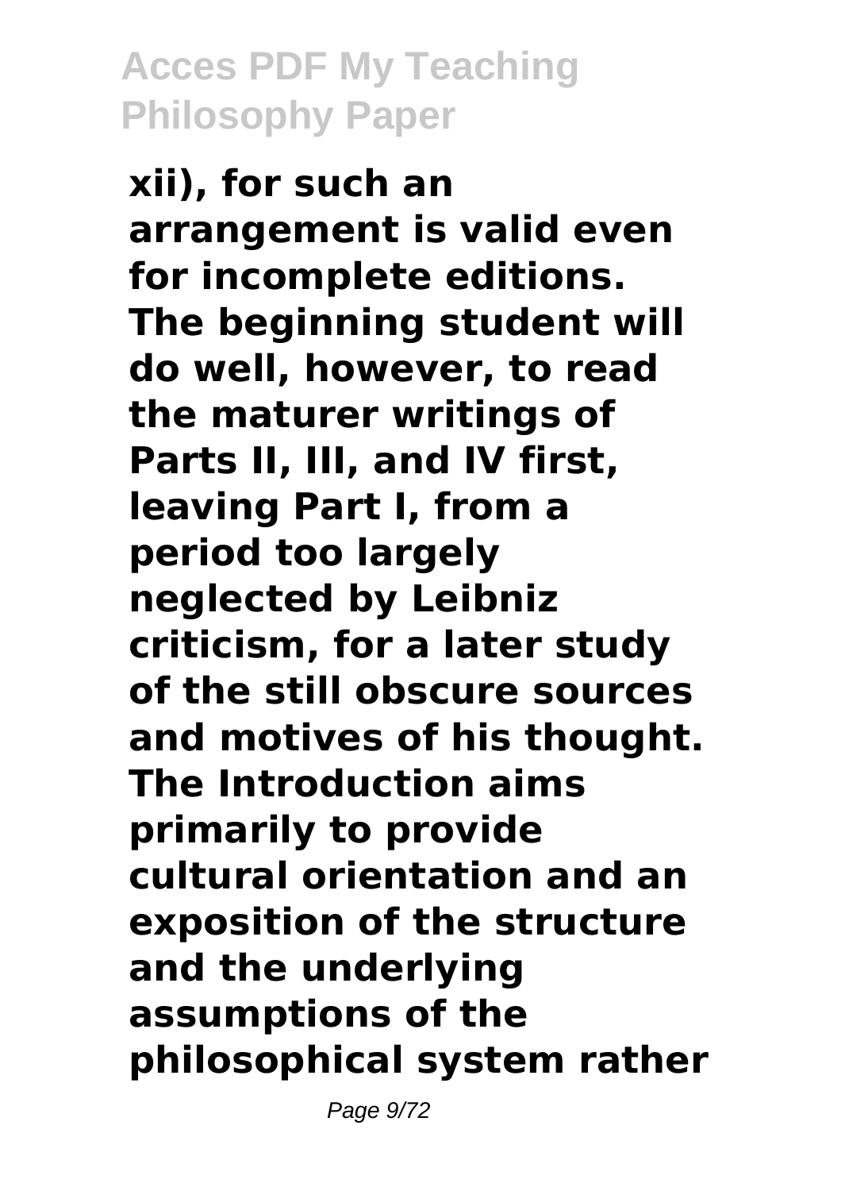xii), for such an arrangement is valid even for incomplete editions. The beginning student will do well, however, to read the maturer writings of Parts II, III, and IV first, leaving Part I, from a period too largely neglected by Leibniz criticism, for a later study of the still obscure sources and motives of his thought. The Introduction aims primarily to provide cultural orientation and an exposition of the structure and the underlying assumptions of the philosophical system rather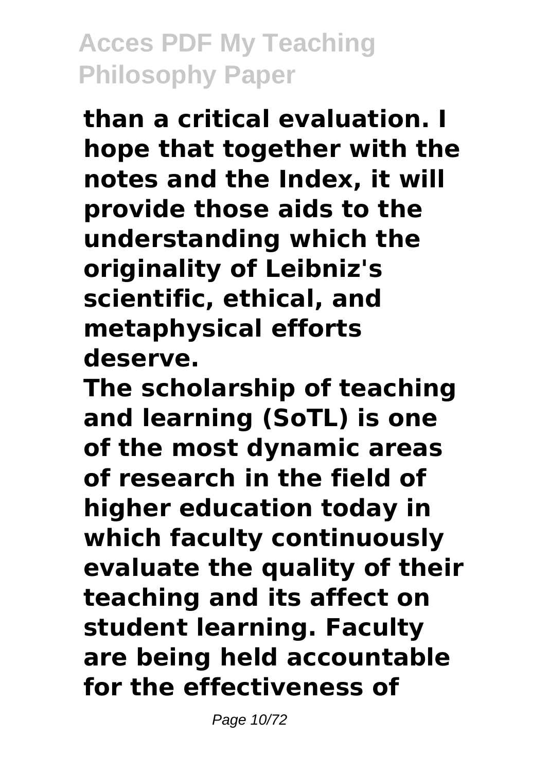**than a critical evaluation. I hope that together with the notes and the Index, it will provide those aids to the understanding which the originality of Leibniz's scientific, ethical, and metaphysical efforts deserve.**

**The scholarship of teaching and learning (SoTL) is one of the most dynamic areas of research in the field of higher education today in which faculty continuously evaluate the quality of their teaching and its affect on student learning. Faculty are being held accountable for the effectiveness of**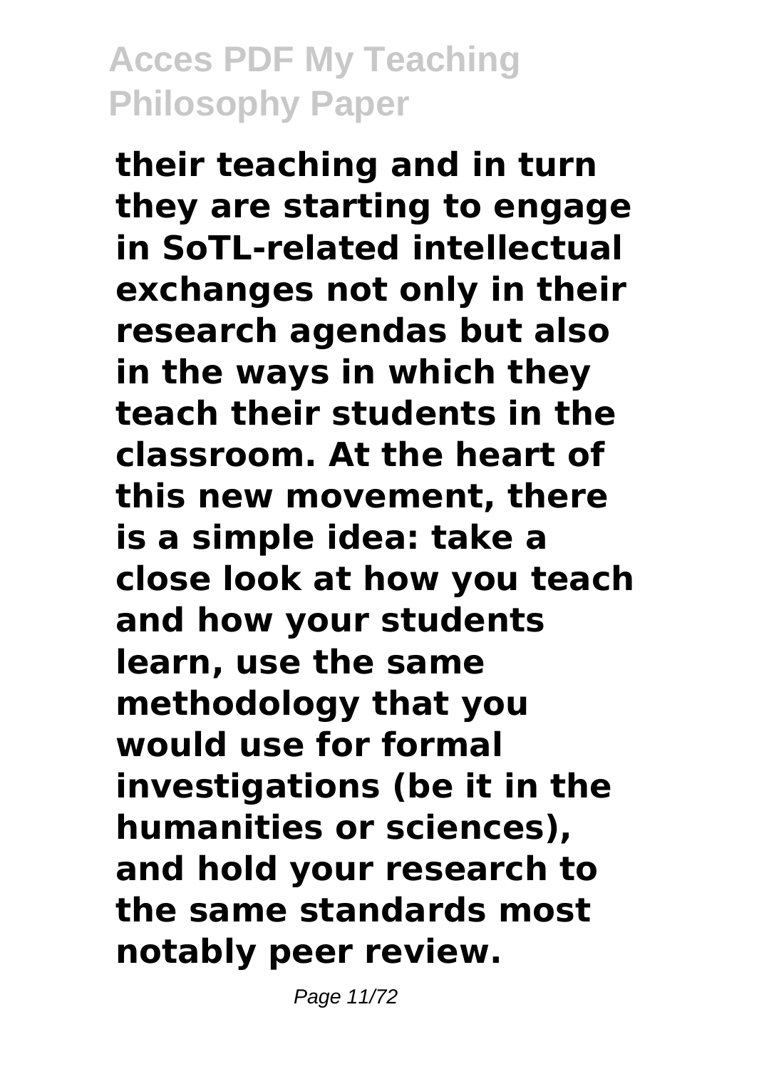**their teaching and in turn they are starting to engage in SoTL-related intellectual exchanges not only in their research agendas but also in the ways in which they teach their students in the classroom. At the heart of this new movement, there is a simple idea: take a close look at how you teach and how your students learn, use the same methodology that you would use for formal investigations (be it in the humanities or sciences), and hold your research to the same standards most notably peer review.**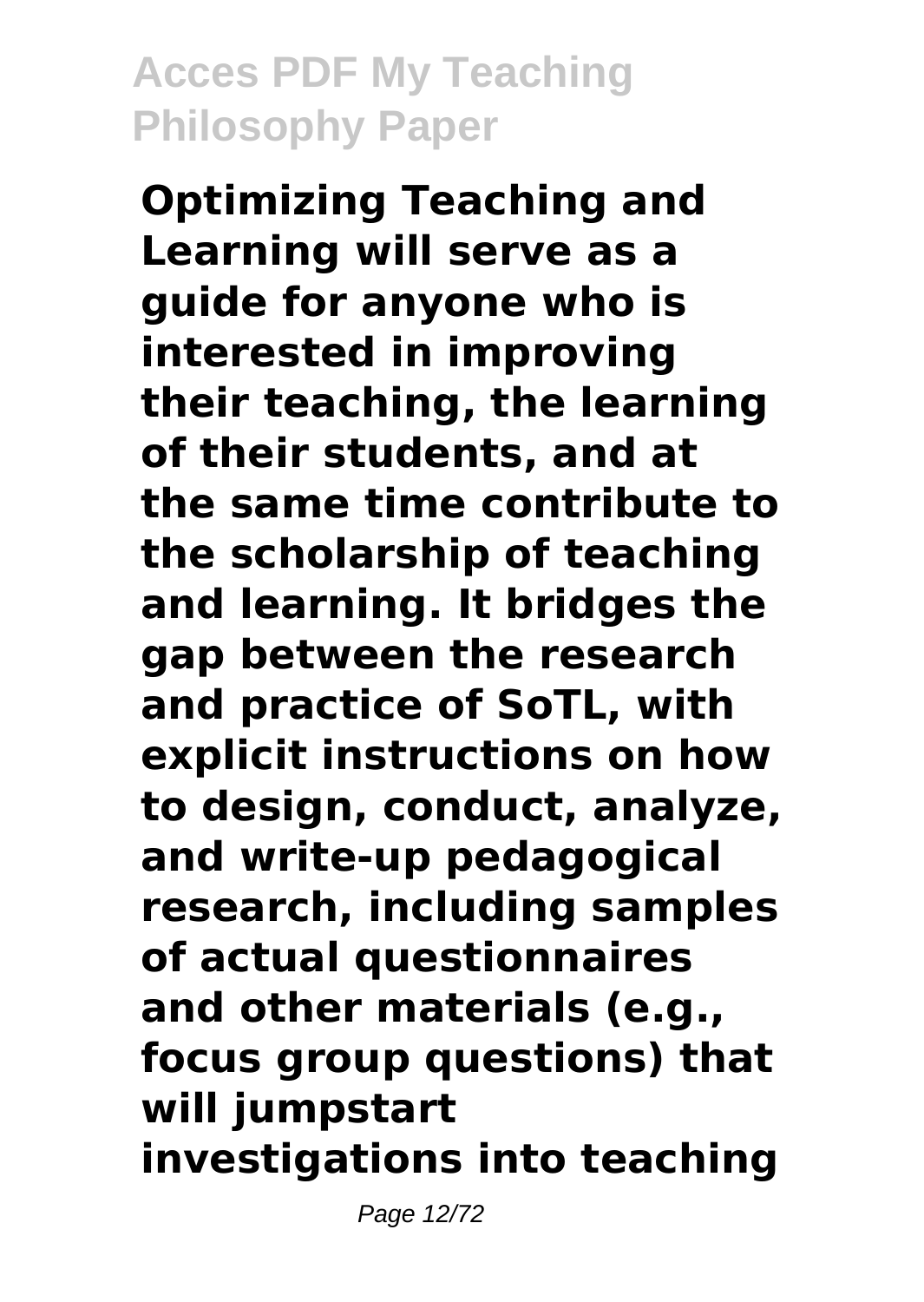**Optimizing Teaching and Learning will serve as a guide for anyone who is interested in improving their teaching, the learning of their students, and at the same time contribute to the scholarship of teaching and learning. It bridges the gap between the research and practice of SoTL, with explicit instructions on how to design, conduct, analyze, and write-up pedagogical research, including samples of actual questionnaires and other materials (e.g., focus group questions) that will jumpstart investigations into teaching**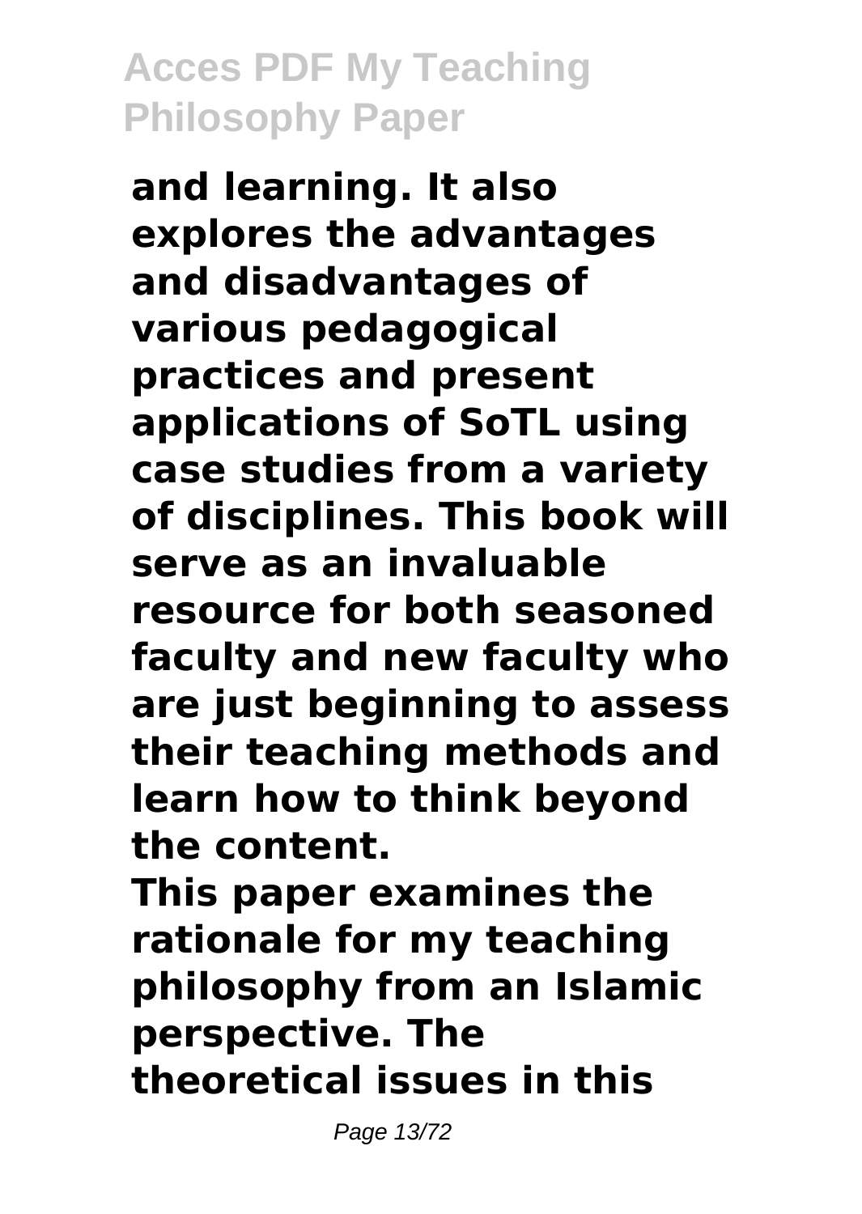**and learning. It also explores the advantages and disadvantages of various pedagogical practices and present applications of SoTL using case studies from a variety of disciplines. This book will serve as an invaluable resource for both seasoned faculty and new faculty who are just beginning to assess their teaching methods and learn how to think beyond the content.**

**This paper examines the rationale for my teaching philosophy from an Islamic perspective. The theoretical issues in this**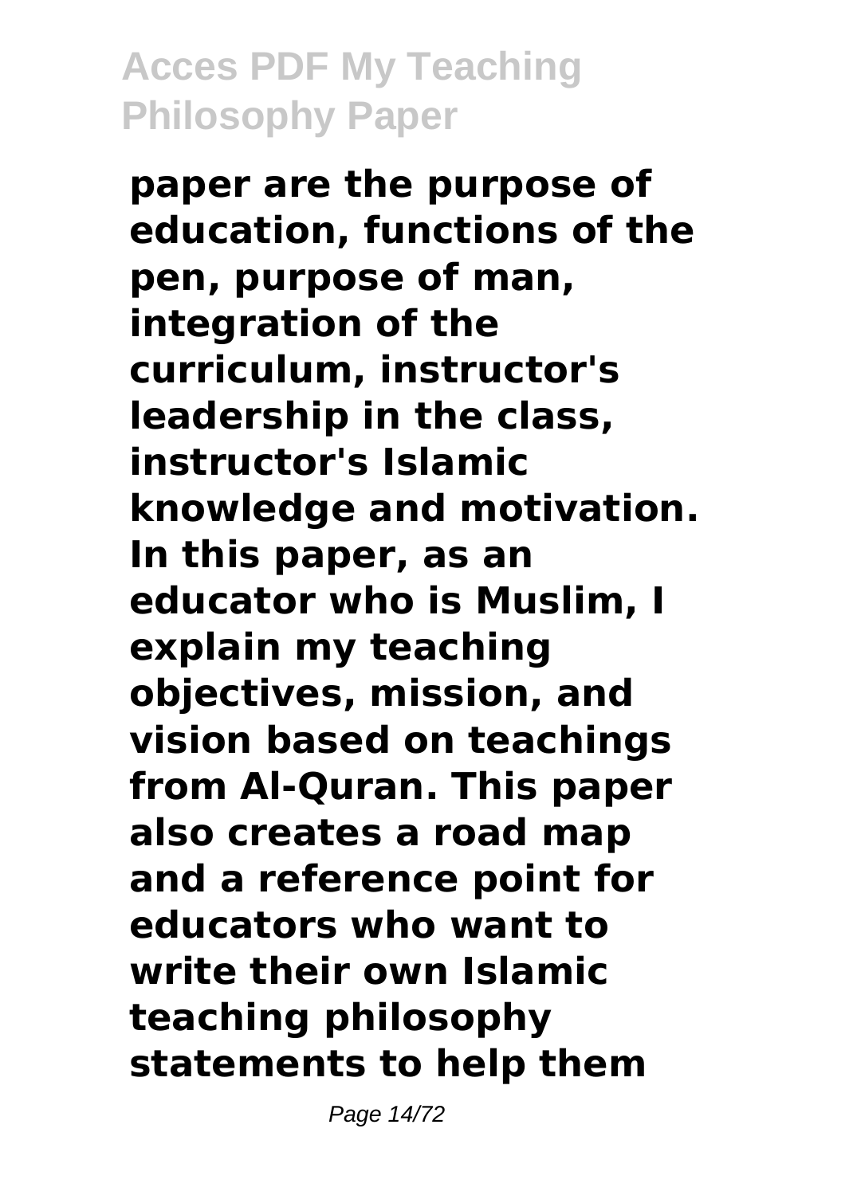**paper are the purpose of education, functions of the pen, purpose of man, integration of the curriculum, instructor's leadership in the class, instructor's Islamic knowledge and motivation. In this paper, as an educator who is Muslim, I explain my teaching objectives, mission, and vision based on teachings from Al-Quran. This paper also creates a road map and a reference point for educators who want to write their own Islamic teaching philosophy statements to help them**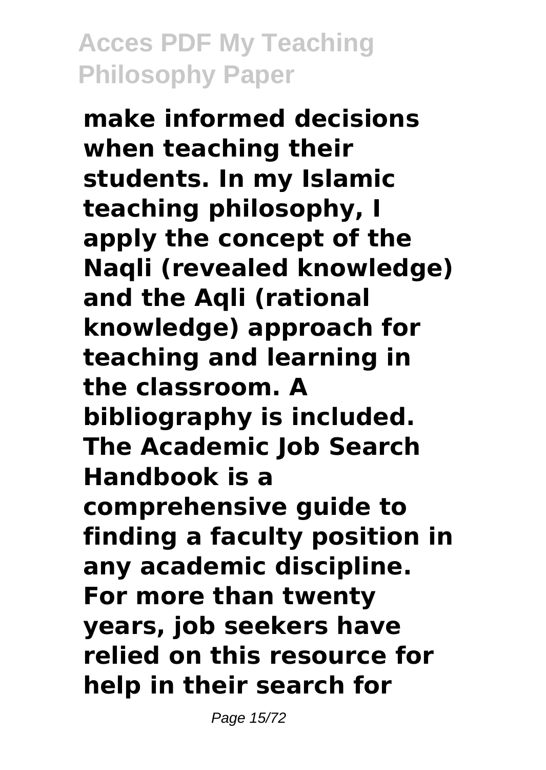**make informed decisions when teaching their students. In my Islamic teaching philosophy, I apply the concept of the Naqli (revealed knowledge) and the Aqli (rational knowledge) approach for teaching and learning in the classroom. A bibliography is included. The Academic Job Search Handbook is a comprehensive guide to finding a faculty position in any academic discipline. For more than twenty years, job seekers have relied on this resource for help in their search for**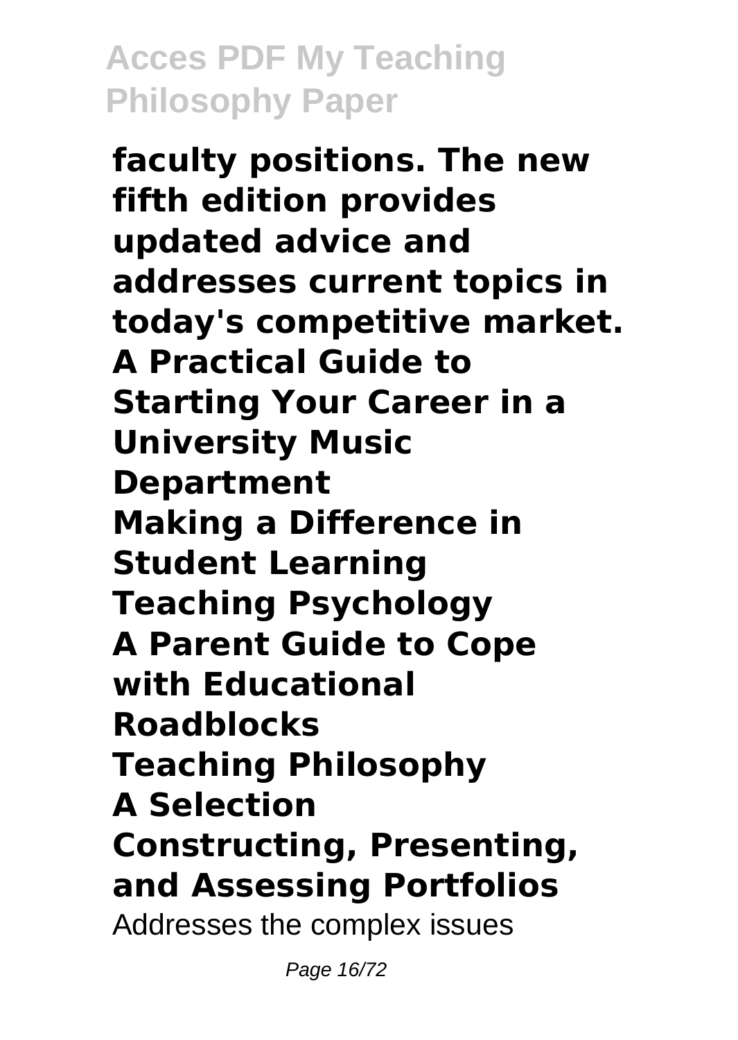**faculty positions. The new fifth edition provides updated advice and addresses current topics in today's competitive market.**

**A Practical Guide to Starting Your Career in a University Music Department**

**Making a Difference in Student Learning**

**Teaching Psychology**

**A Parent Guide to Cope with Educational Roadblocks**

**Teaching Philosophy**

**A Selection**

**Constructing, Presenting, and Assessing Portfolios**

Addresses the complex issues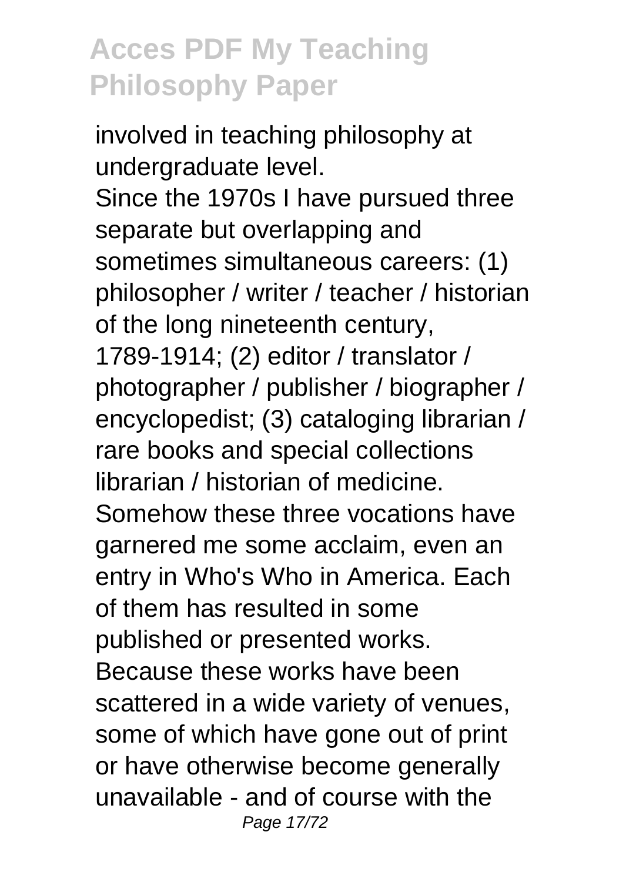involved in teaching philosophy at undergraduate level.

Since the 1970s I have pursued three separate but overlapping and sometimes simultaneous careers: (1) philosopher / writer / teacher / historian of the long nineteenth century, 1789-1914; (2) editor / translator / photographer / publisher / biographer / encyclopedist; (3) cataloging librarian / rare books and special collections librarian / historian of medicine. Somehow these three vocations have garnered me some acclaim, even an entry in Who's Who in America. Each of them has resulted in some published or presented works. Because these works have been scattered in a wide variety of venues, some of which have gone out of print or have otherwise become generally unavailable - and of course with the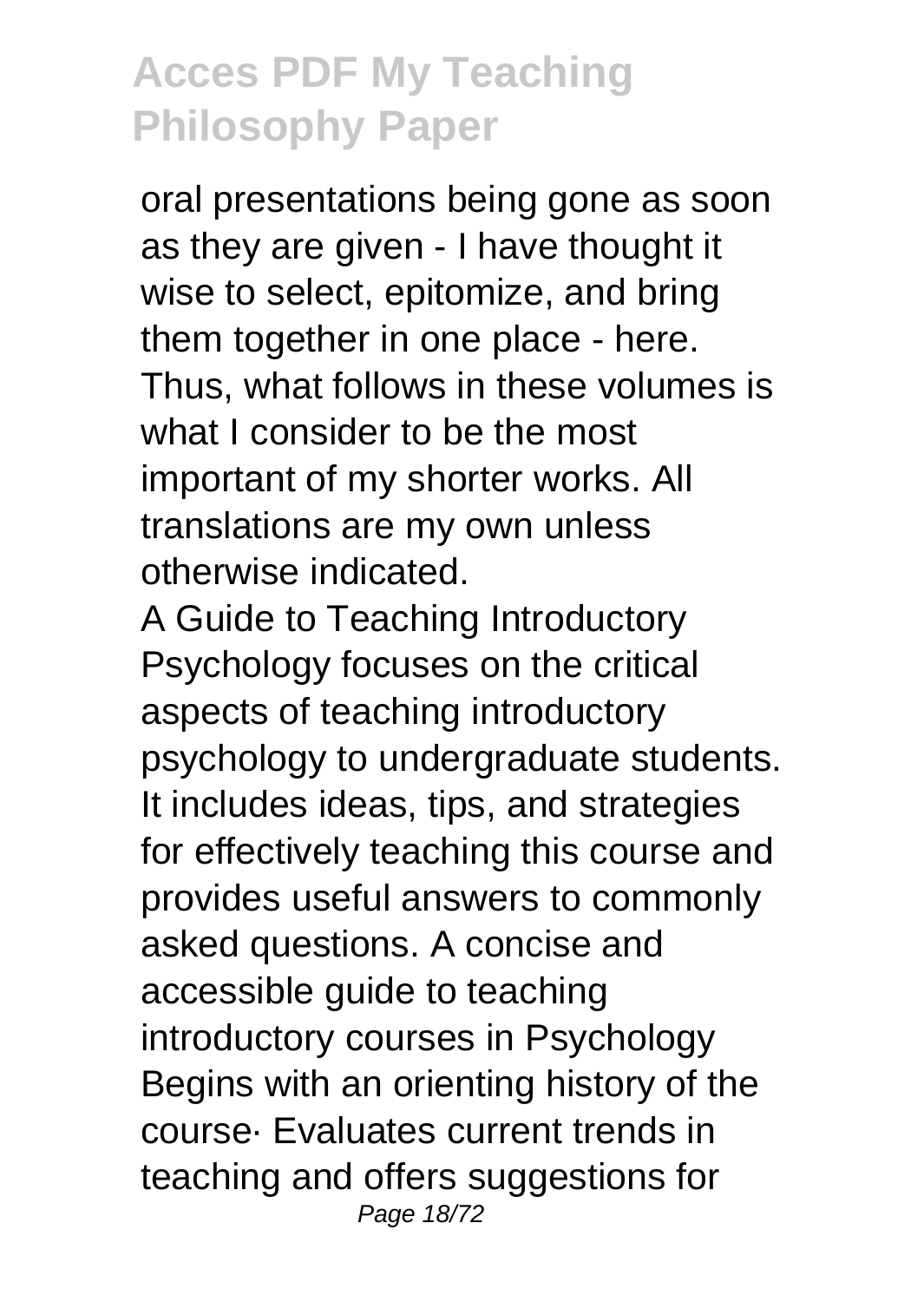oral presentations being gone as soon as they are given - I have thought it wise to select, epitomize, and bring them together in one place - here. Thus, what follows in these volumes is what I consider to be the most important of my shorter works. All translations are my own unless otherwise indicated.

A Guide to Teaching Introductory Psychology focuses on the critical aspects of teaching introductory psychology to undergraduate students. It includes ideas, tips, and strategies for effectively teaching this course and provides useful answers to commonly asked questions. A concise and accessible guide to teaching introductory courses in Psychology Begins with an orienting history of the course· Evaluates current trends in teaching and offers suggestions for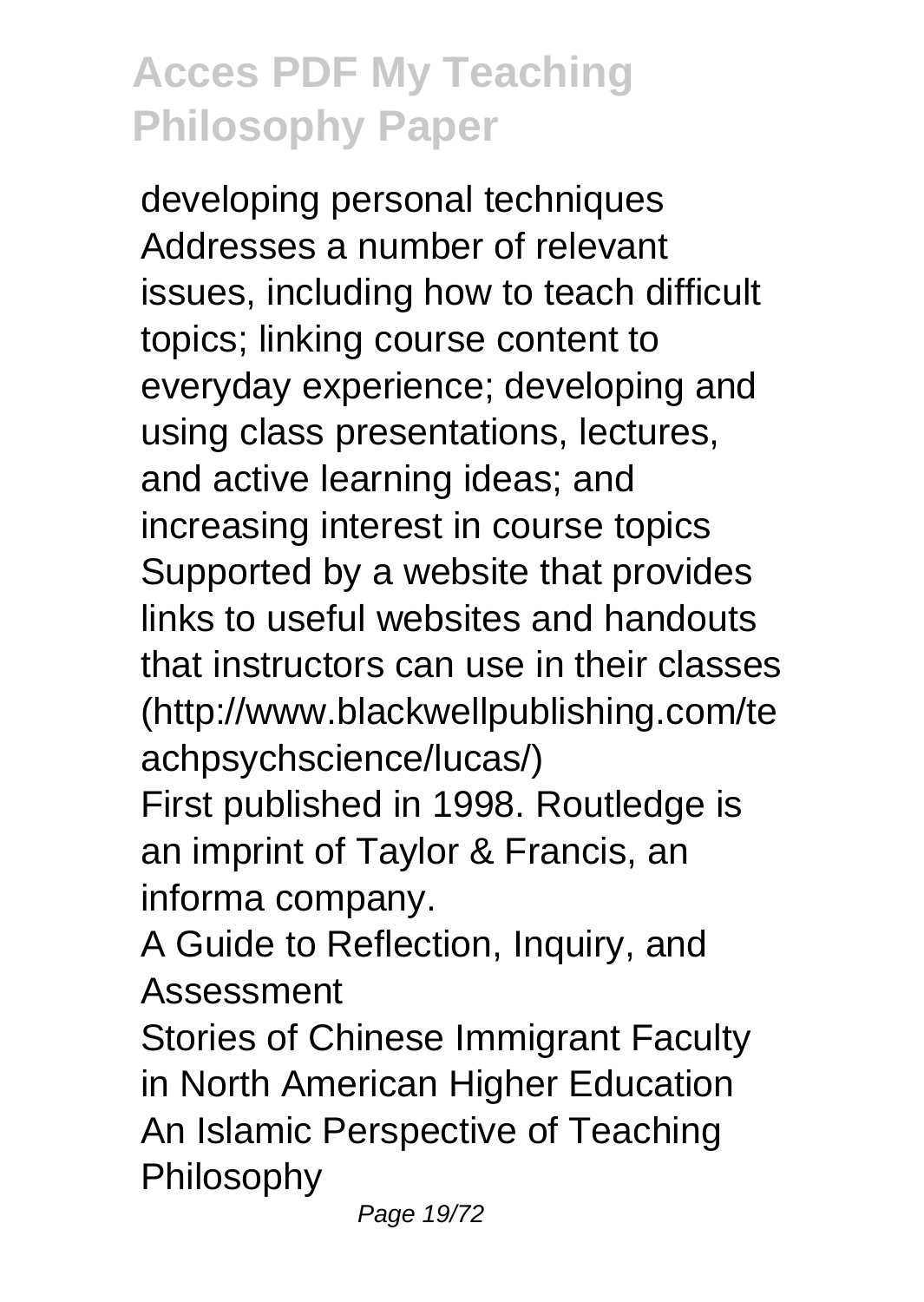developing personal techniques Addresses a number of relevant issues, including how to teach difficult topics; linking course content to everyday experience; developing and using class presentations, lectures, and active learning ideas; and increasing interest in course topics Supported by a website that provides links to useful websites and handouts that instructors can use in their classes (http://www.blackwellpublishing.com/teachpsychscience/lucas/)

First published in 1998. Routledge is an imprint of Taylor & Francis, an informa company.

A Guide to Reflection, Inquiry, and Assessment

Stories of Chinese Immigrant Faculty in North American Higher Education

An Islamic Perspective of Teaching Philosophy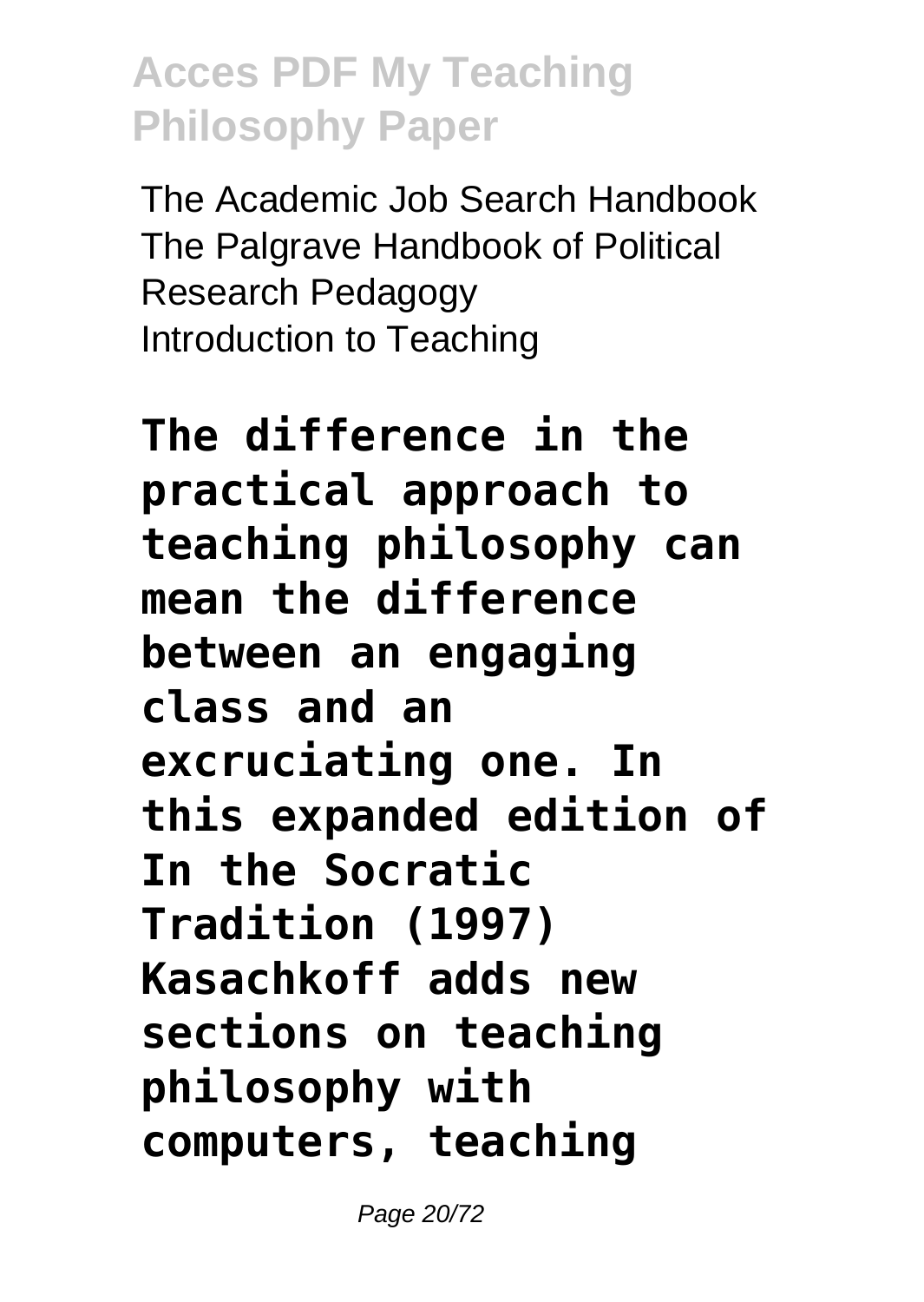The Academic Job Search Handbook
The Palgrave Handbook of Political Research Pedagogy
Introduction to Teaching

**The difference in the practical approach to teaching philosophy can mean the difference between an engaging class and an excruciating one. In this expanded edition of In the Socratic Tradition (1997) Kasachkoff adds new sections on teaching philosophy with computers, teaching**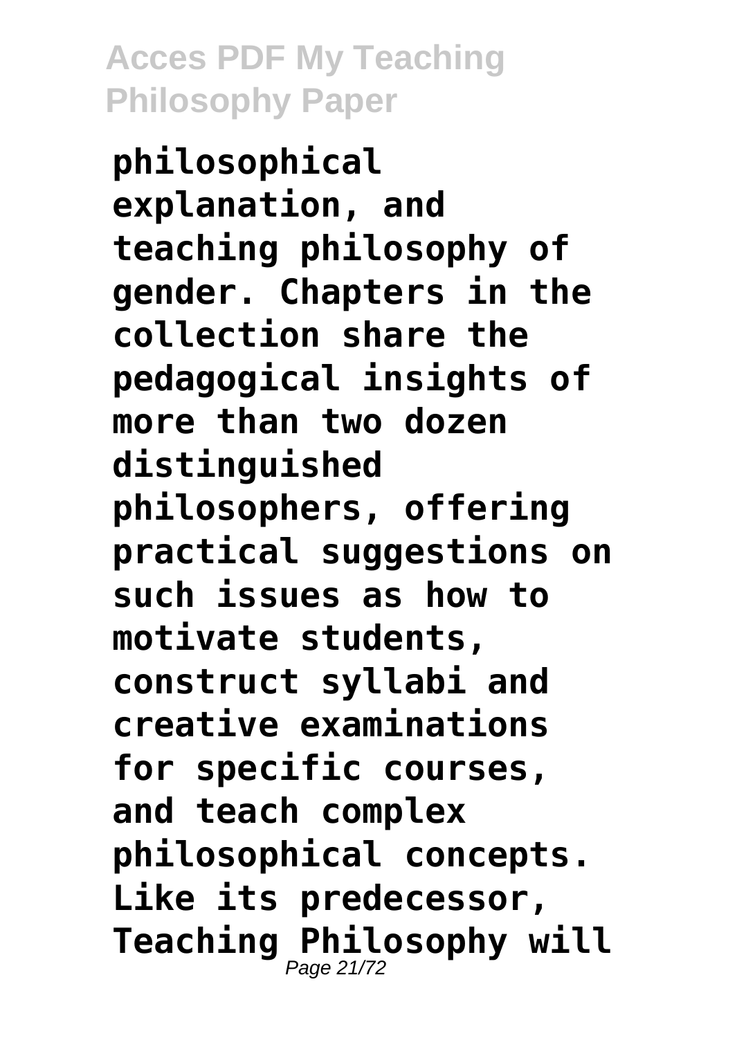**philosophical explanation, and teaching philosophy of gender. Chapters in the collection share the pedagogical insights of more than two dozen distinguished philosophers, offering practical suggestions on such issues as how to motivate students, construct syllabi and creative examinations for specific courses, and teach complex philosophical concepts. Like its predecessor, Teaching Philosophy will**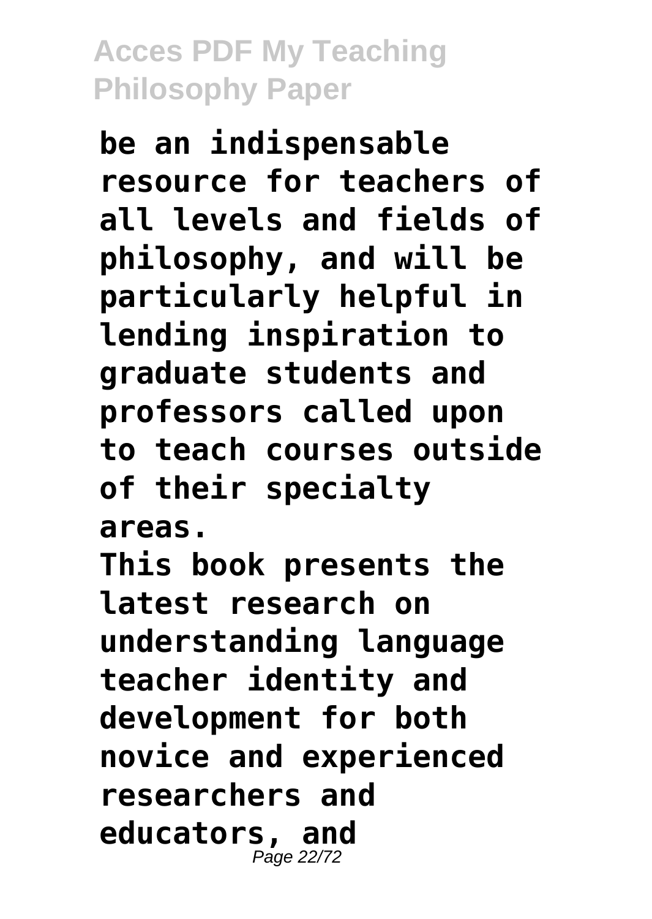**be an indispensable resource for teachers of all levels and fields of philosophy, and will be particularly helpful in lending inspiration to graduate students and professors called upon to teach courses outside of their specialty areas.**

**This book presents the latest research on understanding language teacher identity and development for both novice and experienced researchers and educators, and**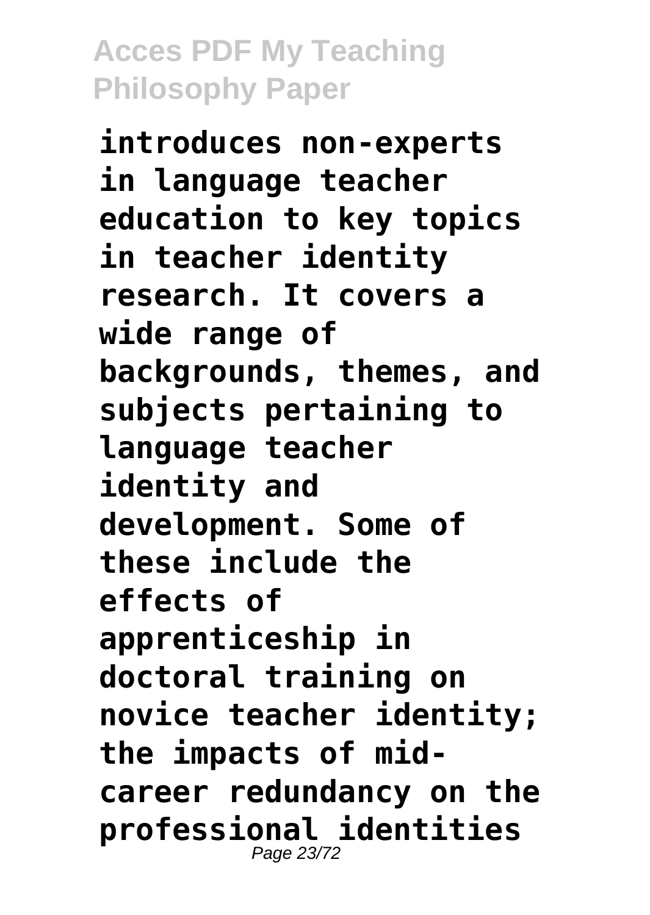**introduces non-experts in language teacher education to key topics in teacher identity research. It covers a wide range of backgrounds, themes, and subjects pertaining to language teacher identity and development. Some of these include the effects of apprenticeship in doctoral training on novice teacher identity; the impacts of mid-career redundancy on the professional identities**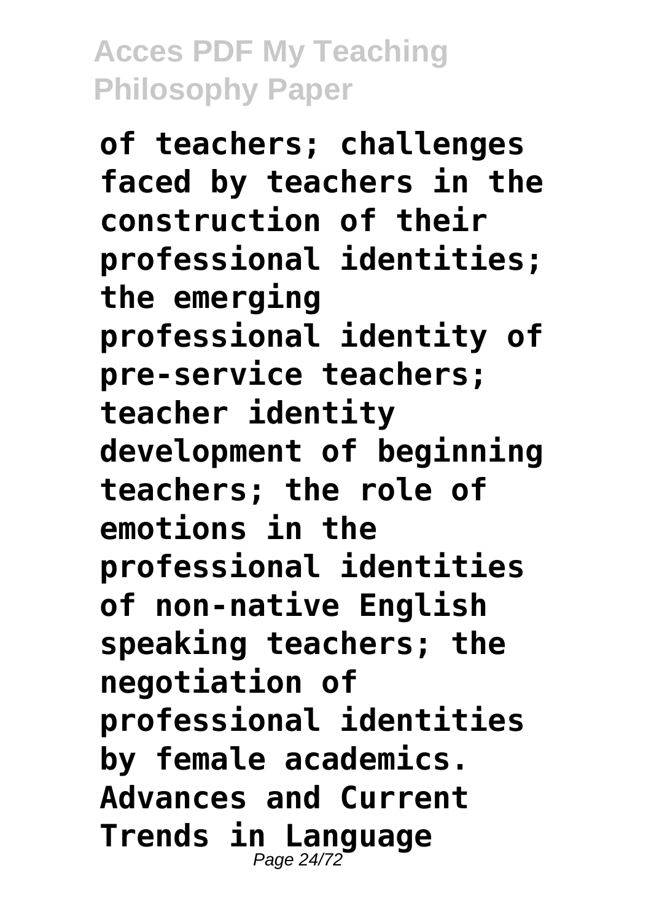**of teachers; challenges faced by teachers in the construction of their professional identities; the emerging professional identity of pre-service teachers; teacher identity development of beginning teachers; the role of emotions in the professional identities of non-native English speaking teachers; the negotiation of professional identities by female academics.**

**Advances and Current Trends in Language**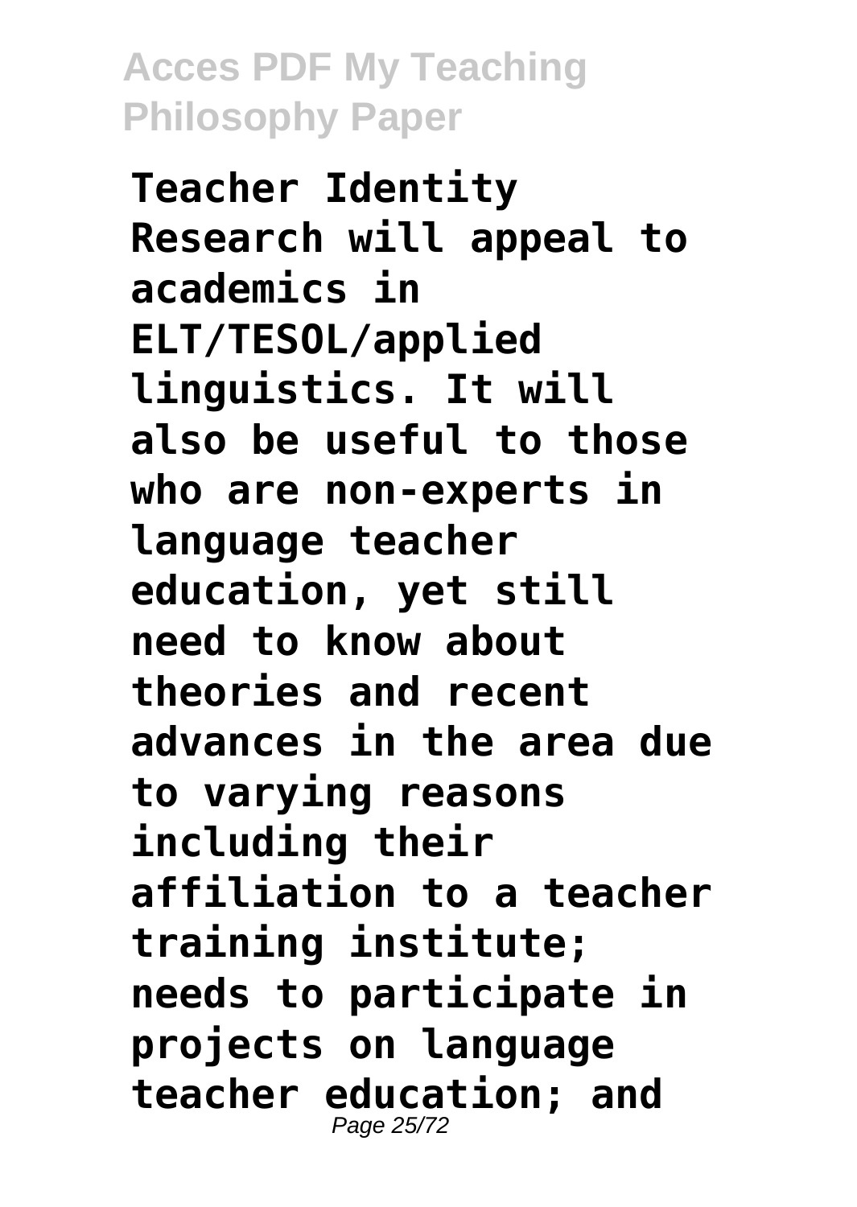**Teacher Identity Research will appeal to academics in ELT/TESOL/applied linguistics. It will also be useful to those who are non-experts in language teacher education, yet still need to know about theories and recent advances in the area due to varying reasons including their affiliation to a teacher training institute; needs to participate in projects on language teacher education; and**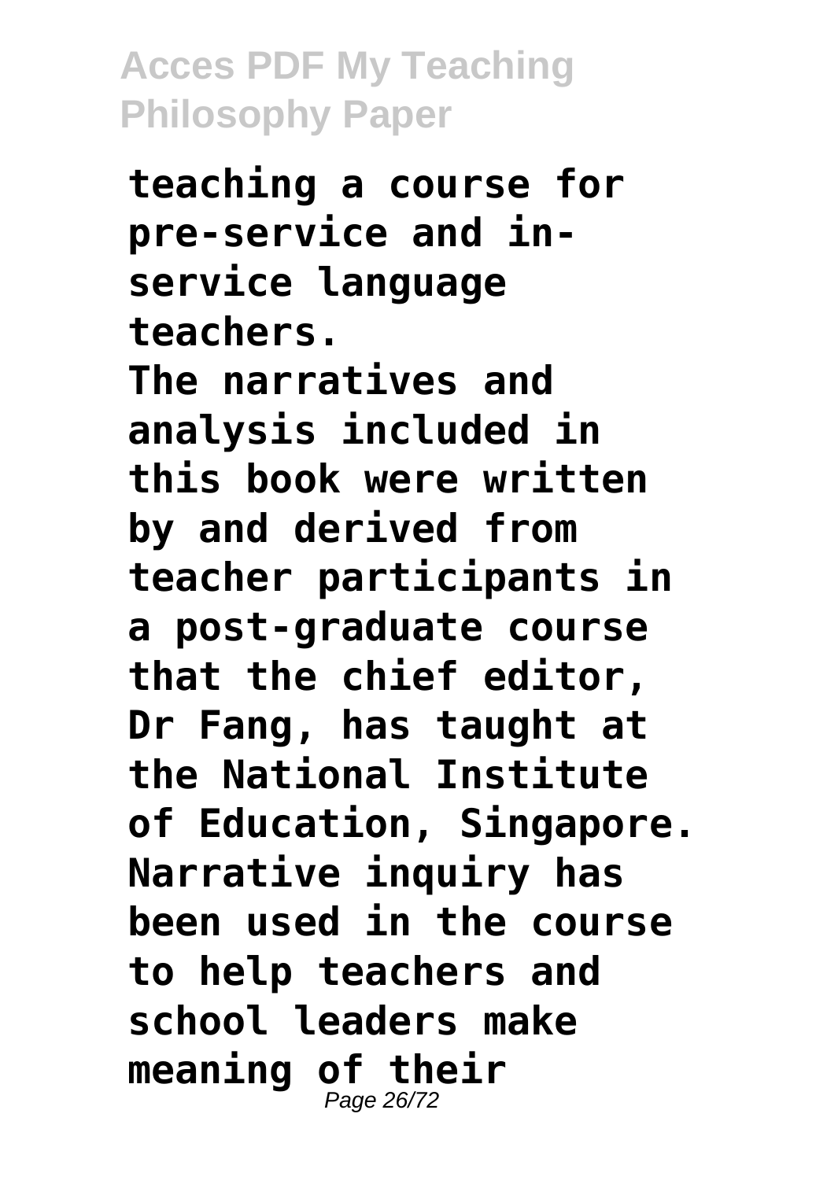**teaching a course for pre-service and in-service language teachers.**
**The narratives and analysis included in this book were written by and derived from teacher participants in a post-graduate course that the chief editor, Dr Fang, has taught at the National Institute of Education, Singapore. Narrative inquiry has been used in the course to help teachers and school leaders make meaning of their**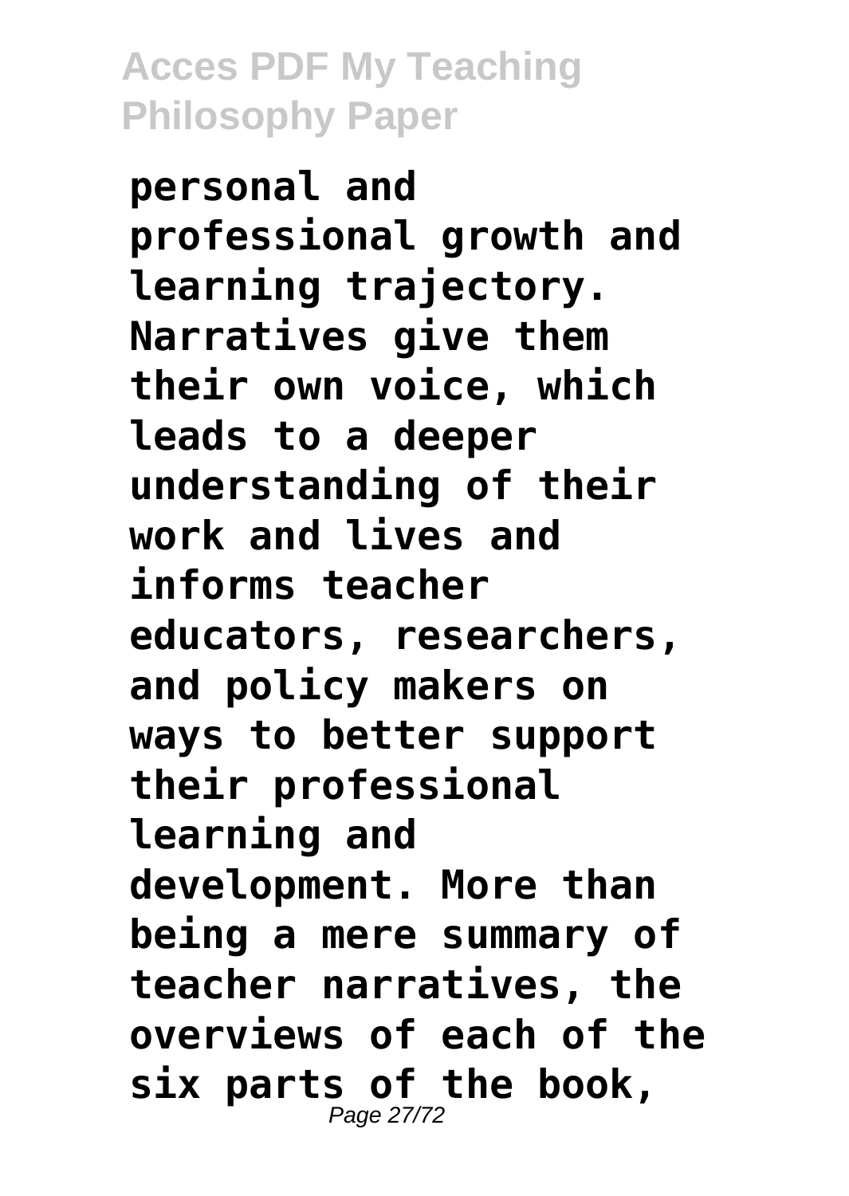**personal and professional growth and learning trajectory. Narratives give them their own voice, which leads to a deeper understanding of their work and lives and informs teacher educators, researchers, and policy makers on ways to better support their professional learning and development. More than being a mere summary of teacher narratives, the overviews of each of the six parts of the book,**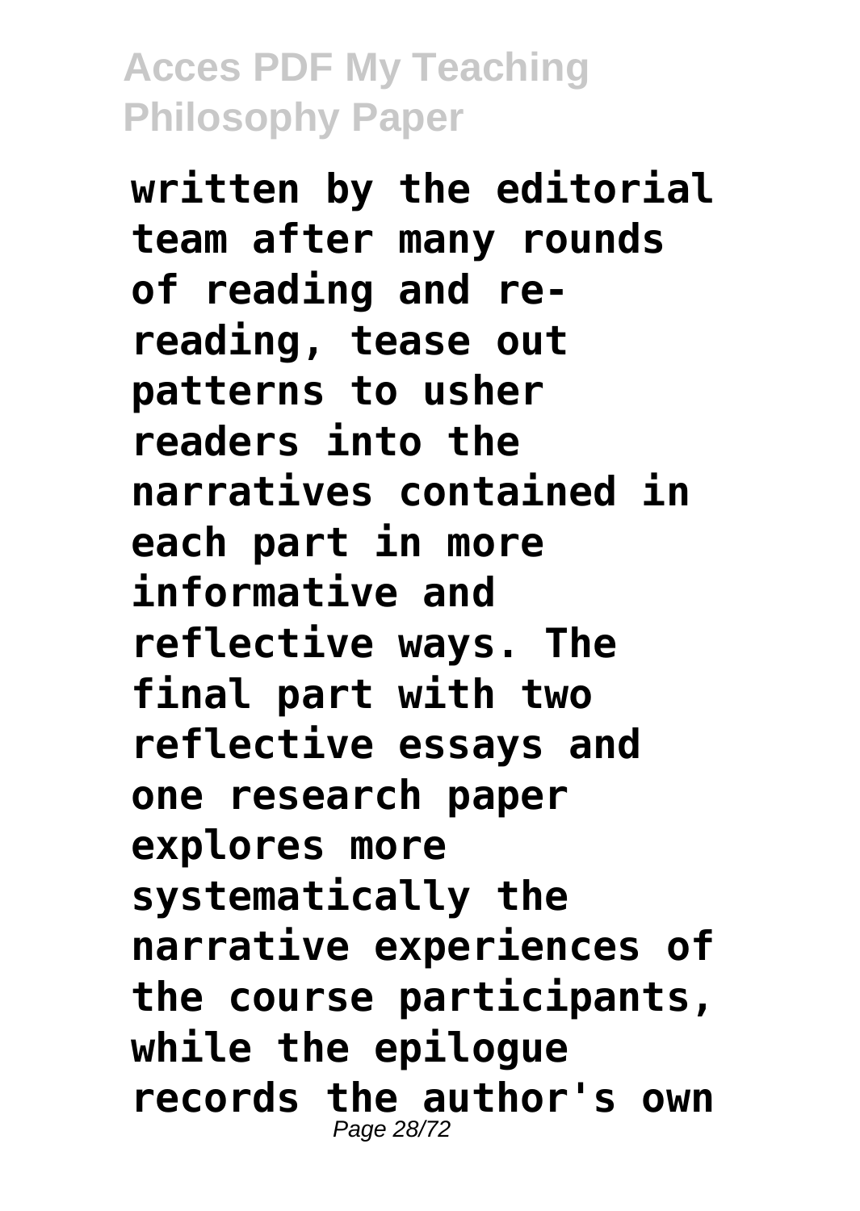written by the editorial team after many rounds of reading and re-reading, tease out patterns to usher readers into the narratives contained in each part in more informative and reflective ways. The final part with two reflective essays and one research paper explores more systematically the narrative experiences of the course participants, while the epilogue records the author's own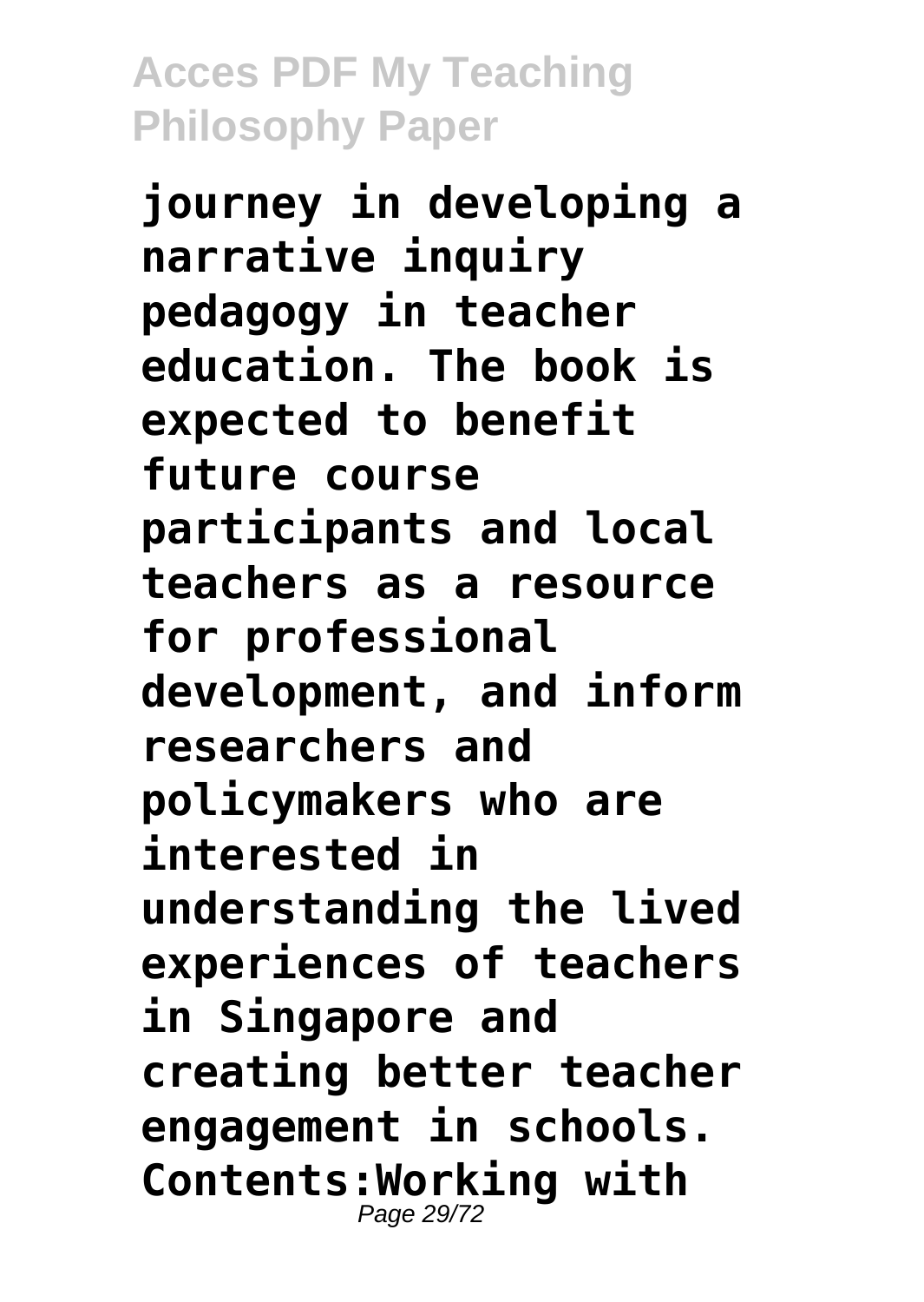**journey in developing a narrative inquiry pedagogy in teacher education. The book is expected to benefit future course participants and local teachers as a resource for professional development, and inform researchers and policymakers who are interested in understanding the lived experiences of teachers in Singapore and creating better teacher engagement in schools. Contents:Working with**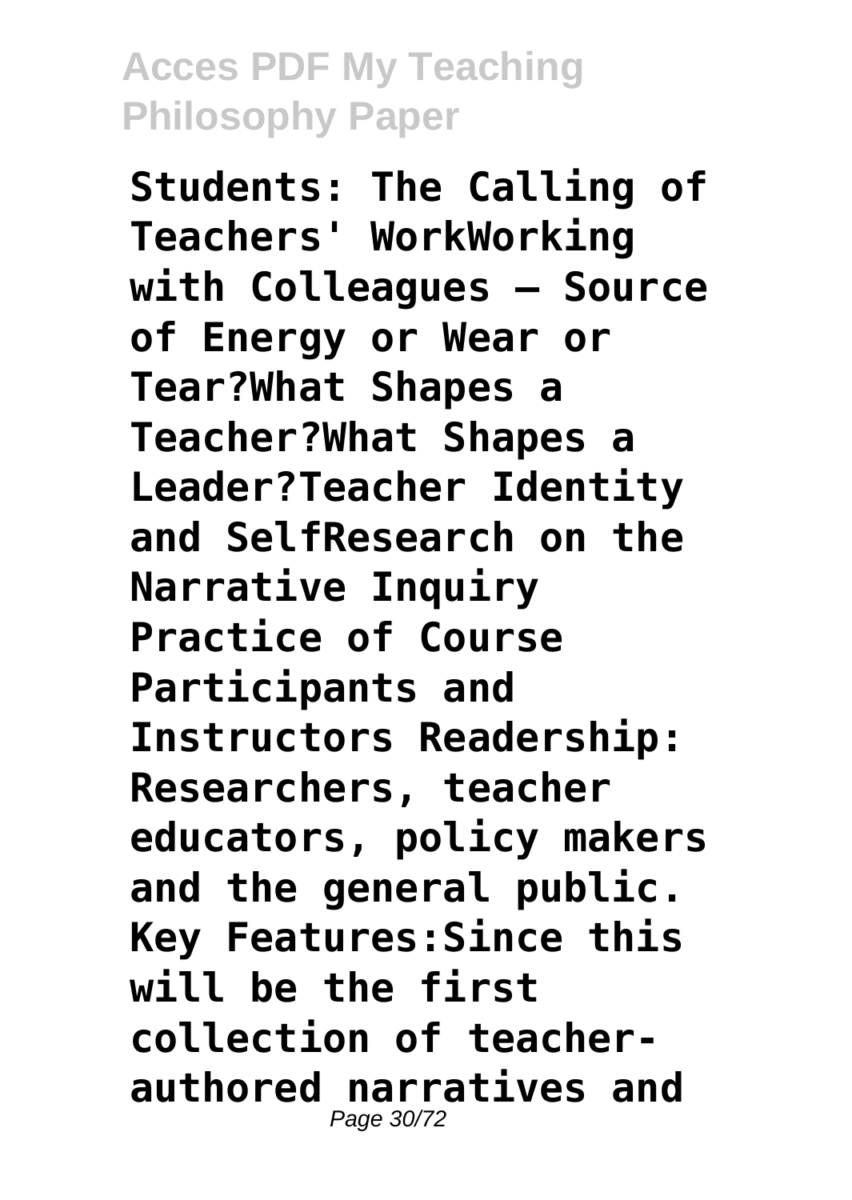**Students: The Calling of Teachers' WorkWorking with Colleagues – Source of Energy or Wear or Tear?What Shapes a Teacher?What Shapes a Leader?Teacher Identity and SelfResearch on the Narrative Inquiry Practice of Course Participants and Instructors Readership: Researchers, teacher educators, policy makers and the general public. Key Features:Since this will be the first collection of teacher-authored narratives and**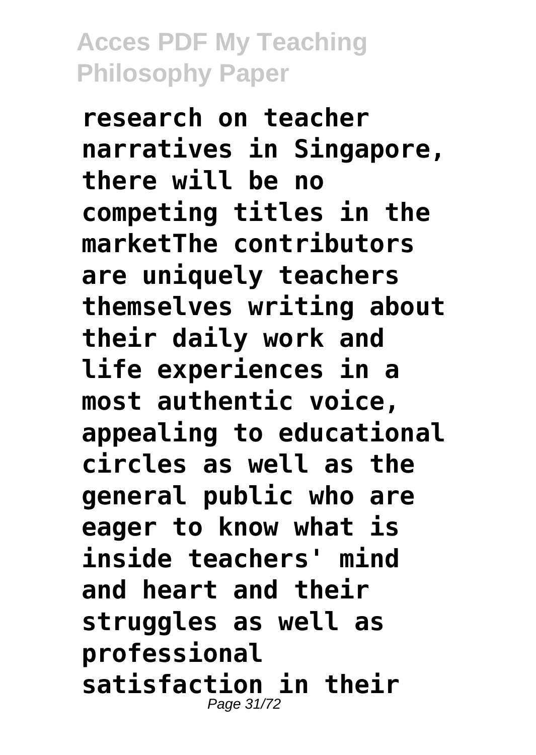**research on teacher narratives in Singapore, there will be no competing titles in the marketThe contributors are uniquely teachers themselves writing about their daily work and life experiences in a most authentic voice, appealing to educational circles as well as the general public who are eager to know what is inside teachers' mind and heart and their struggles as well as professional satisfaction in their**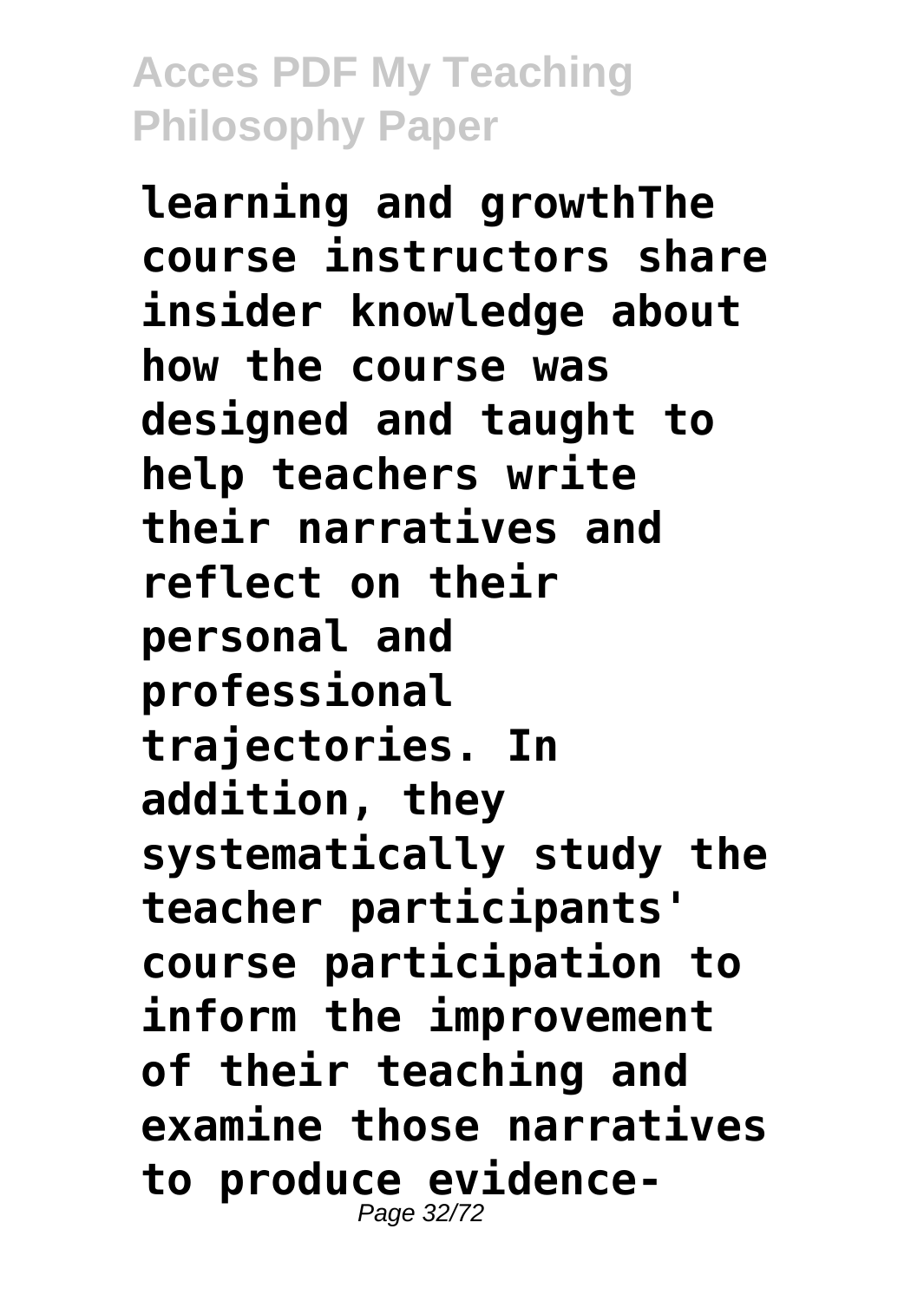**learning and growthThe course instructors share insider knowledge about how the course was designed and taught to help teachers write their narratives and reflect on their personal and professional trajectories. In addition, they systematically study the teacher participants' course participation to inform the improvement of their teaching and examine those narratives to produce evidence-**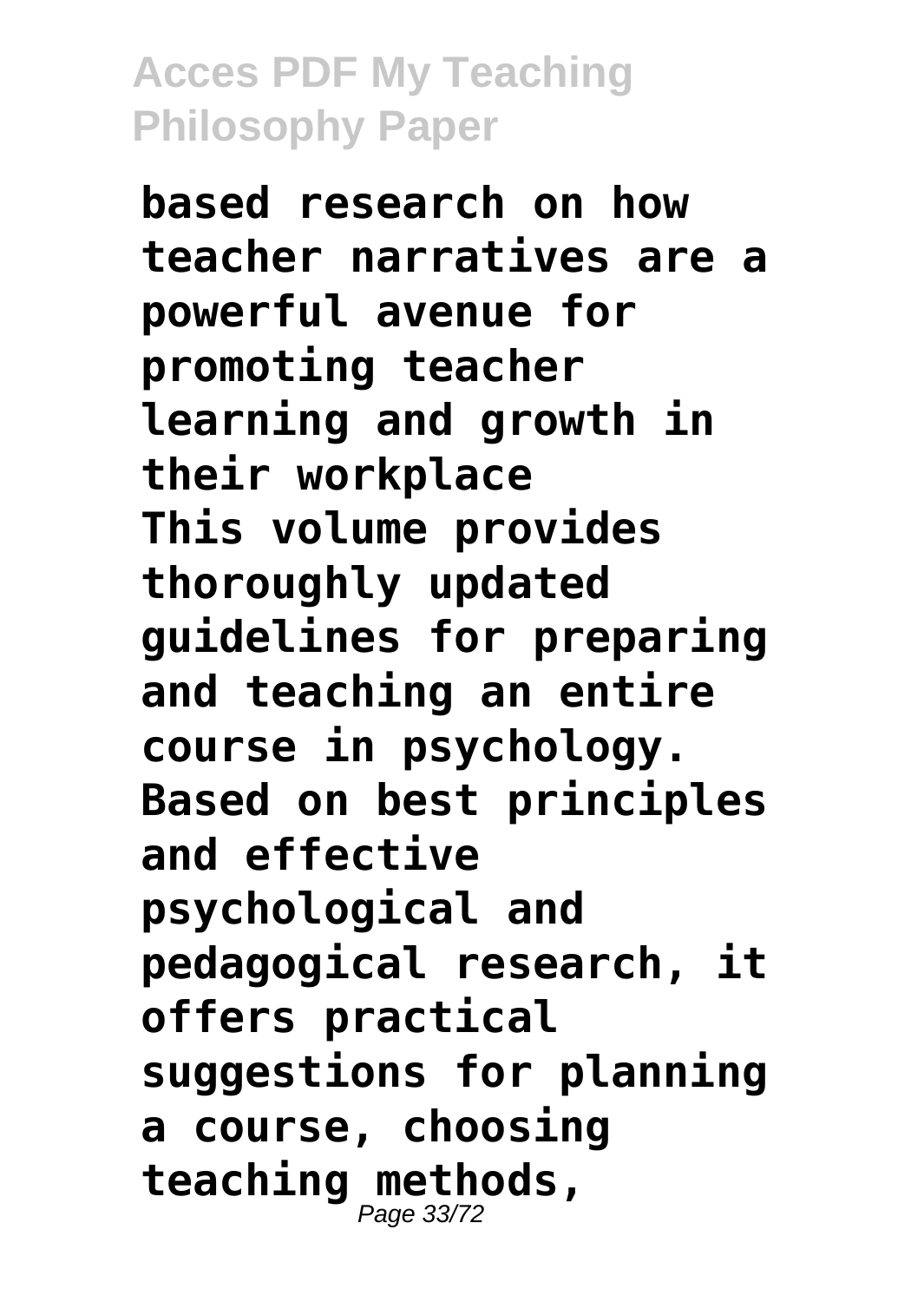**based research on how teacher narratives are a powerful avenue for promoting teacher learning and growth in their workplace**
**This volume provides thoroughly updated guidelines for preparing and teaching an entire course in psychology. Based on best principles and effective psychological and pedagogical research, it offers practical suggestions for planning a course, choosing teaching methods,**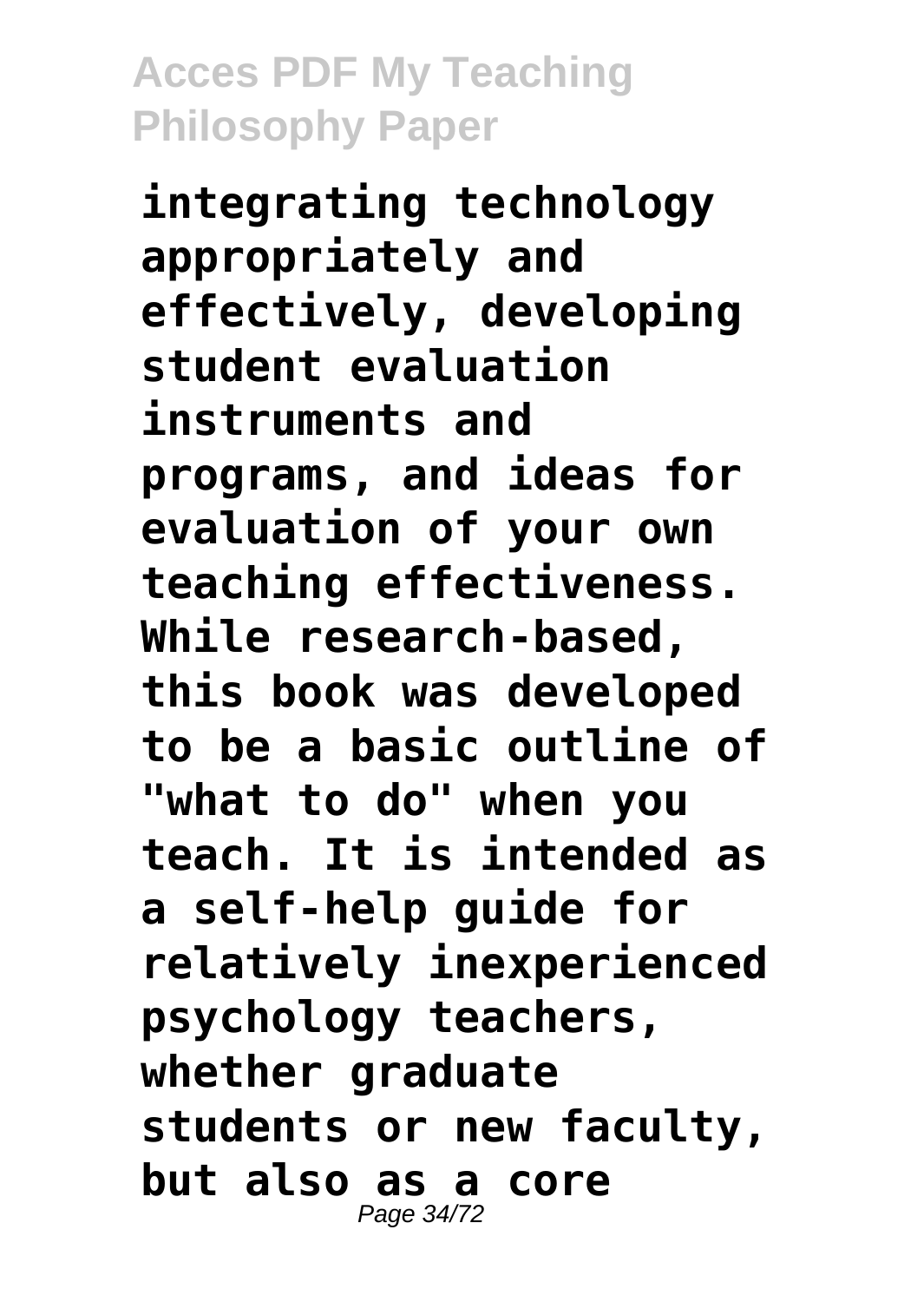**integrating technology appropriately and effectively, developing student evaluation instruments and programs, and ideas for evaluation of your own teaching effectiveness. While research-based, this book was developed to be a basic outline of "what to do" when you teach. It is intended as a self-help guide for relatively inexperienced psychology teachers, whether graduate students or new faculty, but also as a core**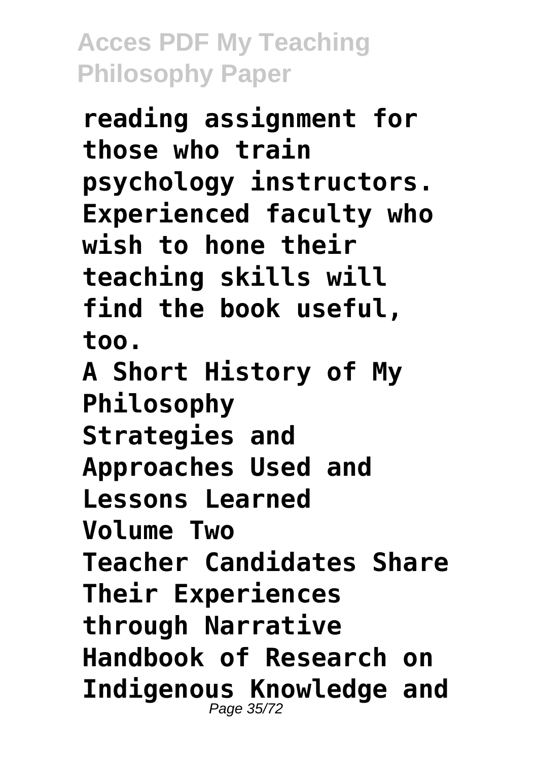**reading assignment for those who train psychology instructors. Experienced faculty who wish to hone their teaching skills will find the book useful, too.**

**A Short History of My Philosophy**

**Strategies and Approaches Used and Lessons Learned**

**Volume Two**

**Teacher Candidates Share Their Experiences through Narrative**

**Handbook of Research on Indigenous Knowledge and**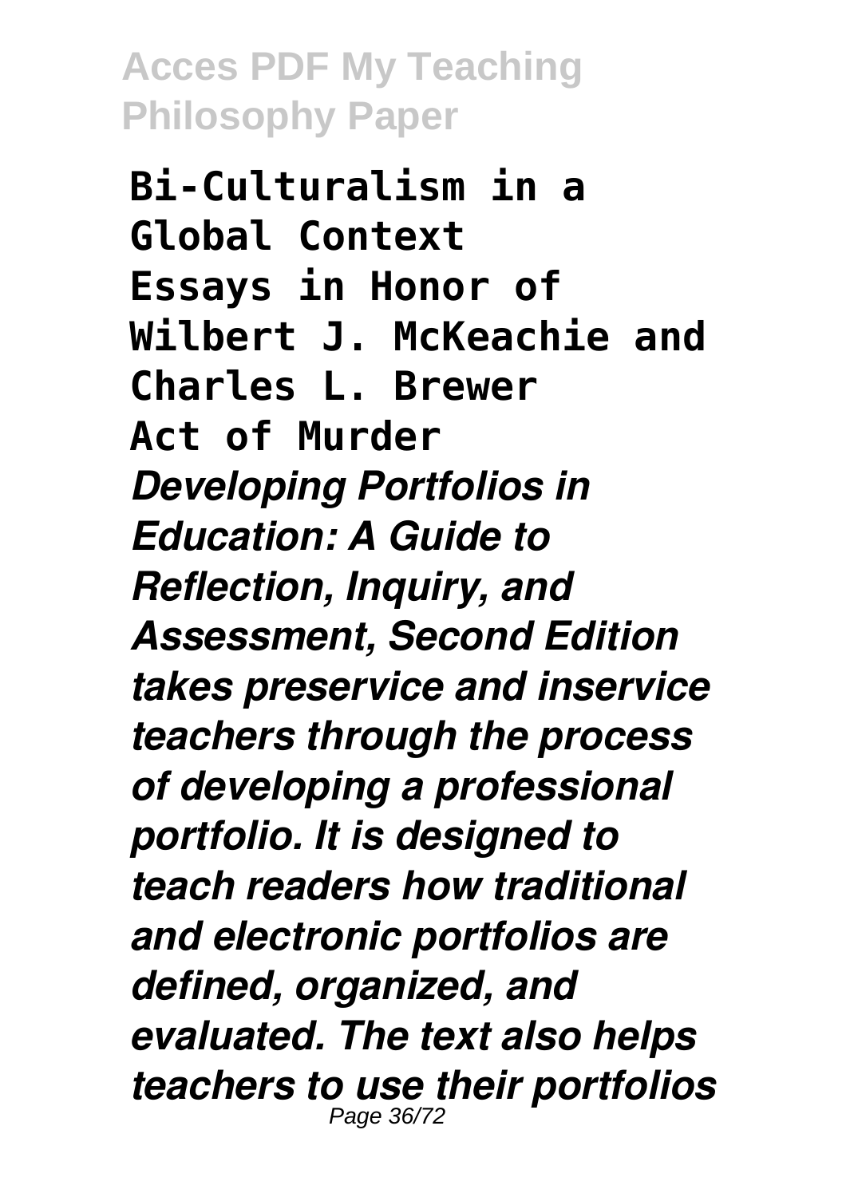**Bi-Culturalism in a Global Context**
**Essays in Honor of Wilbert J. McKeachie and Charles L. Brewer**
**Act of Murder**

***Developing Portfolios in Education: A Guide to Reflection, Inquiry, and Assessment, Second Edition takes preservice and inservice teachers through the process of developing a professional portfolio. It is designed to teach readers how traditional and electronic portfolios are defined, organized, and evaluated. The text also helps teachers to use their portfolios***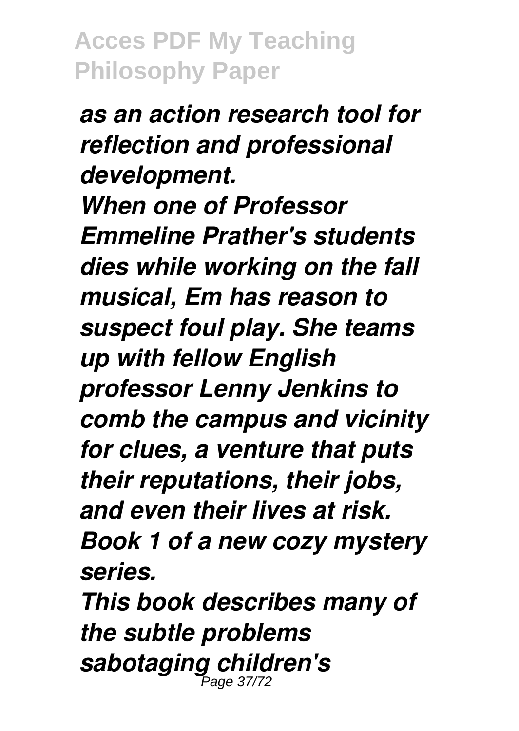*as an action research tool for reflection and professional development.*

*When one of Professor Emmeline Prather's students dies while working on the fall musical, Em has reason to suspect foul play. She teams up with fellow English professor Lenny Jenkins to comb the campus and vicinity for clues, a venture that puts their reputations, their jobs, and even their lives at risk. Book 1 of a new cozy mystery series.*

*This book describes many of the subtle problems sabotaging children's*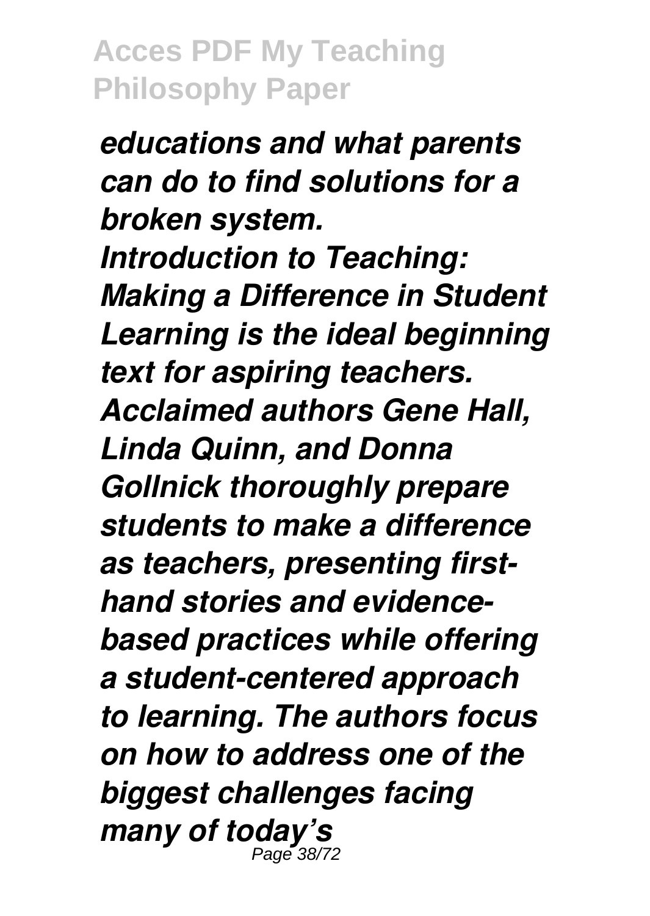*educations and what parents can do to find solutions for a broken system.*

***Introduction to Teaching: Making a Difference in Student Learning is the ideal beginning text for aspiring teachers. Acclaimed authors Gene Hall, Linda Quinn, and Donna Gollnick thoroughly prepare students to make a difference as teachers, presenting first-hand stories and evidence-based practices while offering a student-centered approach to learning. The authors focus on how to address one of the biggest challenges facing many of today's***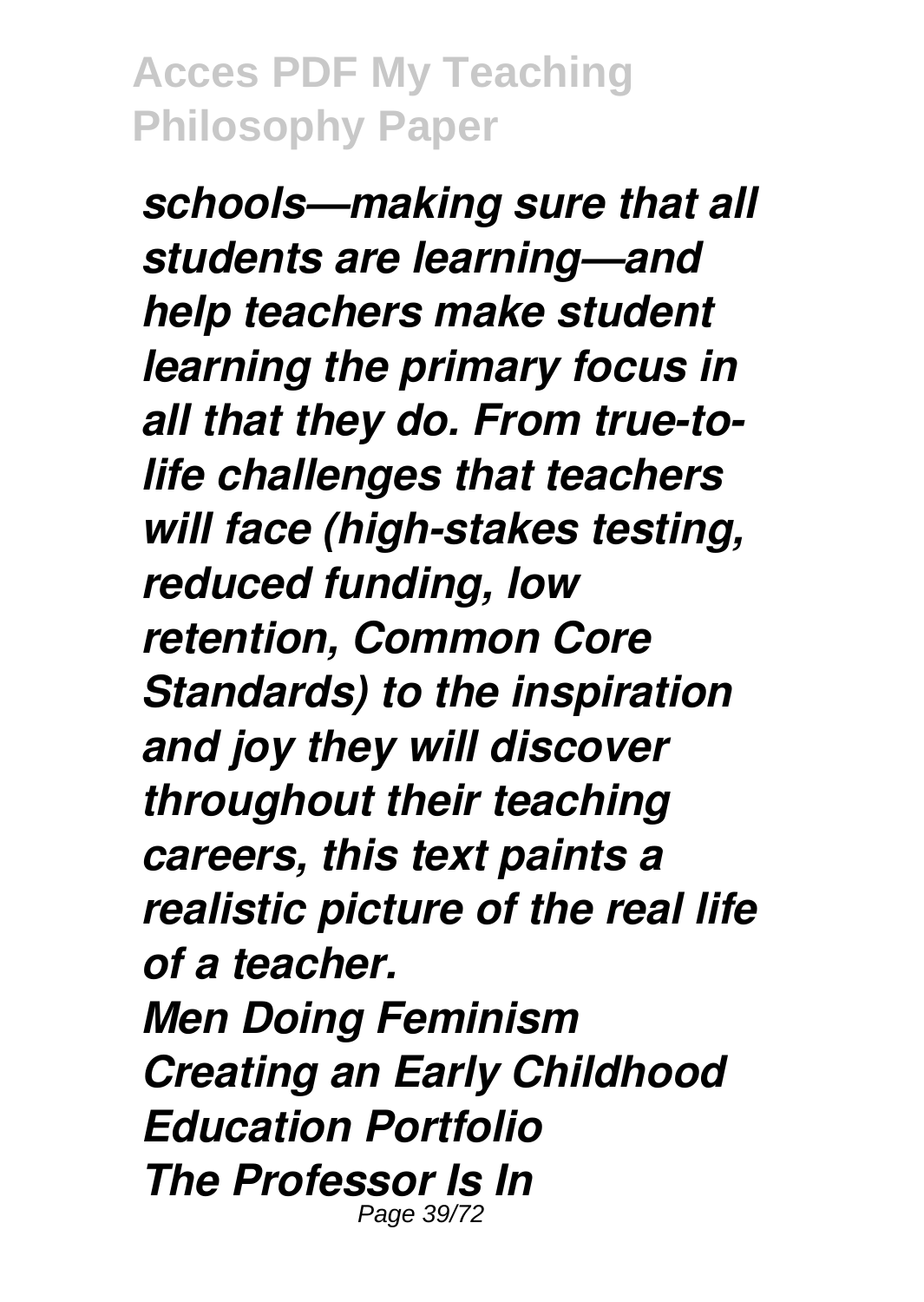*schools—making sure that all students are learning—and help teachers make student learning the primary focus in all that they do. From true-to-life challenges that teachers will face (high-stakes testing, reduced funding, low retention, Common Core Standards) to the inspiration and joy they will discover throughout their teaching careers, this text paints a realistic picture of the real life of a teacher.*

***Men Doing Feminism***

***Creating an Early Childhood Education Portfolio***

***The Professor Is In***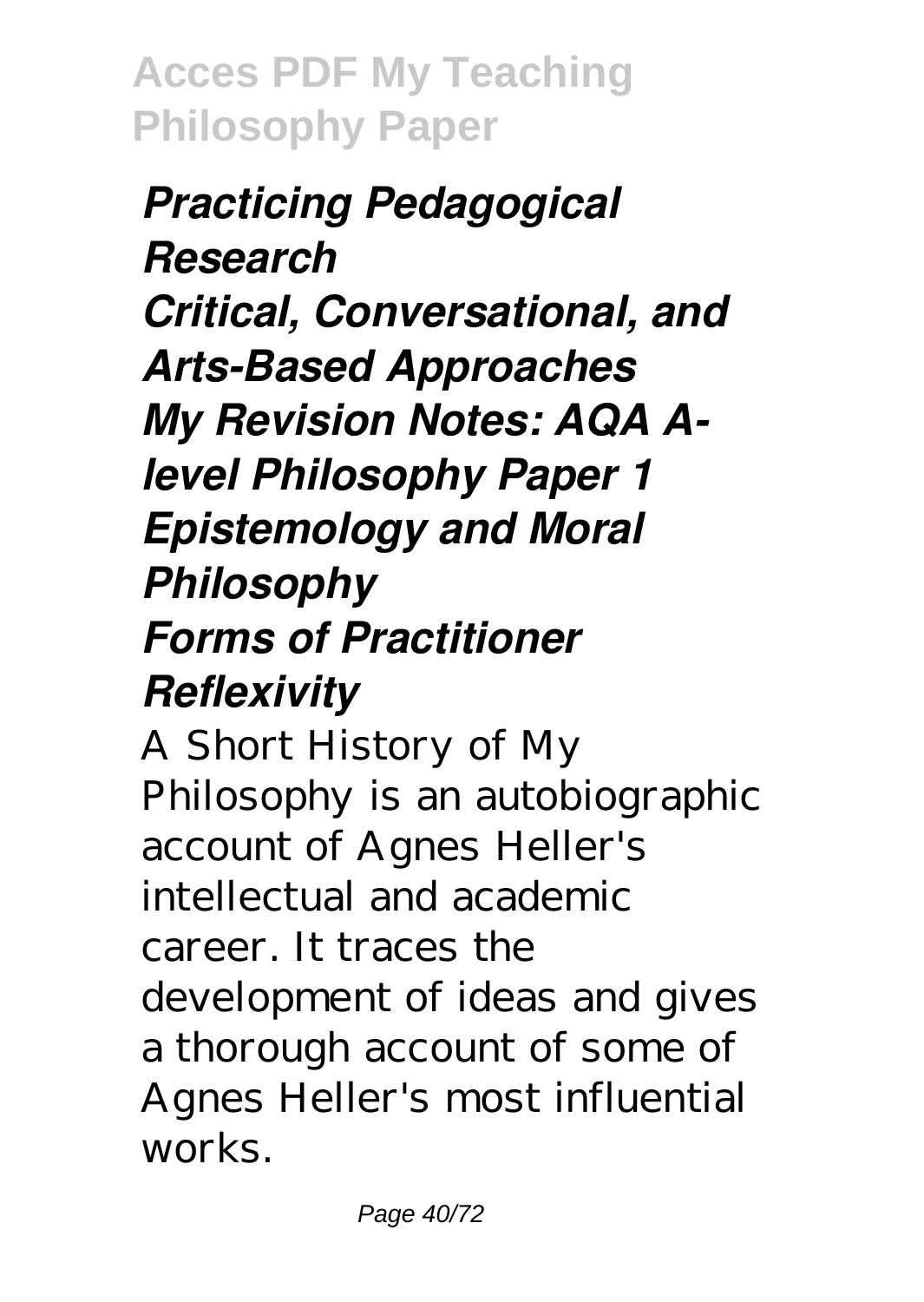***Practicing Pedagogical Research***

***Critical, Conversational, and Arts-Based Approaches***

***My Revision Notes: AQA A-level Philosophy Paper 1 Epistemology and Moral Philosophy***

***Forms of Practitioner Reflexivity***

A Short History of My Philosophy is an autobiographic account of Agnes Heller's intellectual and academic career. It traces the development of ideas and gives a thorough account of some of Agnes Heller's most influential works.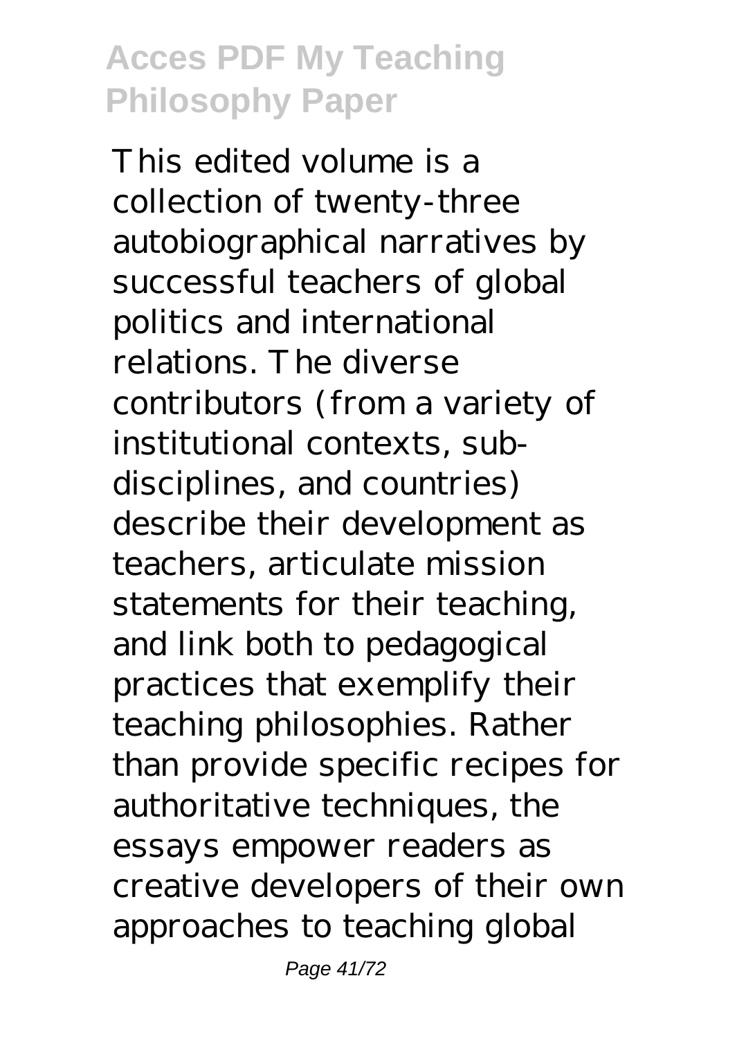This edited volume is a collection of twenty-three autobiographical narratives by successful teachers of global politics and international relations. The diverse contributors (from a variety of institutional contexts, sub-disciplines, and countries) describe their development as teachers, articulate mission statements for their teaching, and link both to pedagogical practices that exemplify their teaching philosophies. Rather than provide specific recipes for authoritative techniques, the essays empower readers as creative developers of their own approaches to teaching global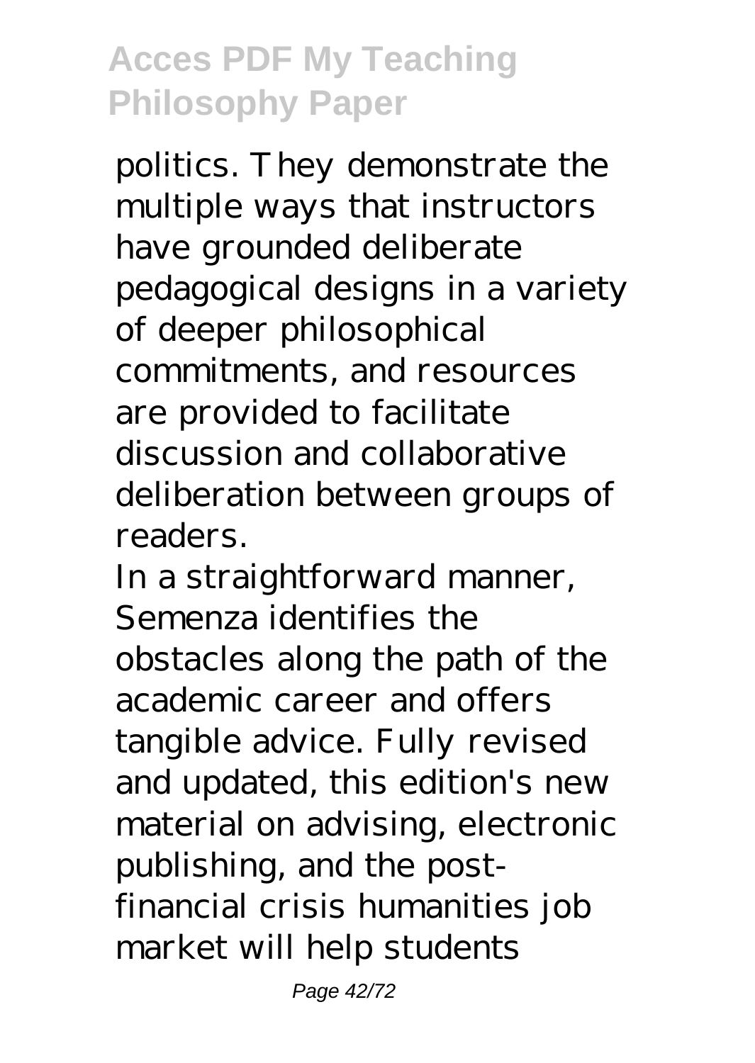politics. They demonstrate the multiple ways that instructors have grounded deliberate pedagogical designs in a variety of deeper philosophical commitments, and resources are provided to facilitate discussion and collaborative deliberation between groups of readers.

In a straightforward manner, Semenza identifies the obstacles along the path of the academic career and offers tangible advice. Fully revised and updated, this edition's new material on advising, electronic publishing, and the post-financial crisis humanities job market will help students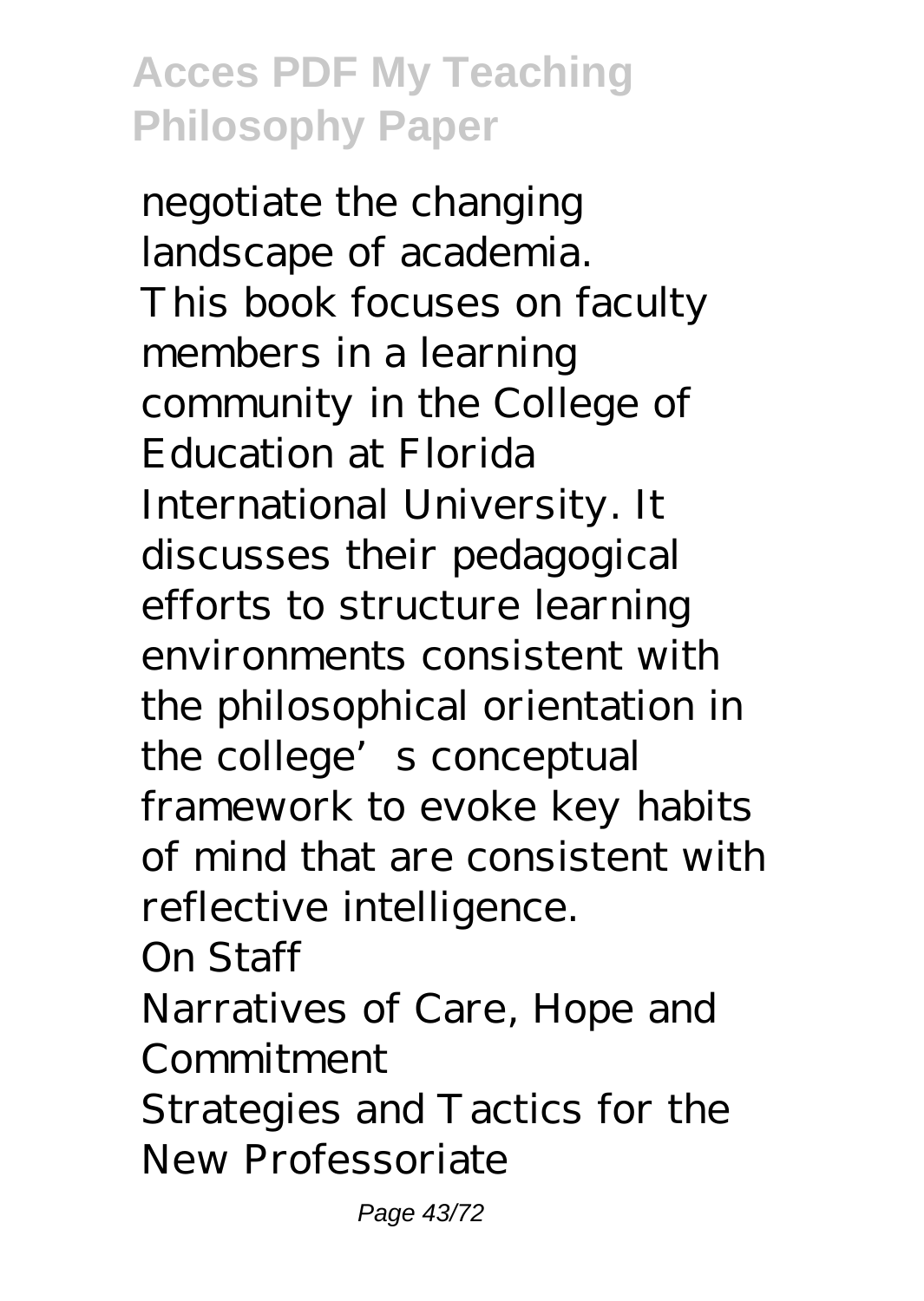negotiate the changing landscape of academia.

This book focuses on faculty members in a learning community in the College of Education at Florida International University. It discusses their pedagogical efforts to structure learning environments consistent with the philosophical orientation in the college's conceptual framework to evoke key habits of mind that are consistent with reflective intelligence.

On Staff

Narratives of Care, Hope and Commitment

Strategies and Tactics for the New Professoriate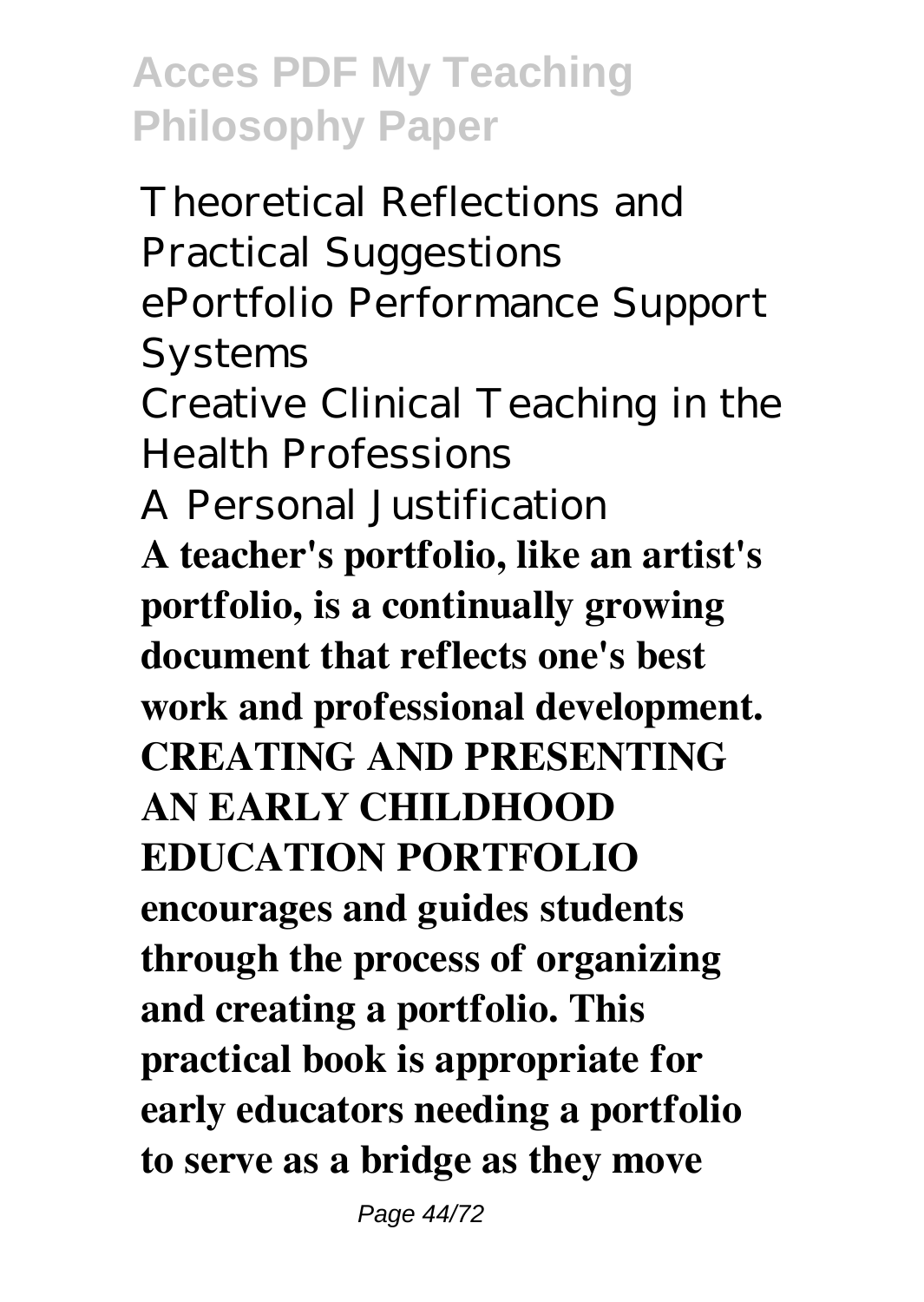Theoretical Reflections and Practical Suggestions
ePortfolio Performance Support Systems
Creative Clinical Teaching in the Health Professions
A Personal Justification

**A teacher's portfolio, like an artist's portfolio, is a continually growing document that reflects one's best work and professional development. CREATING AND PRESENTING AN EARLY CHILDHOOD EDUCATION PORTFOLIO encourages and guides students through the process of organizing and creating a portfolio. This practical book is appropriate for early educators needing a portfolio to serve as a bridge as they move**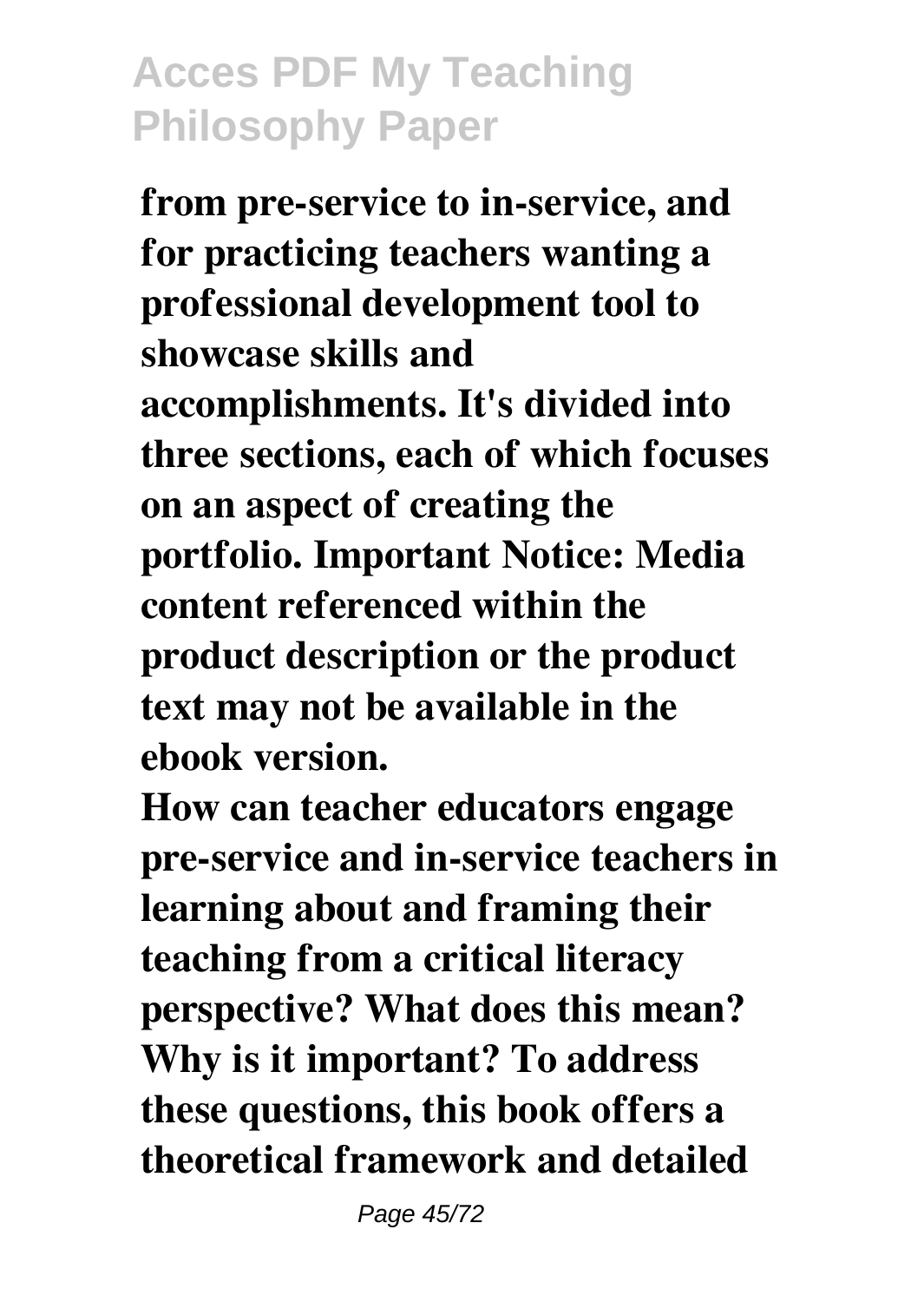**from pre-service to in-service, and for practicing teachers wanting a professional development tool to showcase skills and accomplishments. It's divided into three sections, each of which focuses on an aspect of creating the portfolio. Important Notice: Media content referenced within the product description or the product text may not be available in the ebook version.**

**How can teacher educators engage pre-service and in-service teachers in learning about and framing their teaching from a critical literacy perspective? What does this mean? Why is it important? To address these questions, this book offers a theoretical framework and detailed**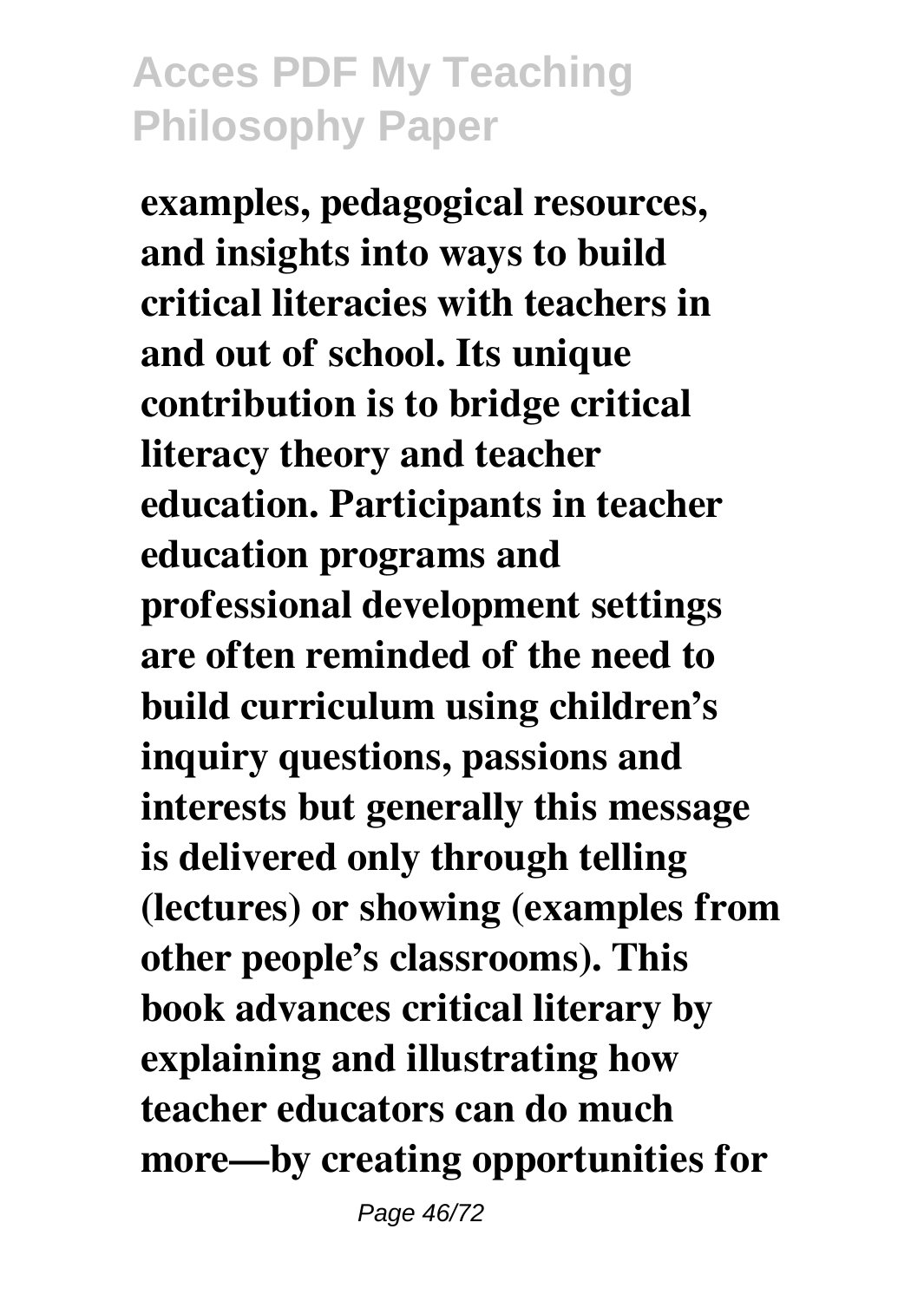**examples, pedagogical resources, and insights into ways to build critical literacies with teachers in and out of school. Its unique contribution is to bridge critical literacy theory and teacher education. Participants in teacher education programs and professional development settings are often reminded of the need to build curriculum using children's inquiry questions, passions and interests but generally this message is delivered only through telling (lectures) or showing (examples from other people's classrooms). This book advances critical literary by explaining and illustrating how teacher educators can do much more—by creating opportunities for**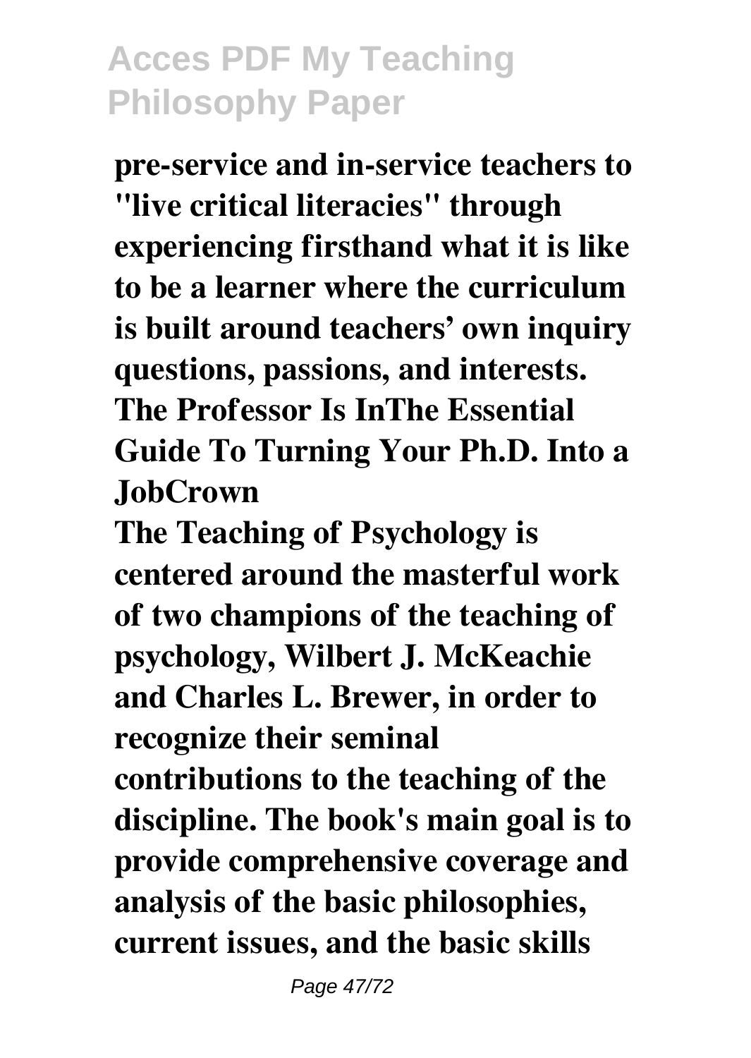**pre-service and in-service teachers to "live critical literacies" through experiencing firsthand what it is like to be a learner where the curriculum is built around teachers' own inquiry questions, passions, and interests.**

**The Professor Is InThe Essential Guide To Turning Your Ph.D. Into a JobCrown**

**The Teaching of Psychology is centered around the masterful work of two champions of the teaching of psychology, Wilbert J. McKeachie and Charles L. Brewer, in order to recognize their seminal contributions to the teaching of the discipline. The book's main goal is to provide comprehensive coverage and analysis of the basic philosophies, current issues, and the basic skills**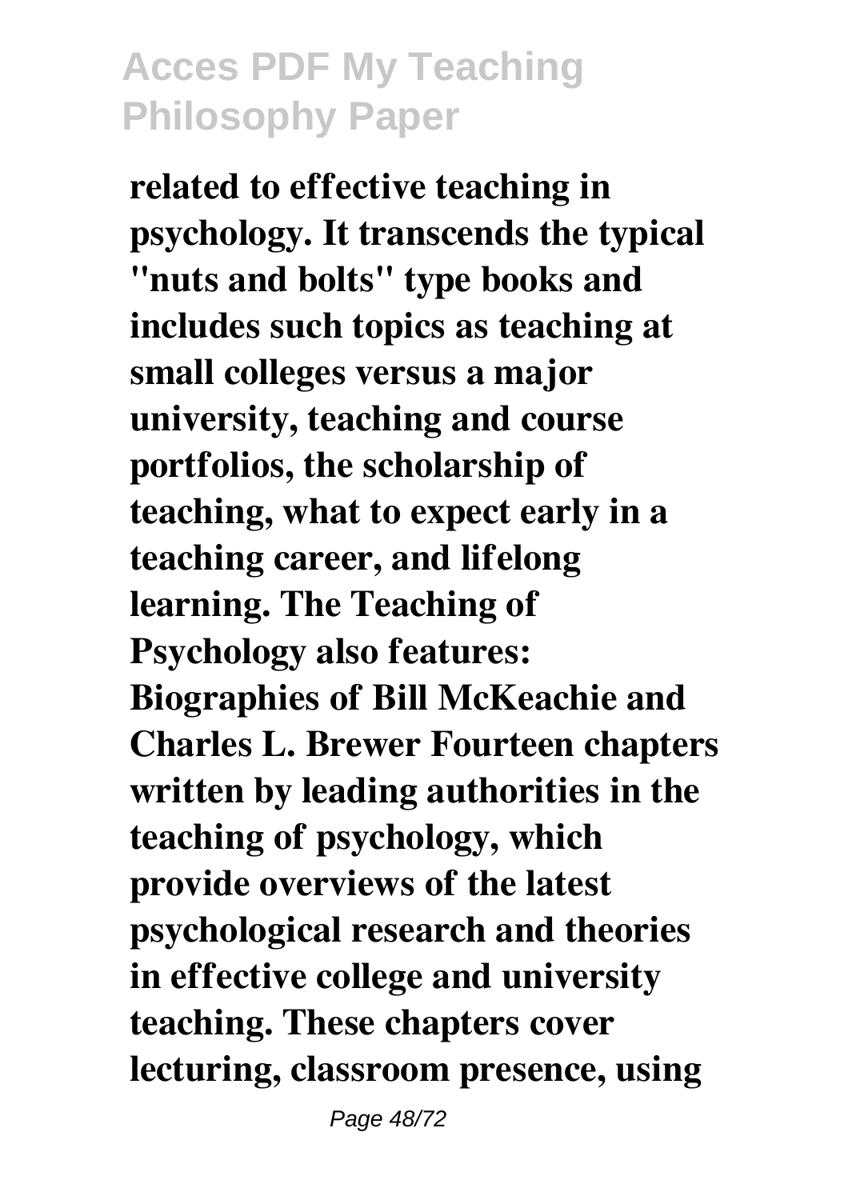**related to effective teaching in psychology. It transcends the typical "nuts and bolts" type books and includes such topics as teaching at small colleges versus a major university, teaching and course portfolios, the scholarship of teaching, what to expect early in a teaching career, and lifelong learning. The Teaching of Psychology also features: Biographies of Bill McKeachie and Charles L. Brewer Fourteen chapters written by leading authorities in the teaching of psychology, which provide overviews of the latest psychological research and theories in effective college and university teaching. These chapters cover lecturing, classroom presence, using**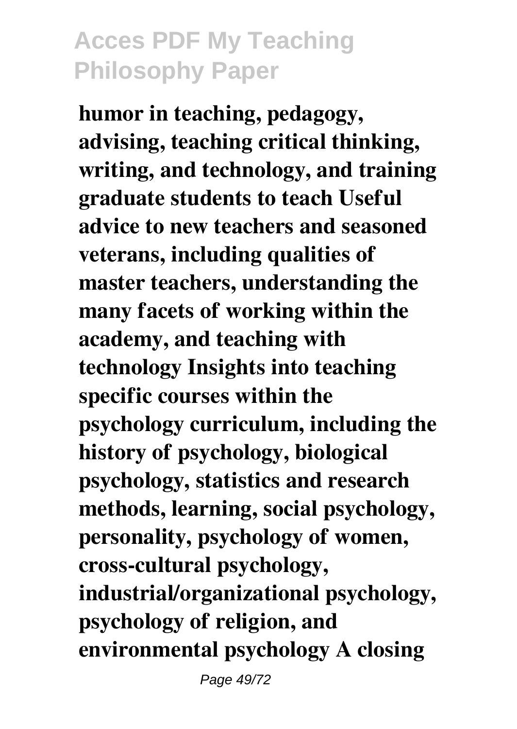**humor in teaching, pedagogy, advising, teaching critical thinking, writing, and technology, and training graduate students to teach Useful advice to new teachers and seasoned veterans, including qualities of master teachers, understanding the many facets of working within the academy, and teaching with technology Insights into teaching specific courses within the psychology curriculum, including the history of psychology, biological psychology, statistics and research methods, learning, social psychology, personality, psychology of women, cross-cultural psychology, industrial/organizational psychology, psychology of religion, and environmental psychology A closing**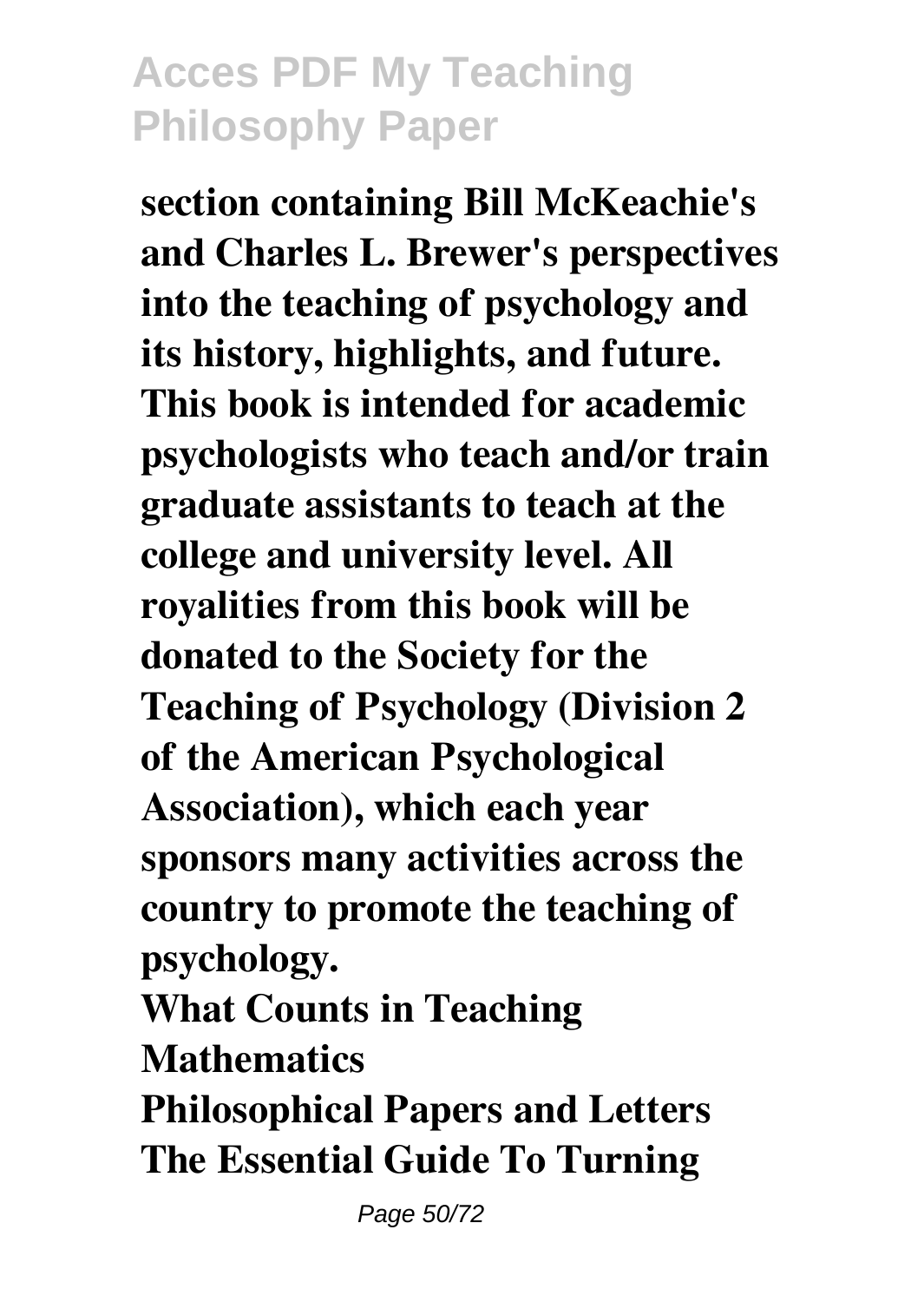**section containing Bill McKeachie's and Charles L. Brewer's perspectives into the teaching of psychology and its history, highlights, and future. This book is intended for academic psychologists who teach and/or train graduate assistants to teach at the college and university level. All royalities from this book will be donated to the Society for the Teaching of Psychology (Division 2 of the American Psychological Association), which each year sponsors many activities across the country to promote the teaching of psychology.**

**What Counts in Teaching Mathematics**

**Philosophical Papers and Letters**

**The Essential Guide To Turning**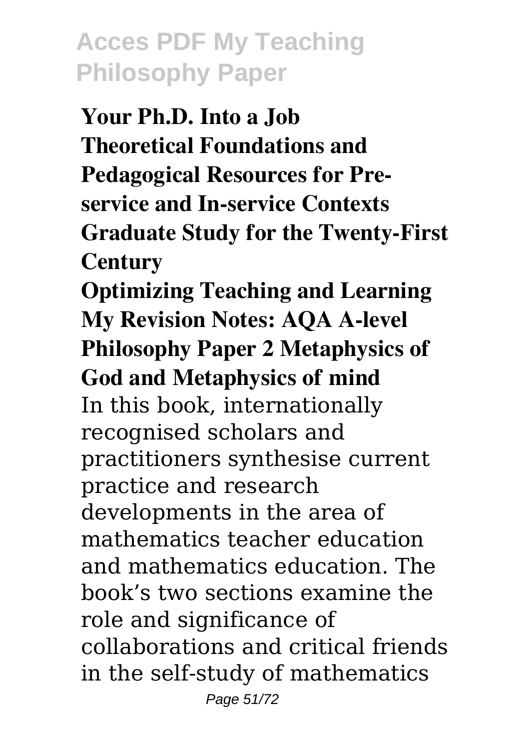**Your Ph.D. Into a Job**
**Theoretical Foundations and Pedagogical Resources for Pre-service and In-service Contexts**
**Graduate Study for the Twenty-First Century**
**Optimizing Teaching and Learning**
**My Revision Notes: AQA A-level Philosophy Paper 2 Metaphysics of God and Metaphysics of mind**

In this book, internationally recognised scholars and practitioners synthesise current practice and research developments in the area of mathematics teacher education and mathematics education. The book's two sections examine the role and significance of collaborations and critical friends in the self-study of mathematics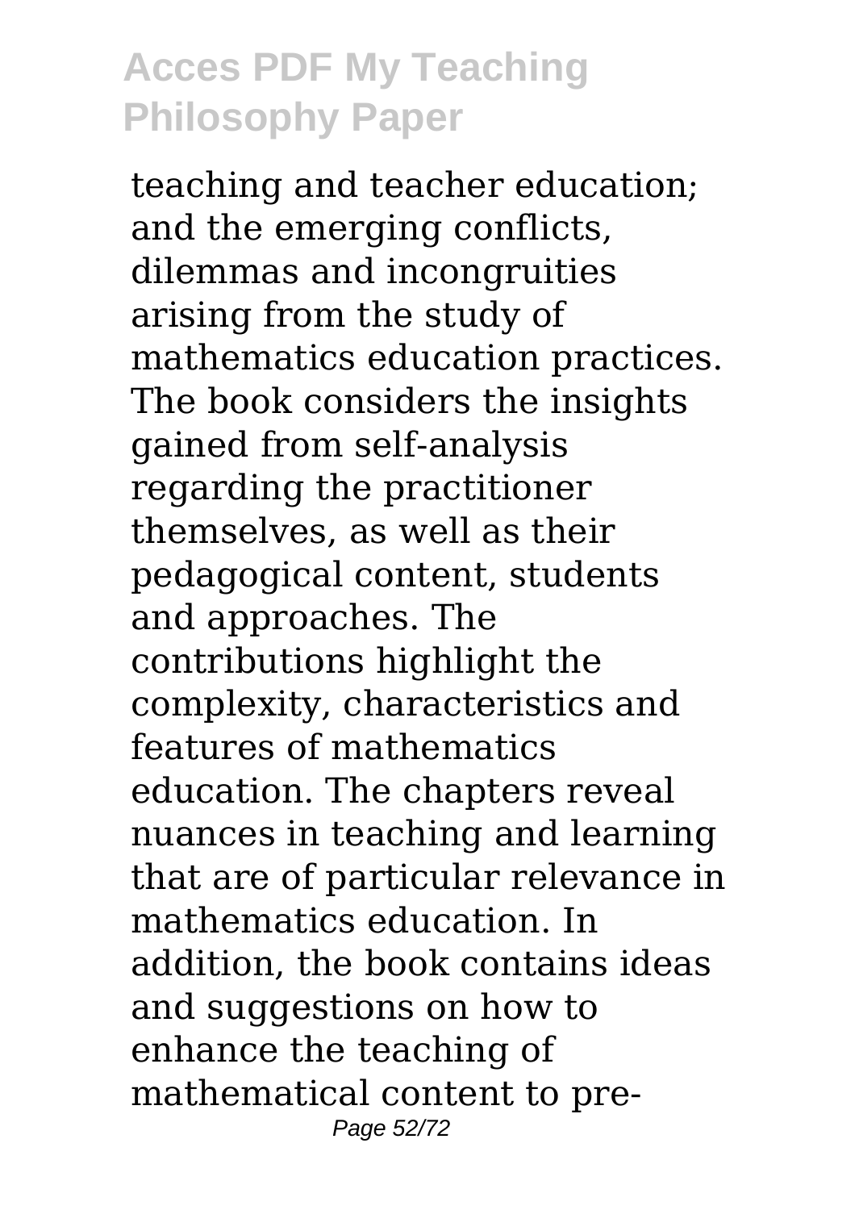teaching and teacher education; and the emerging conflicts, dilemmas and incongruities arising from the study of mathematics education practices. The book considers the insights gained from self-analysis regarding the practitioner themselves, as well as their pedagogical content, students and approaches. The contributions highlight the complexity, characteristics and features of mathematics education. The chapters reveal nuances in teaching and learning that are of particular relevance in mathematics education. In addition, the book contains ideas and suggestions on how to enhance the teaching of mathematical content to pre-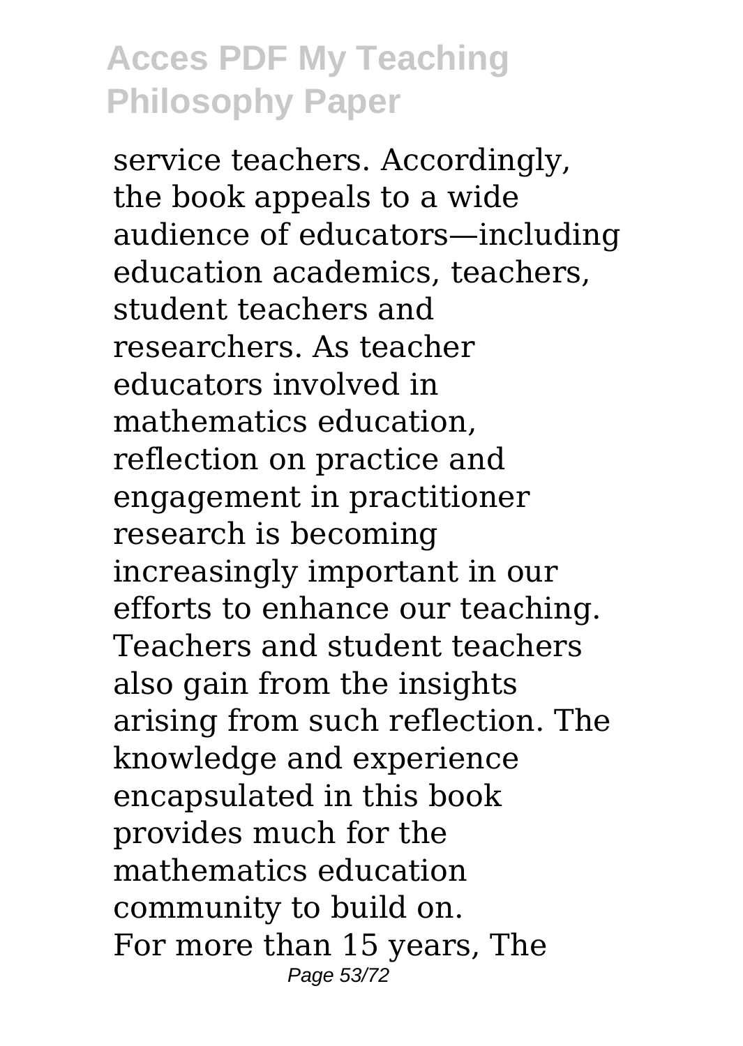service teachers. Accordingly, the book appeals to a wide audience of educators—including education academics, teachers, student teachers and researchers. As teacher educators involved in mathematics education, reflection on practice and engagement in practitioner research is becoming increasingly important in our efforts to enhance our teaching. Teachers and student teachers also gain from the insights arising from such reflection. The knowledge and experience encapsulated in this book provides much for the mathematics education community to build on.

For more than 15 years, The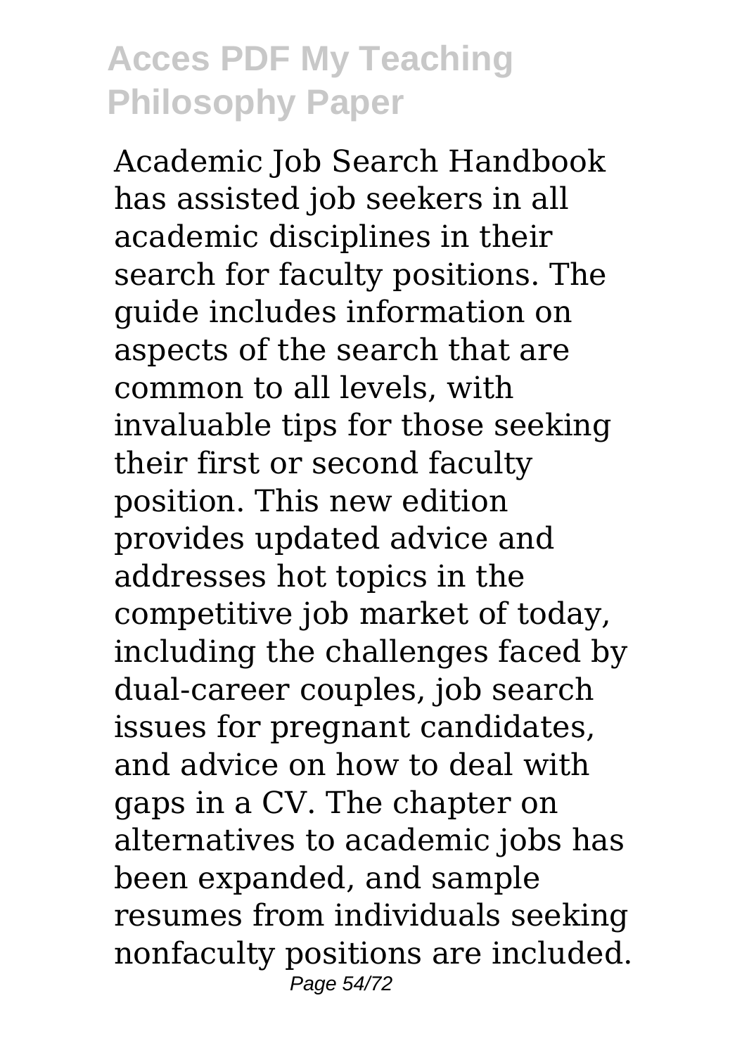Academic Job Search Handbook has assisted job seekers in all academic disciplines in their search for faculty positions. The guide includes information on aspects of the search that are common to all levels, with invaluable tips for those seeking their first or second faculty position. This new edition provides updated advice and addresses hot topics in the competitive job market of today, including the challenges faced by dual-career couples, job search issues for pregnant candidates, and advice on how to deal with gaps in a CV. The chapter on alternatives to academic jobs has been expanded, and sample resumes from individuals seeking nonfaculty positions are included.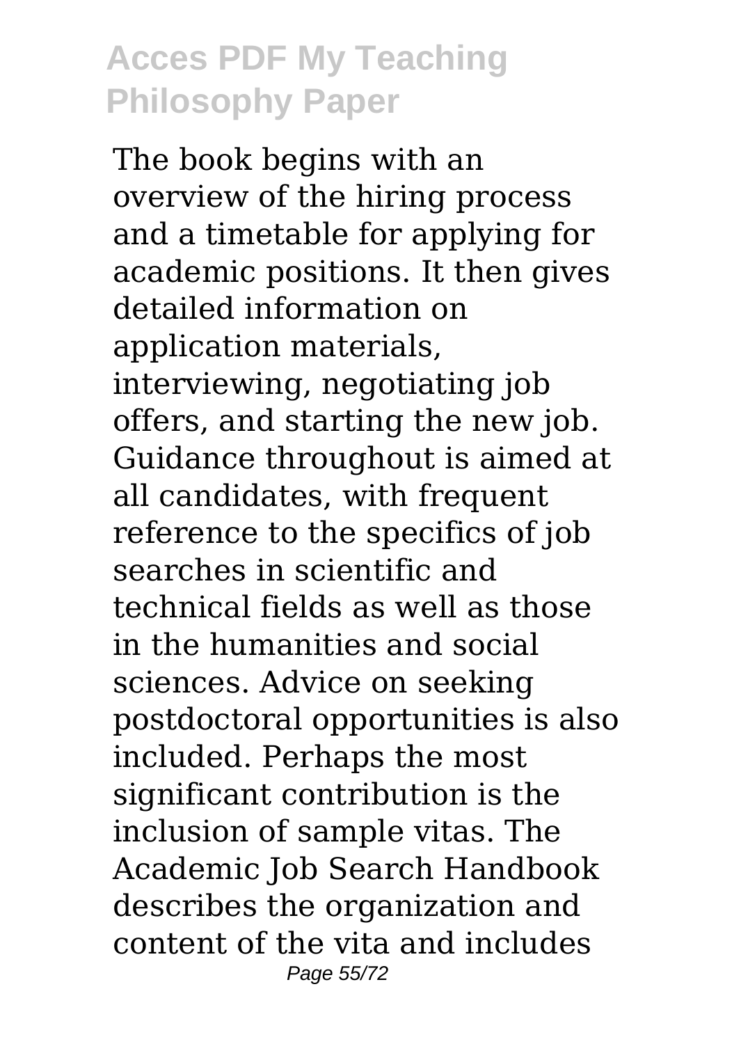The book begins with an overview of the hiring process and a timetable for applying for academic positions. It then gives detailed information on application materials, interviewing, negotiating job offers, and starting the new job. Guidance throughout is aimed at all candidates, with frequent reference to the specifics of job searches in scientific and technical fields as well as those in the humanities and social sciences. Advice on seeking postdoctoral opportunities is also included. Perhaps the most significant contribution is the inclusion of sample vitas. The Academic Job Search Handbook describes the organization and content of the vita and includes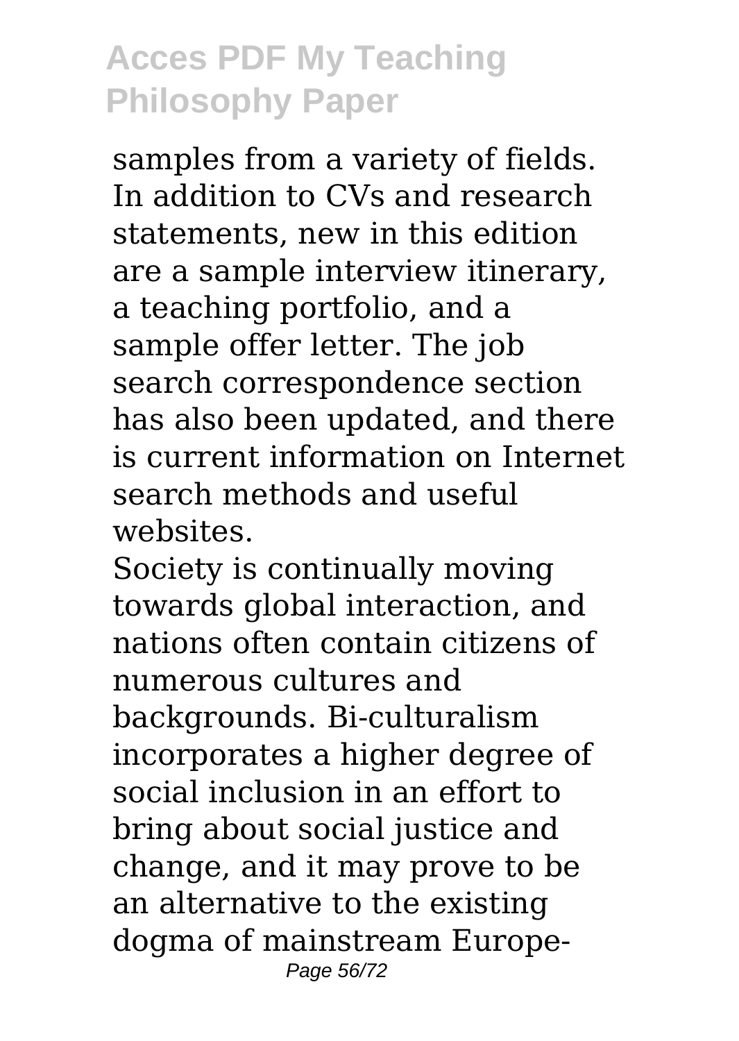samples from a variety of fields. In addition to CVs and research statements, new in this edition are a sample interview itinerary, a teaching portfolio, and a sample offer letter. The job search correspondence section has also been updated, and there is current information on Internet search methods and useful websites.

Society is continually moving towards global interaction, and nations often contain citizens of numerous cultures and backgrounds. Bi-culturalism incorporates a higher degree of social inclusion in an effort to bring about social justice and change, and it may prove to be an alternative to the existing dogma of mainstream Europe-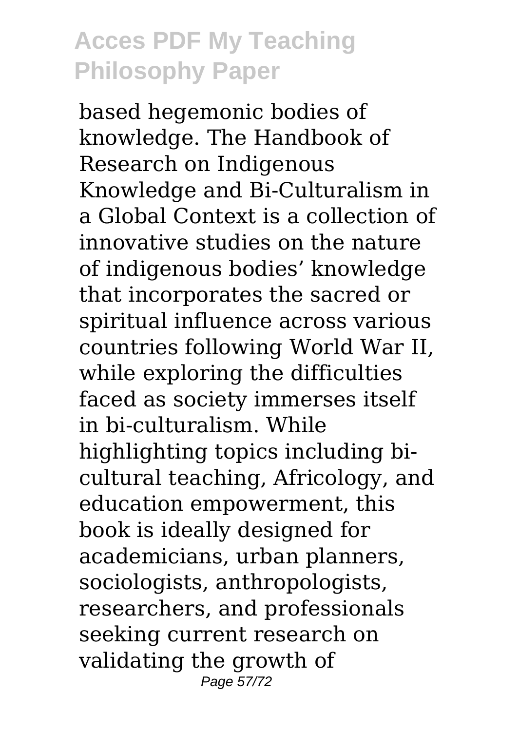based hegemonic bodies of knowledge. The Handbook of Research on Indigenous Knowledge and Bi-Culturalism in a Global Context is a collection of innovative studies on the nature of indigenous bodies' knowledge that incorporates the sacred or spiritual influence across various countries following World War II, while exploring the difficulties faced as society immerses itself in bi-culturalism. While highlighting topics including bi-cultural teaching, Africology, and education empowerment, this book is ideally designed for academicians, urban planners, sociologists, anthropologists, researchers, and professionals seeking current research on validating the growth of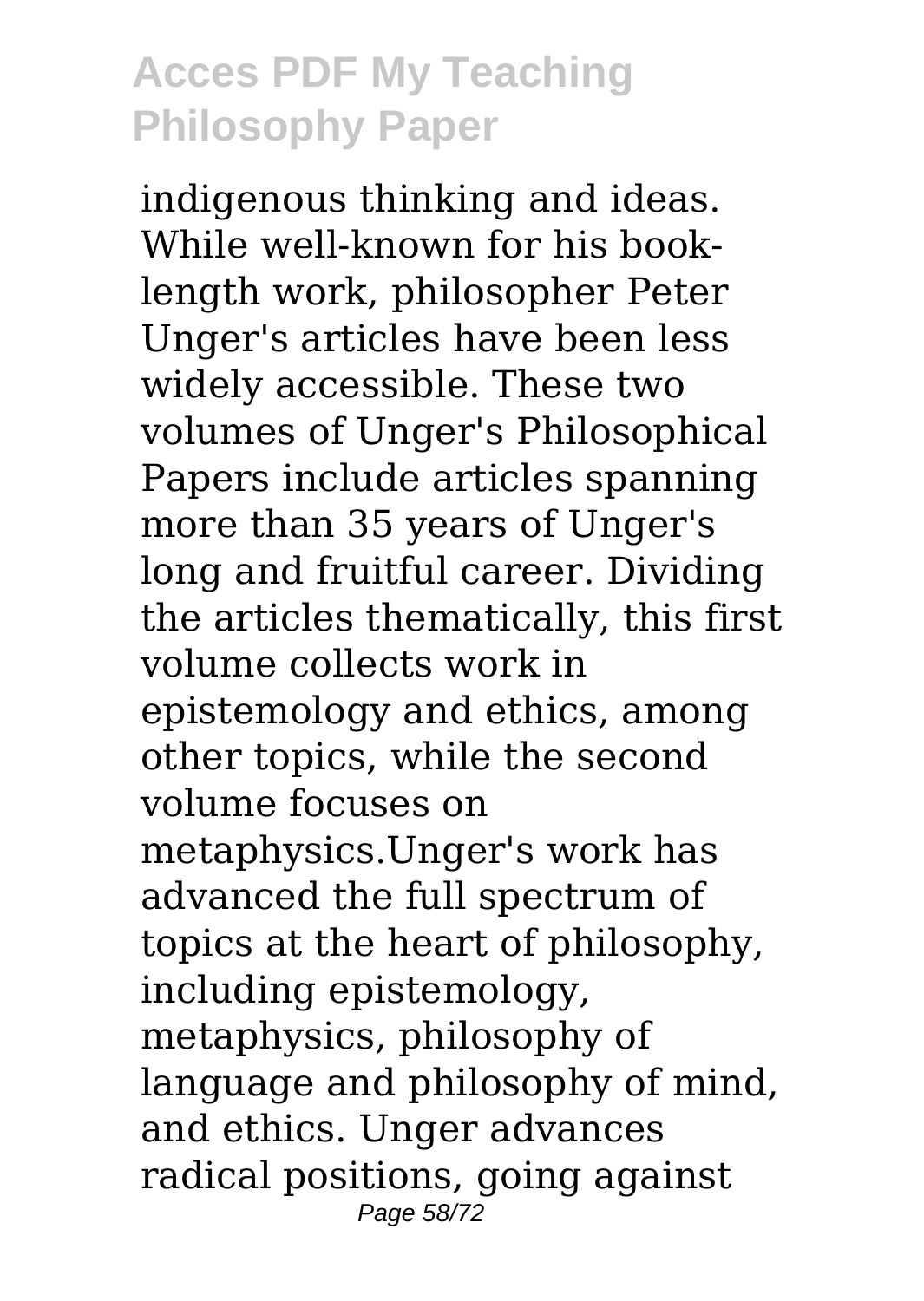indigenous thinking and ideas. While well-known for his book-length work, philosopher Peter Unger's articles have been less widely accessible. These two volumes of Unger's Philosophical Papers include articles spanning more than 35 years of Unger's long and fruitful career. Dividing the articles thematically, this first volume collects work in epistemology and ethics, among other topics, while the second volume focuses on metaphysics.Unger's work has advanced the full spectrum of topics at the heart of philosophy, including epistemology, metaphysics, philosophy of language and philosophy of mind, and ethics. Unger advances radical positions, going against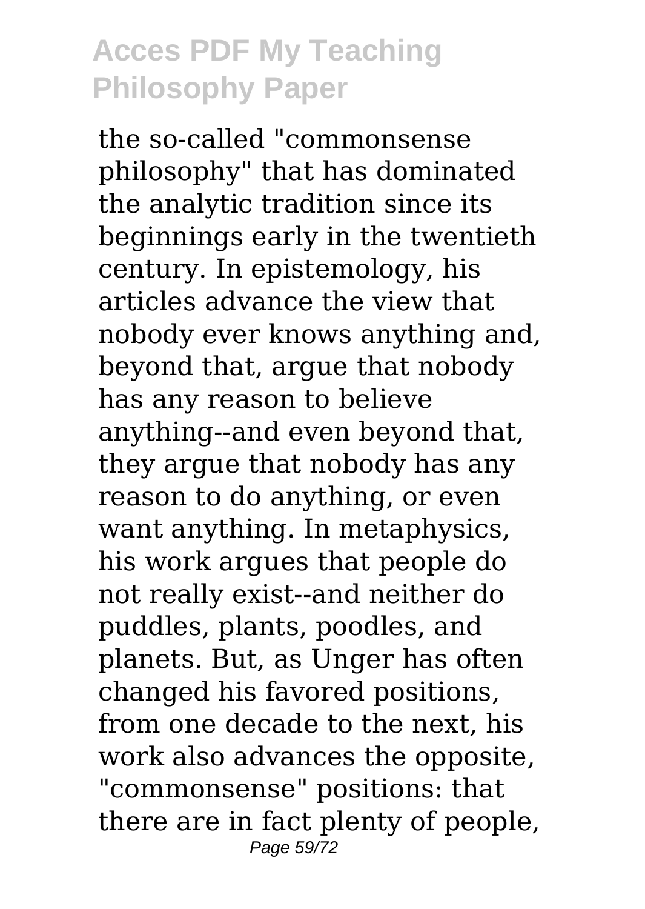the so-called "commonsense philosophy" that has dominated the analytic tradition since its beginnings early in the twentieth century. In epistemology, his articles advance the view that nobody ever knows anything and, beyond that, argue that nobody has any reason to believe anything--and even beyond that, they argue that nobody has any reason to do anything, or even want anything. In metaphysics, his work argues that people do not really exist--and neither do puddles, plants, poodles, and planets. But, as Unger has often changed his favored positions, from one decade to the next, his work also advances the opposite, "commonsense" positions: that there are in fact plenty of people,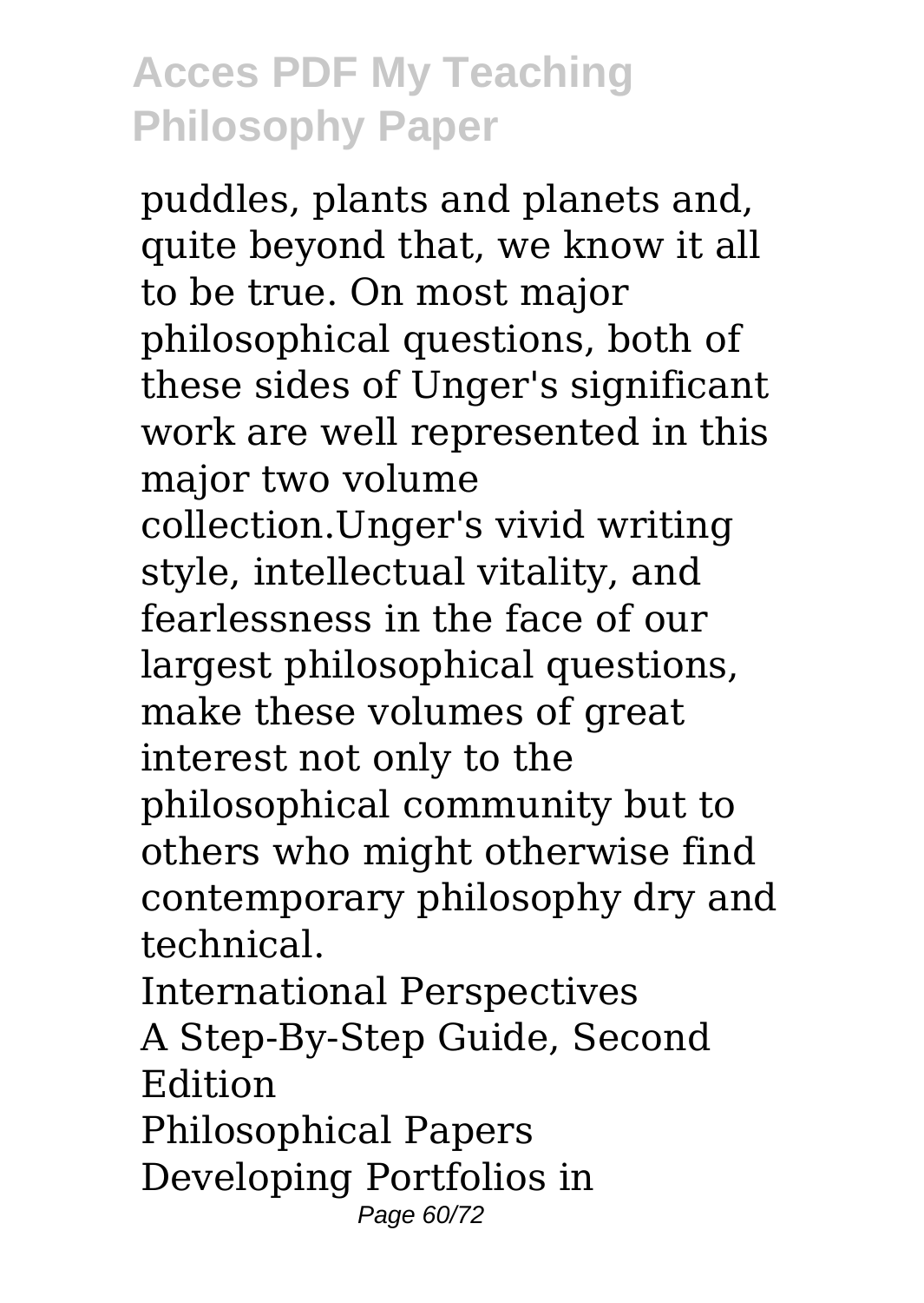puddles, plants and planets and, quite beyond that, we know it all to be true. On most major philosophical questions, both of these sides of Unger's significant work are well represented in this major two volume collection.Unger's vivid writing style, intellectual vitality, and fearlessness in the face of our largest philosophical questions, make these volumes of great interest not only to the philosophical community but to others who might otherwise find contemporary philosophy dry and technical.

International Perspectives

A Step-By-Step Guide, Second Edition

Philosophical Papers

Developing Portfolios in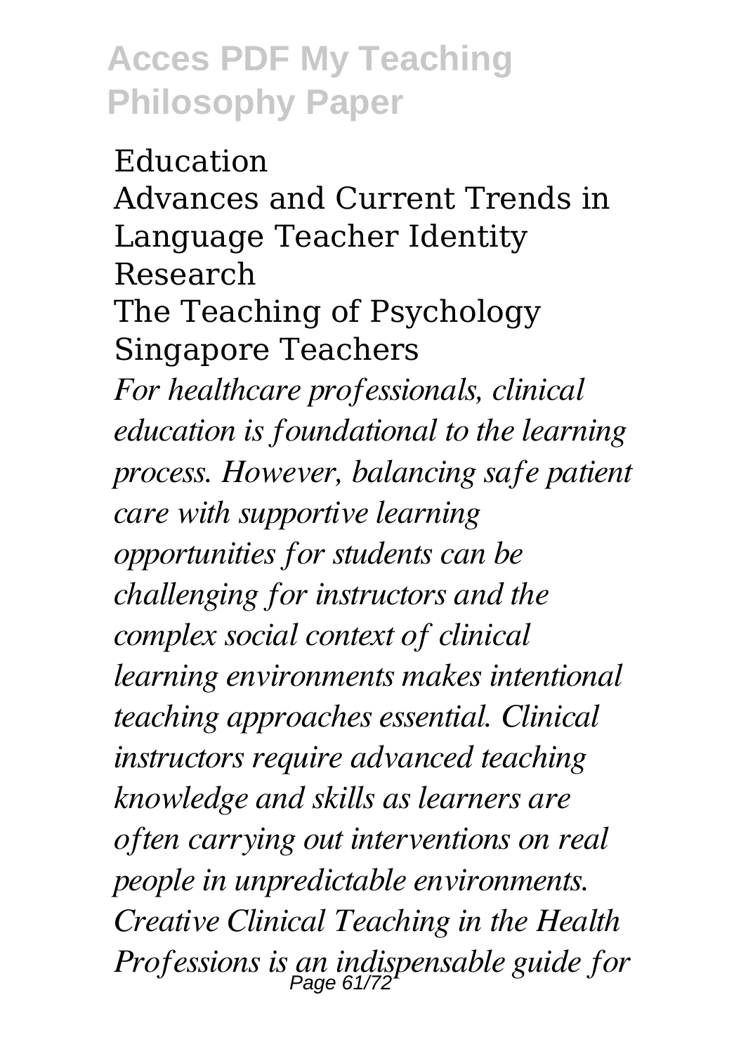Education
Advances and Current Trends in Language Teacher Identity Research
The Teaching of Psychology
Singapore Teachers

*For healthcare professionals, clinical education is foundational to the learning process. However, balancing safe patient care with supportive learning opportunities for students can be challenging for instructors and the complex social context of clinical learning environments makes intentional teaching approaches essential. Clinical instructors require advanced teaching knowledge and skills as learners are often carrying out interventions on real people in unpredictable environments. Creative Clinical Teaching in the Health Professions is an indispensable guide for*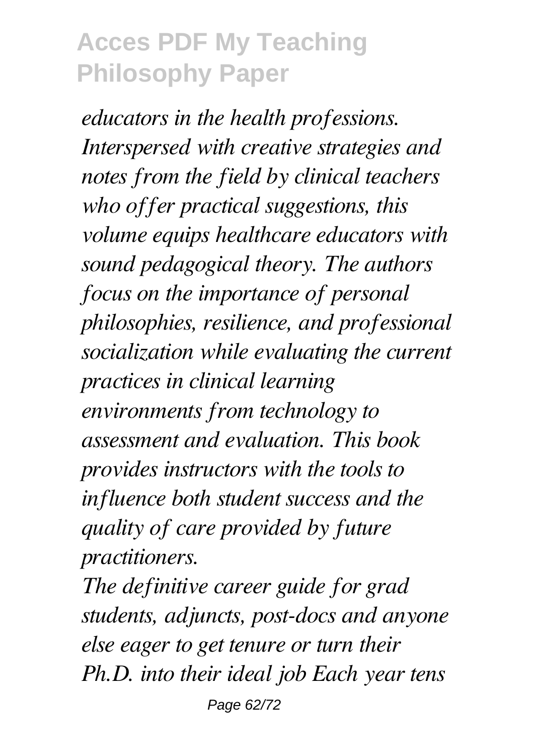*educators in the health professions. Interspersed with creative strategies and notes from the field by clinical teachers who offer practical suggestions, this volume equips healthcare educators with sound pedagogical theory. The authors focus on the importance of personal philosophies, resilience, and professional socialization while evaluating the current practices in clinical learning environments from technology to assessment and evaluation. This book provides instructors with the tools to influence both student success and the quality of care provided by future practitioners.*

*The definitive career guide for grad students, adjuncts, post-docs and anyone else eager to get tenure or turn their Ph.D. into their ideal job Each year tens*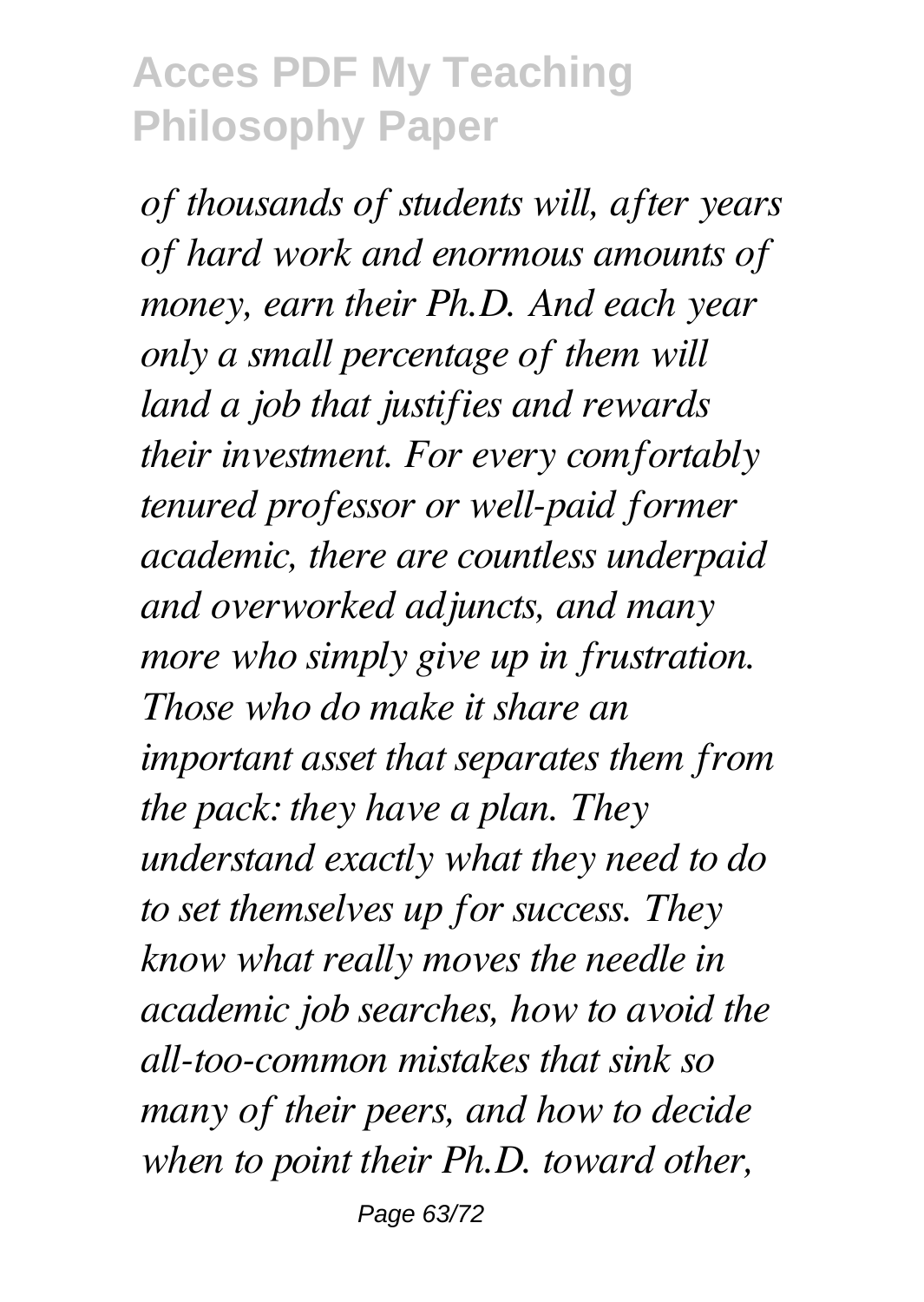*of thousands of students will, after years of hard work and enormous amounts of money, earn their Ph.D. And each year only a small percentage of them will land a job that justifies and rewards their investment. For every comfortably tenured professor or well-paid former academic, there are countless underpaid and overworked adjuncts, and many more who simply give up in frustration. Those who do make it share an important asset that separates them from the pack: they have a plan. They understand exactly what they need to do to set themselves up for success. They know what really moves the needle in academic job searches, how to avoid the all-too-common mistakes that sink so many of their peers, and how to decide when to point their Ph.D. toward other,*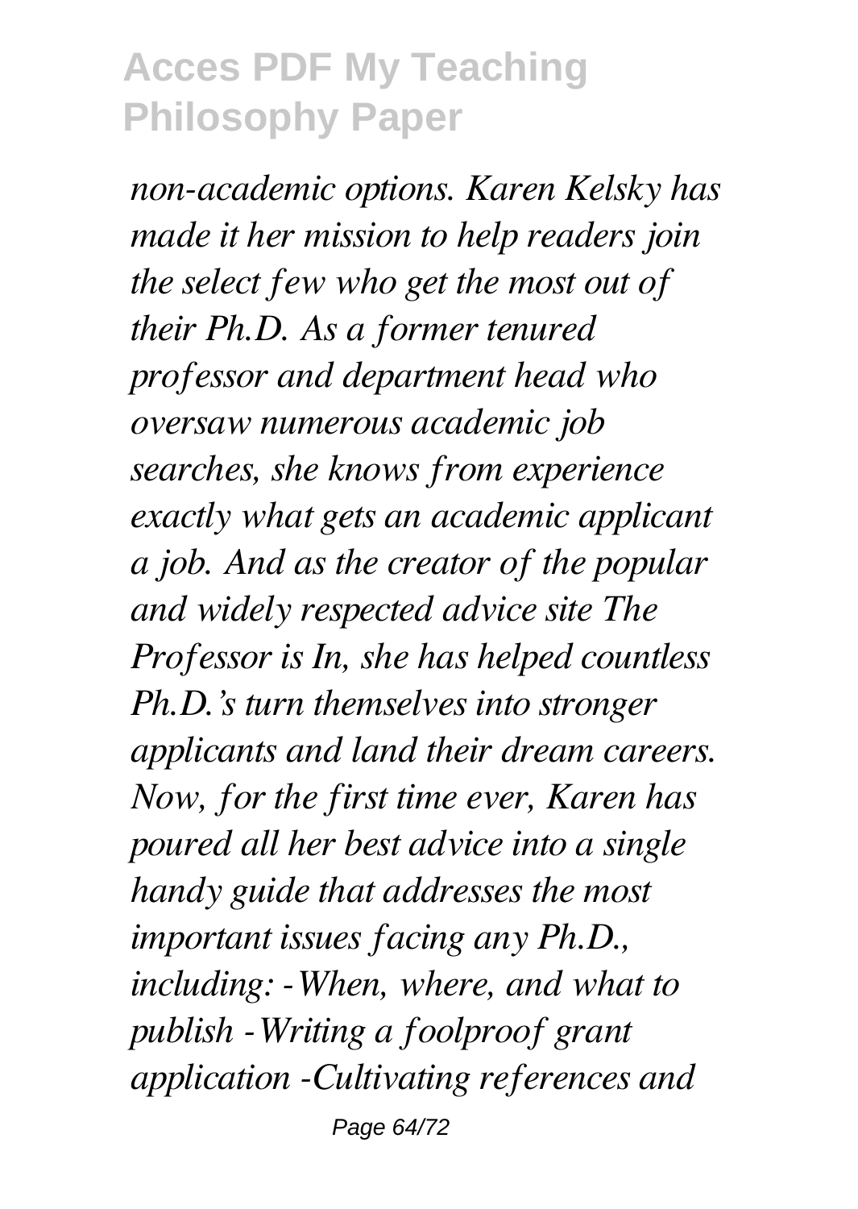*non-academic options. Karen Kelsky has made it her mission to help readers join the select few who get the most out of their Ph.D. As a former tenured professor and department head who oversaw numerous academic job searches, she knows from experience exactly what gets an academic applicant a job. And as the creator of the popular and widely respected advice site The Professor is In, she has helped countless Ph.D.'s turn themselves into stronger applicants and land their dream careers. Now, for the first time ever, Karen has poured all her best advice into a single handy guide that addresses the most important issues facing any Ph.D., including: -When, where, and what to publish -Writing a foolproof grant application -Cultivating references and*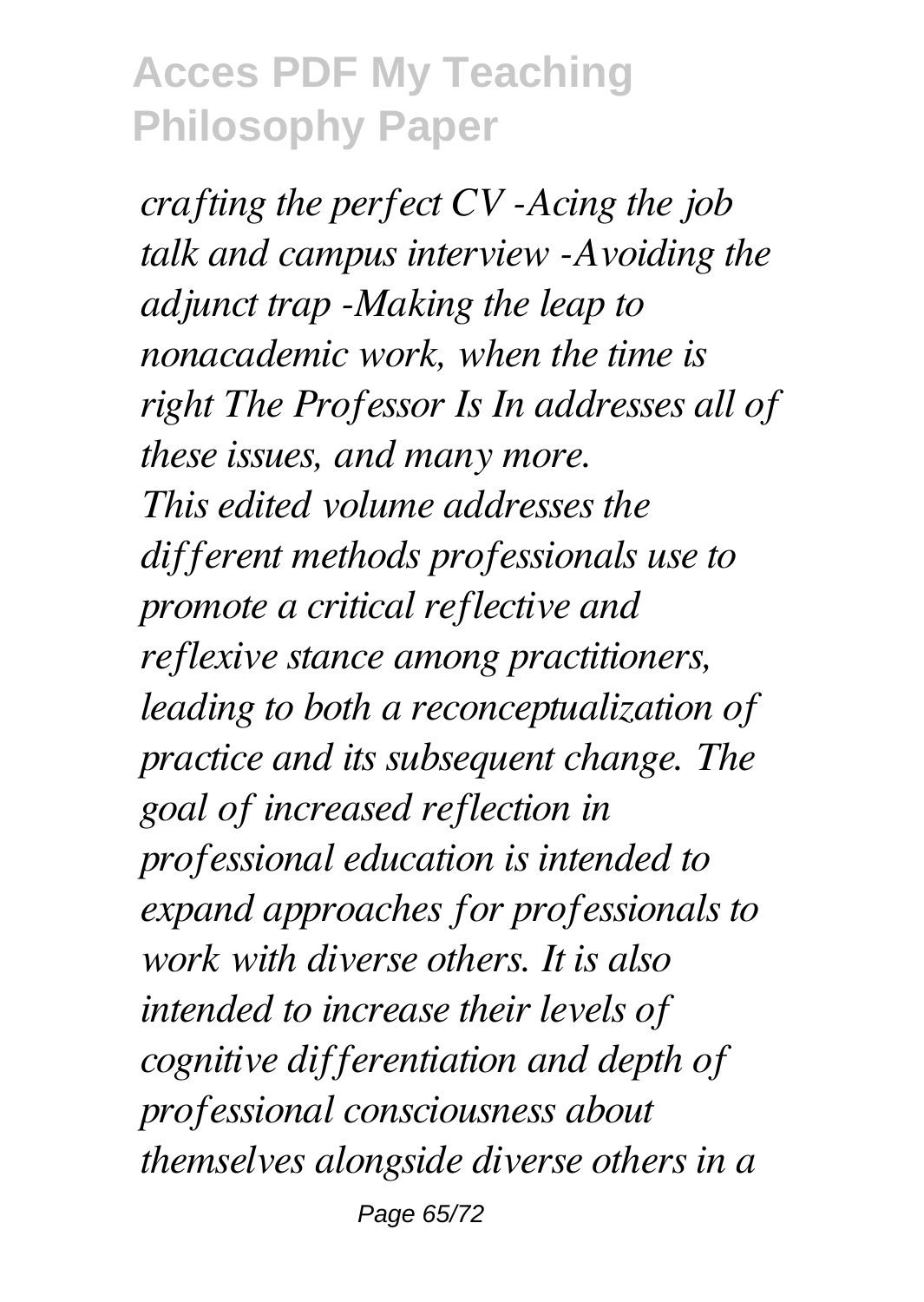*crafting the perfect CV -Acing the job talk and campus interview -Avoiding the adjunct trap -Making the leap to nonacademic work, when the time is right The Professor Is In addresses all of these issues, and many more.*

*This edited volume addresses the different methods professionals use to promote a critical reflective and reflexive stance among practitioners, leading to both a reconceptualization of practice and its subsequent change. The goal of increased reflection in professional education is intended to expand approaches for professionals to work with diverse others. It is also intended to increase their levels of cognitive differentiation and depth of professional consciousness about themselves alongside diverse others in a*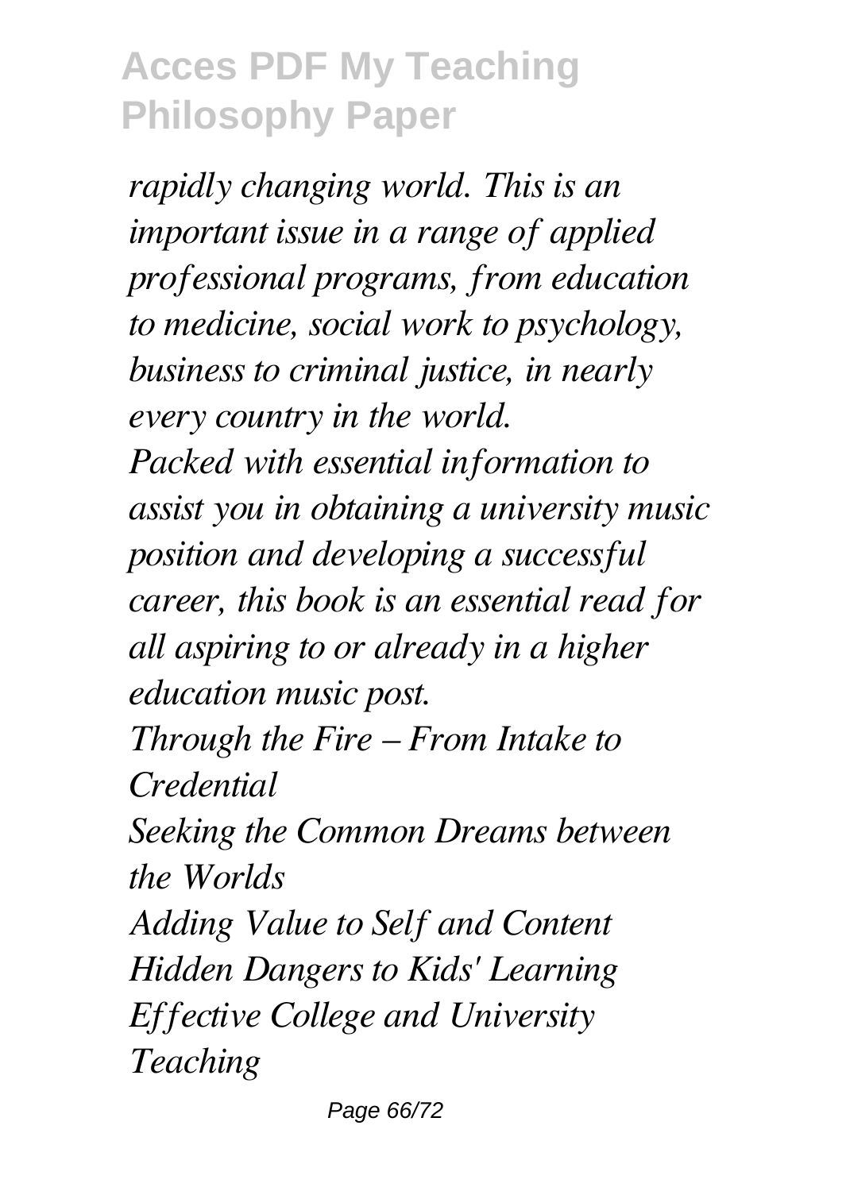*rapidly changing world. This is an important issue in a range of applied professional programs, from education to medicine, social work to psychology, business to criminal justice, in nearly every country in the world.*

*Packed with essential information to assist you in obtaining a university music position and developing a successful career, this book is an essential read for all aspiring to or already in a higher education music post.*

*Through the Fire – From Intake to Credential*

*Seeking the Common Dreams between the Worlds*

*Adding Value to Self and Content*

*Hidden Dangers to Kids' Learning*

*Effective College and University Teaching*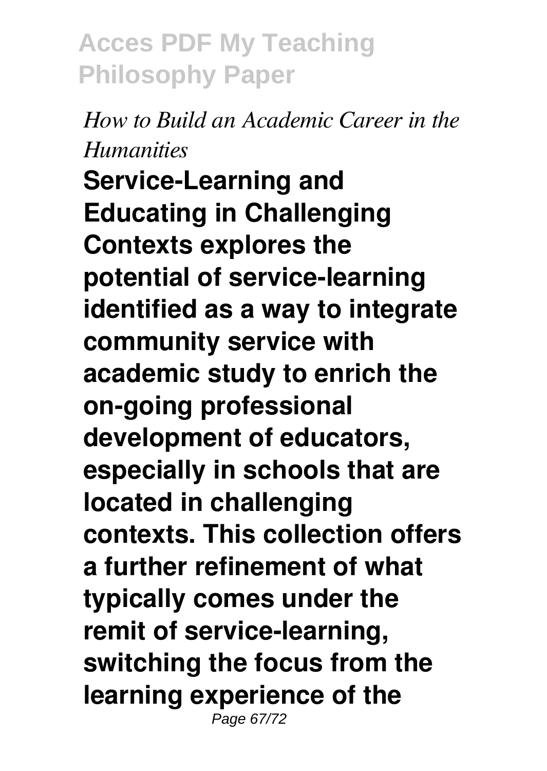*How to Build an Academic Career in the Humanities*

**Service-Learning and Educating in Challenging Contexts explores the potential of service-learning identified as a way to integrate community service with academic study to enrich the on-going professional development of educators, especially in schools that are located in challenging contexts. This collection offers a further refinement of what typically comes under the remit of service-learning, switching the focus from the learning experience of the**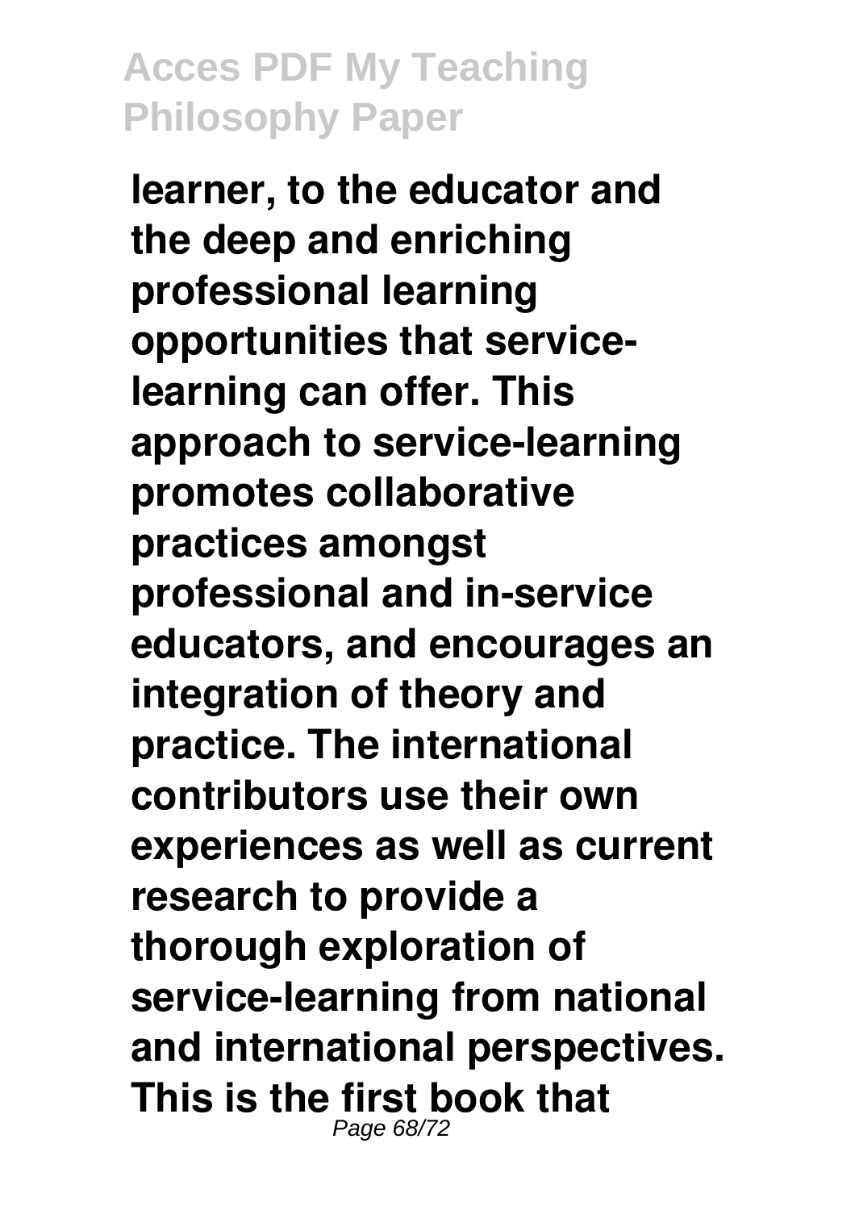**learner, to the educator and the deep and enriching professional learning opportunities that service-learning can offer. This approach to service-learning promotes collaborative practices amongst professional and in-service educators, and encourages an integration of theory and practice. The international contributors use their own experiences as well as current research to provide a thorough exploration of service-learning from national and international perspectives. This is the first book that**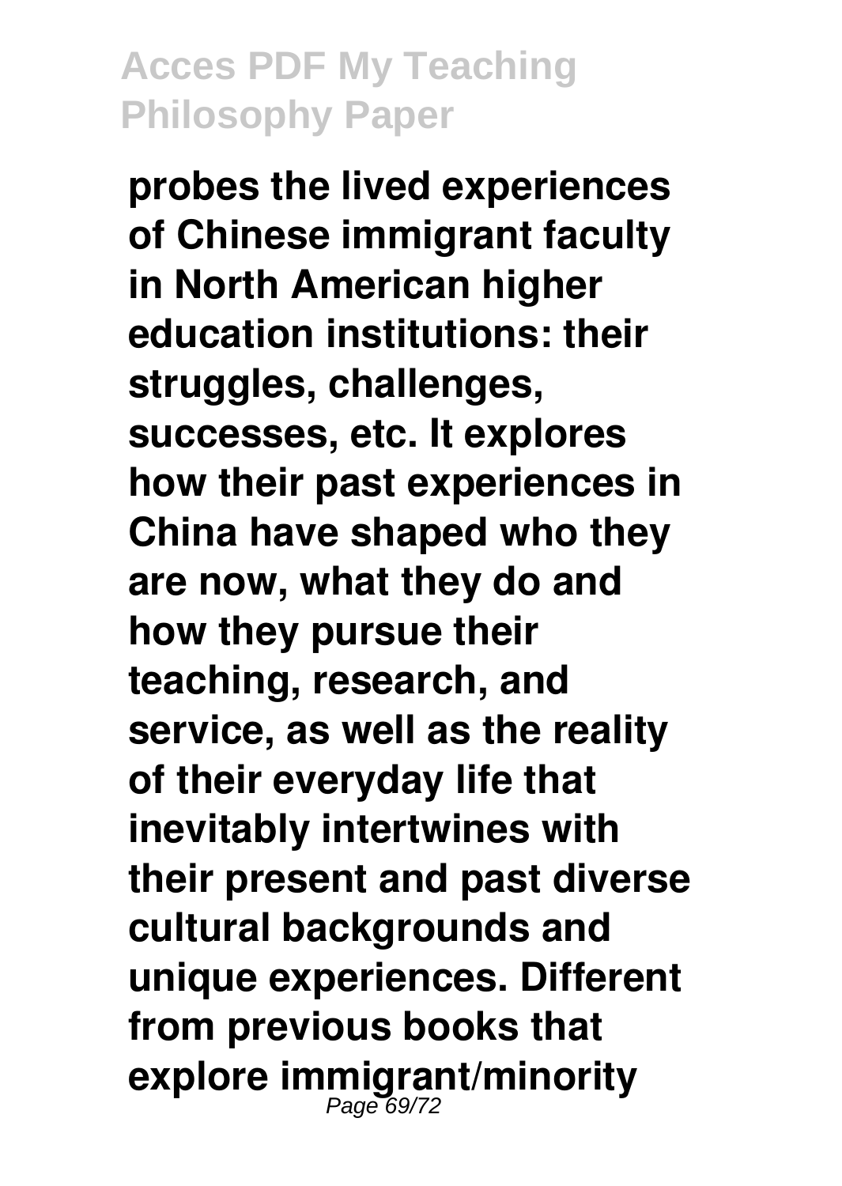**probes the lived experiences of Chinese immigrant faculty in North American higher education institutions: their struggles, challenges, successes, etc. It explores how their past experiences in China have shaped who they are now, what they do and how they pursue their teaching, research, and service, as well as the reality of their everyday life that inevitably intertwines with their present and past diverse cultural backgrounds and unique experiences. Different from previous books that explore immigrant/minority**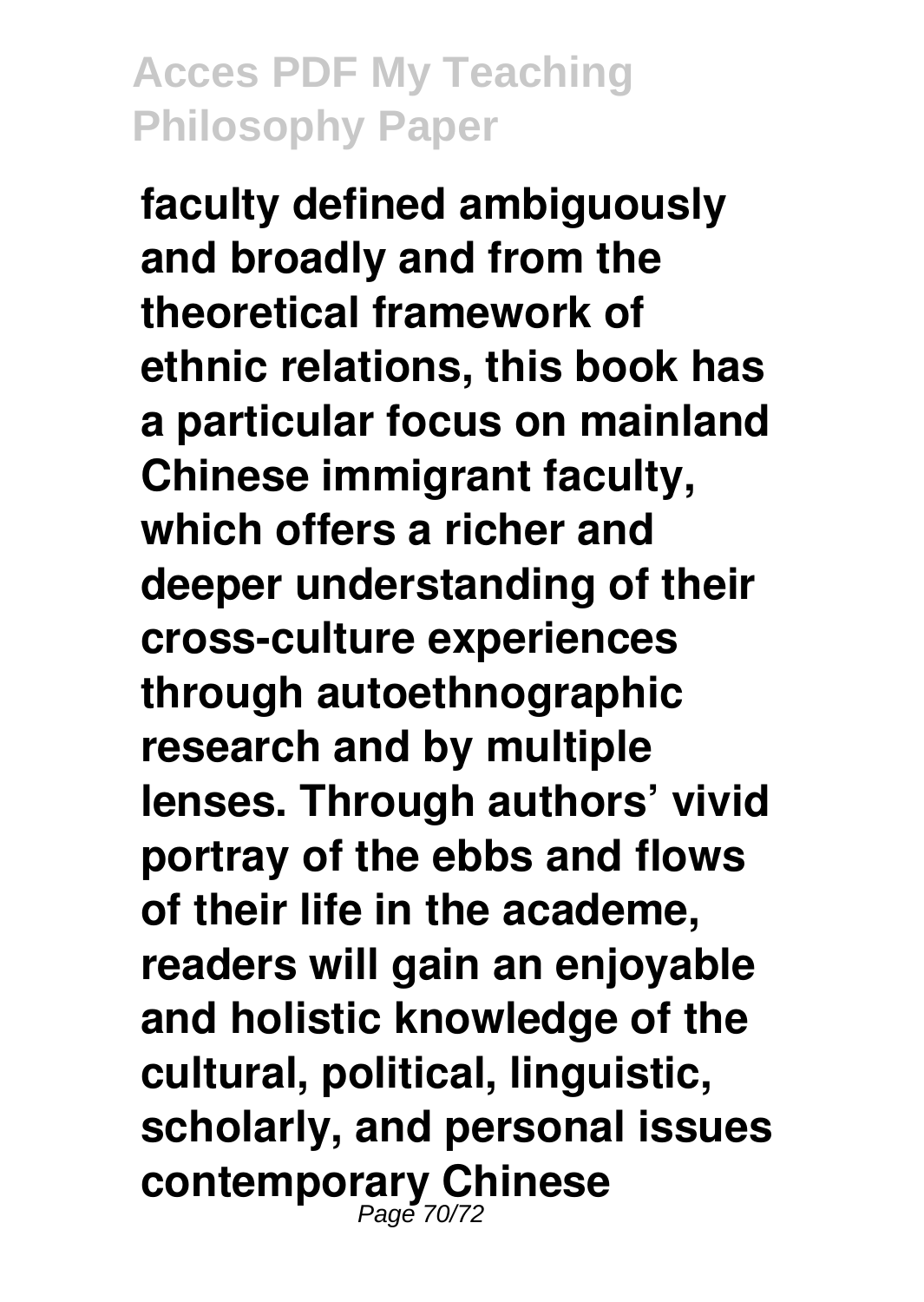**faculty defined ambiguously and broadly and from the theoretical framework of ethnic relations, this book has a particular focus on mainland Chinese immigrant faculty, which offers a richer and deeper understanding of their cross-culture experiences through autoethnographic research and by multiple lenses. Through authors' vivid portray of the ebbs and flows of their life in the academe, readers will gain an enjoyable and holistic knowledge of the cultural, political, linguistic, scholarly, and personal issues contemporary Chinese**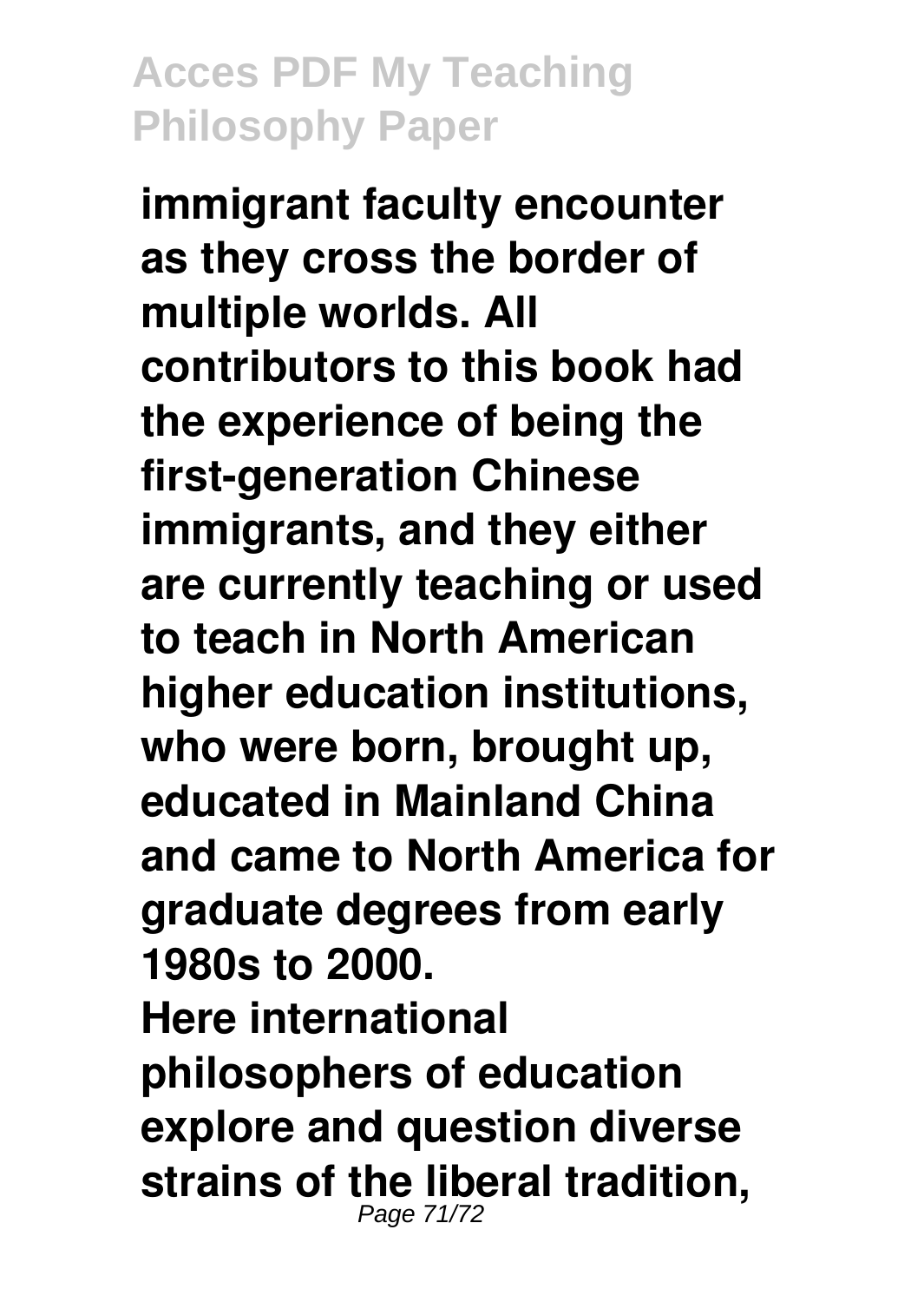**immigrant faculty encounter as they cross the border of multiple worlds. All contributors to this book had the experience of being the first-generation Chinese immigrants, and they either are currently teaching or used to teach in North American higher education institutions, who were born, brought up, educated in Mainland China and came to North America for graduate degrees from early 1980s to 2000.**

**Here international philosophers of education explore and question diverse strains of the liberal tradition,**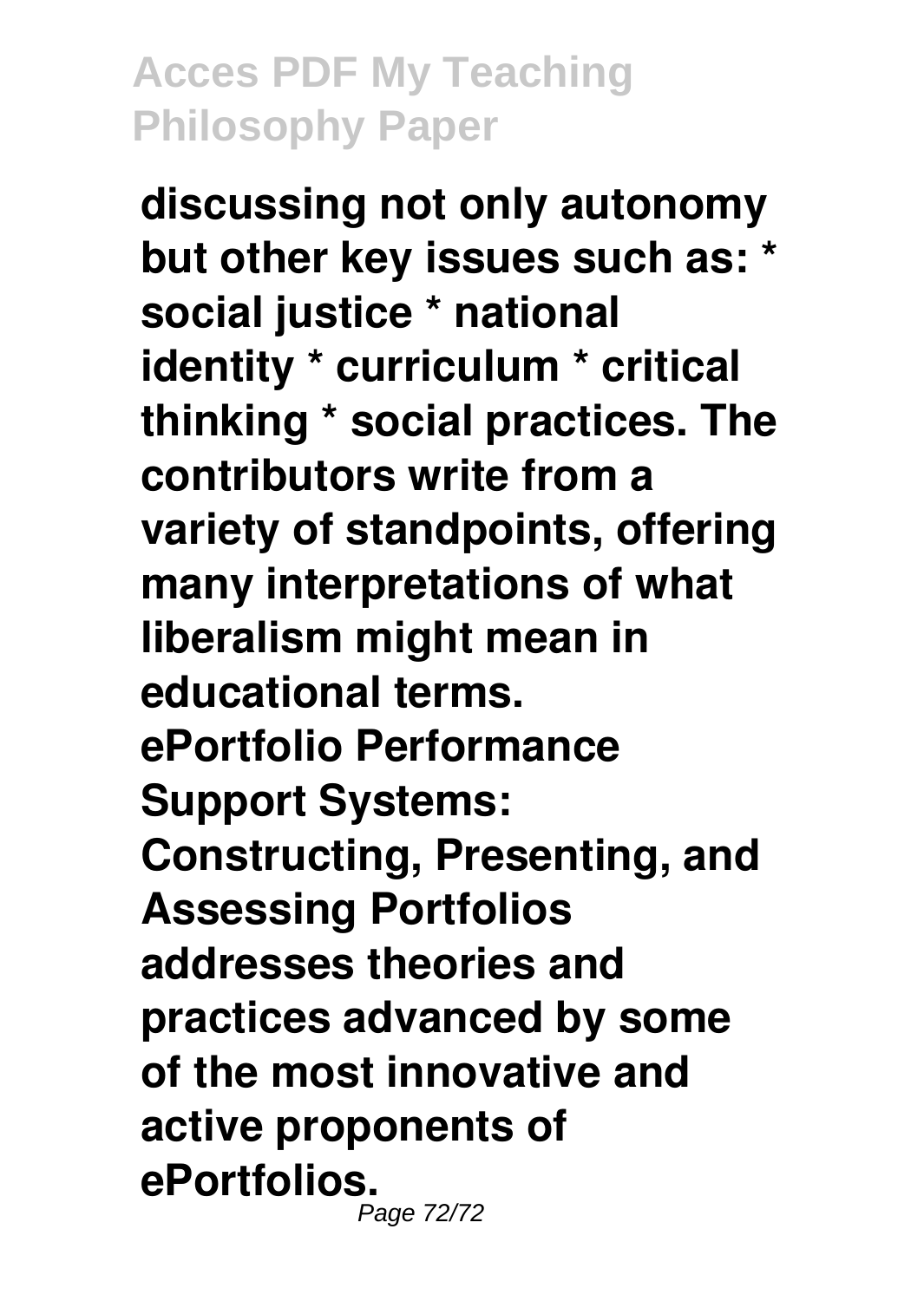discussing not only autonomy but other key issues such as: * social justice * national identity * curriculum * critical thinking * social practices. The contributors write from a variety of standpoints, offering many interpretations of what liberalism might mean in educational terms.

ePortfolio Performance Support Systems: Constructing, Presenting, and Assessing Portfolios addresses theories and practices advanced by some of the most innovative and active proponents of ePortfolios.